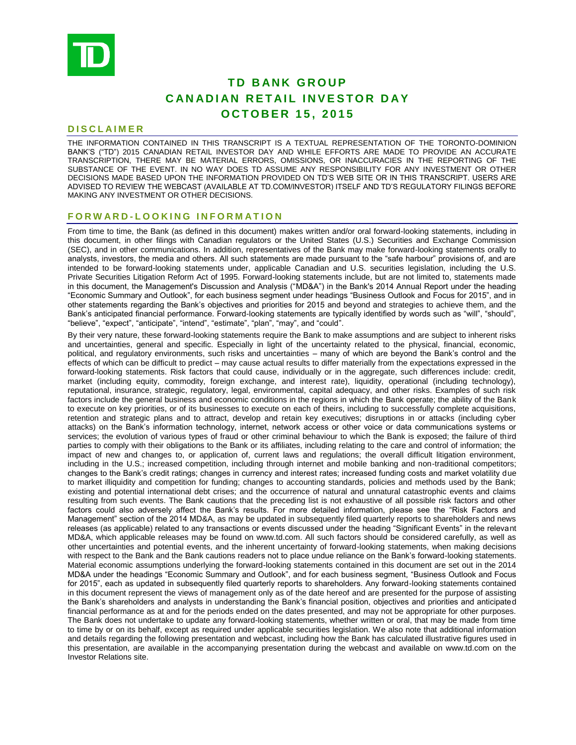# TD BANK GROUP
# CANADIAN RETAIL INVESTOR DAY
# OCTOBER 15, 2015

## DISCLAIMER

THE INFORMATION CONTAINED IN THIS TRANSCRIPT IS A TEXTUAL REPRESENTATION OF THE TORONTO-DOMINION BANK'S ("TD") 2015 CANADIAN RETAIL INVESTOR DAY AND WHILE EFFORTS ARE MADE TO PROVIDE AN ACCURATE TRANSCRIPTION, THERE MAY BE MATERIAL ERRORS, OMISSIONS, OR INACCURACIES IN THE REPORTING OF THE SUBSTANCE OF THE EVENT. IN NO WAY DOES TD ASSUME ANY RESPONSIBILITY FOR ANY INVESTMENT OR OTHER DECISIONS MADE BASED UPON THE INFORMATION PROVIDED ON TD'S WEB SITE OR IN THIS TRANSCRIPT. USERS ARE ADVISED TO REVIEW THE WEBCAST (AVAILABLE AT TD.COM/INVESTOR) ITSELF AND TD'S REGULATORY FILINGS BEFORE MAKING ANY INVESTMENT OR OTHER DECISIONS.

## FORWARD-LOOKING INFORMATION

From time to time, the Bank (as defined in this document) makes written and/or oral forward-looking statements, including in this document, in other filings with Canadian regulators or the United States (U.S.) Securities and Exchange Commission (SEC), and in other communications. In addition, representatives of the Bank may make forward-looking statements orally to analysts, investors, the media and others. All such statements are made pursuant to the "safe harbour" provisions of, and are intended to be forward-looking statements under, applicable Canadian and U.S. securities legislation, including the U.S. Private Securities Litigation Reform Act of 1995. Forward-looking statements include, but are not limited to, statements made in this document, the Management's Discussion and Analysis ("MD&A") in the Bank's 2014 Annual Report under the heading "Economic Summary and Outlook", for each business segment under headings "Business Outlook and Focus for 2015", and in other statements regarding the Bank's objectives and priorities for 2015 and beyond and strategies to achieve them, and the Bank's anticipated financial performance. Forward-looking statements are typically identified by words such as "will", "should", "believe", "expect", "anticipate", "intend", "estimate", "plan", "may", and "could".

By their very nature, these forward-looking statements require the Bank to make assumptions and are subject to inherent risks and uncertainties, general and specific. Especially in light of the uncertainty related to the physical, financial, economic, political, and regulatory environments, such risks and uncertainties – many of which are beyond the Bank's control and the effects of which can be difficult to predict – may cause actual results to differ materially from the expectations expressed in the forward-looking statements. Risk factors that could cause, individually or in the aggregate, such differences include: credit, market (including equity, commodity, foreign exchange, and interest rate), liquidity, operational (including technology), reputational, insurance, strategic, regulatory, legal, environmental, capital adequacy, and other risks. Examples of such risk factors include the general business and economic conditions in the regions in which the Bank operate; the ability of the Bank to execute on key priorities, or of its businesses to execute on each of theirs, including to successfully complete acquisitions, retention and strategic plans and to attract, develop and retain key executives; disruptions in or attacks (including cyber attacks) on the Bank's information technology, internet, network access or other voice or data communications systems or services; the evolution of various types of fraud or other criminal behaviour to which the Bank is exposed; the failure of third parties to comply with their obligations to the Bank or its affiliates, including relating to the care and control of information; the impact of new and changes to, or application of, current laws and regulations; the overall difficult litigation environment, including in the U.S.; increased competition, including through internet and mobile banking and non-traditional competitors; changes to the Bank's credit ratings; changes in currency and interest rates; increased funding costs and market volatility due to market illiquidity and competition for funding; changes to accounting standards, policies and methods used by the Bank; existing and potential international debt crises; and the occurrence of natural and unnatural catastrophic events and claims resulting from such events. The Bank cautions that the preceding list is not exhaustive of all possible risk factors and other factors could also adversely affect the Bank's results. For more detailed information, please see the "Risk Factors and Management" section of the 2014 MD&A, as may be updated in subsequently filed quarterly reports to shareholders and news releases (as applicable) related to any transactions or events discussed under the heading "Significant Events" in the relevant MD&A, which applicable releases may be found on www.td.com. All such factors should be considered carefully, as well as other uncertainties and potential events, and the inherent uncertainty of forward-looking statements, when making decisions with respect to the Bank and the Bank cautions readers not to place undue reliance on the Bank's forward-looking statements. Material economic assumptions underlying the forward-looking statements contained in this document are set out in the 2014 MD&A under the headings "Economic Summary and Outlook", and for each business segment, "Business Outlook and Focus for 2015", each as updated in subsequently filed quarterly reports to shareholders. Any forward-looking statements contained in this document represent the views of management only as of the date hereof and are presented for the purpose of assisting the Bank's shareholders and analysts in understanding the Bank's financial position, objectives and priorities and anticipated financial performance as at and for the periods ended on the dates presented, and may not be appropriate for other purposes. The Bank does not undertake to update any forward-looking statements, whether written or oral, that may be made from time to time by or on its behalf, except as required under applicable securities legislation. We also note that additional information and details regarding the following presentation and webcast, including how the Bank has calculated illustrative figures used in this presentation, are available in the accompanying presentation during the webcast and available on www.td.com on the Investor Relations site.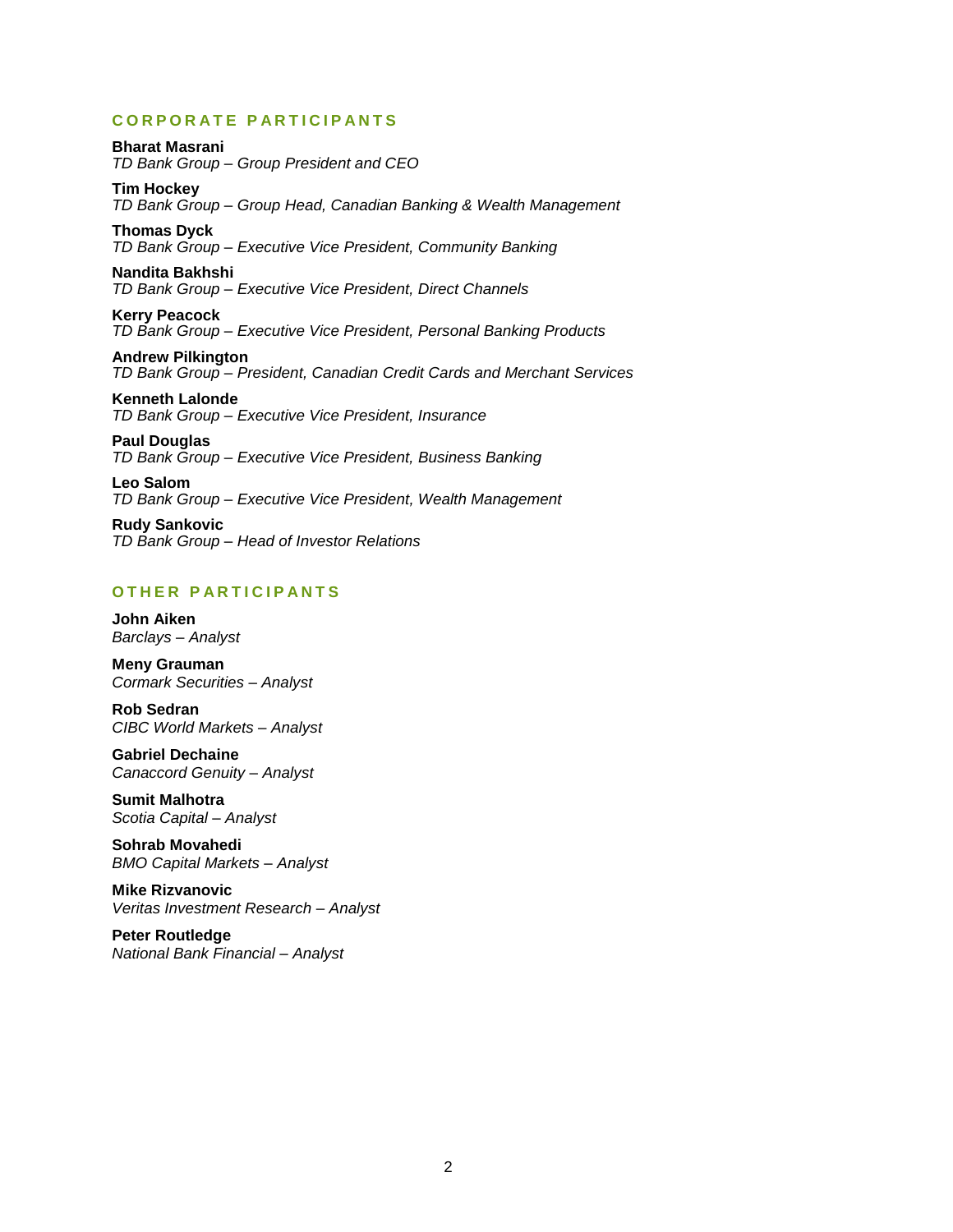## CORPORATE PARTICIPANTS

**Bharat Masrani**
*TD Bank Group – Group President and CEO*

**Tim Hockey**
*TD Bank Group – Group Head, Canadian Banking & Wealth Management*

**Thomas Dyck**
*TD Bank Group – Executive Vice President, Community Banking*

**Nandita Bakhshi**
*TD Bank Group – Executive Vice President, Direct Channels*

**Kerry Peacock**
*TD Bank Group – Executive Vice President, Personal Banking Products*

**Andrew Pilkington**
*TD Bank Group – President, Canadian Credit Cards and Merchant Services*

**Kenneth Lalonde**
*TD Bank Group – Executive Vice President, Insurance*

**Paul Douglas**
*TD Bank Group – Executive Vice President, Business Banking*

**Leo Salom**
*TD Bank Group – Executive Vice President, Wealth Management*

**Rudy Sankovic**
*TD Bank Group – Head of Investor Relations*

## OTHER PARTICIPANTS

**John Aiken**
*Barclays – Analyst*

**Meny Grauman**
*Cormark Securities – Analyst*

**Rob Sedran**
*CIBC World Markets – Analyst*

**Gabriel Dechaine**
*Canaccord Genuity – Analyst*

**Sumit Malhotra**
*Scotia Capital – Analyst*

**Sohrab Movahedi**
*BMO Capital Markets – Analyst*

**Mike Rizvanovic**
*Veritas Investment Research – Analyst*

**Peter Routledge**
*National Bank Financial – Analyst*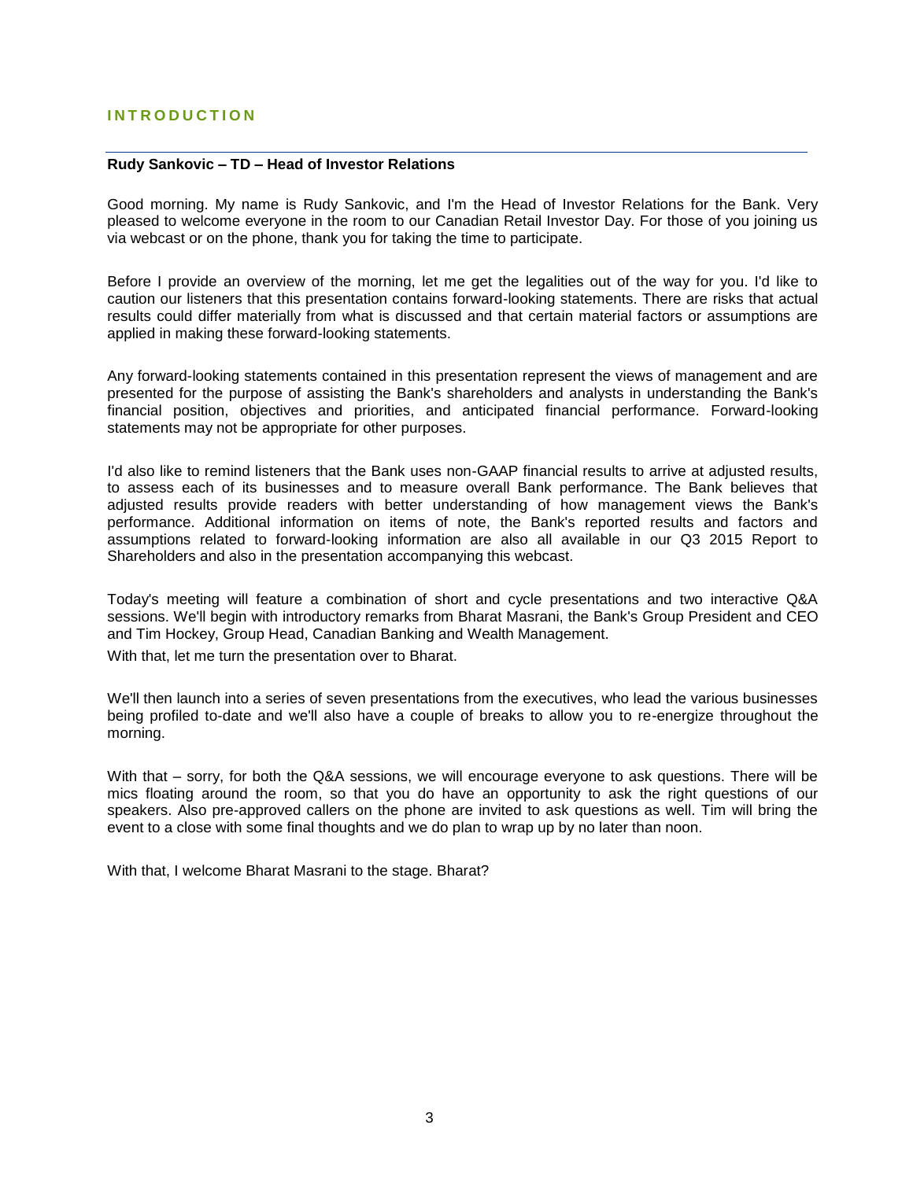## INTRODUCTION

---

**Rudy Sankovic – TD – Head of Investor Relations**

Good morning. My name is Rudy Sankovic, and I'm the Head of Investor Relations for the Bank. Very pleased to welcome everyone in the room to our Canadian Retail Investor Day. For those of you joining us via webcast or on the phone, thank you for taking the time to participate.

Before I provide an overview of the morning, let me get the legalities out of the way for you. I'd like to caution our listeners that this presentation contains forward-looking statements. There are risks that actual results could differ materially from what is discussed and that certain material factors or assumptions are applied in making these forward-looking statements.

Any forward-looking statements contained in this presentation represent the views of management and are presented for the purpose of assisting the Bank's shareholders and analysts in understanding the Bank's financial position, objectives and priorities, and anticipated financial performance. Forward-looking statements may not be appropriate for other purposes.

I'd also like to remind listeners that the Bank uses non-GAAP financial results to arrive at adjusted results, to assess each of its businesses and to measure overall Bank performance. The Bank believes that adjusted results provide readers with better understanding of how management views the Bank's performance. Additional information on items of note, the Bank's reported results and factors and assumptions related to forward-looking information are also all available in our Q3 2015 Report to Shareholders and also in the presentation accompanying this webcast.

Today's meeting will feature a combination of short and cycle presentations and two interactive Q&A sessions. We'll begin with introductory remarks from Bharat Masrani, the Bank's Group President and CEO and Tim Hockey, Group Head, Canadian Banking and Wealth Management.

With that, let me turn the presentation over to Bharat.

We'll then launch into a series of seven presentations from the executives, who lead the various businesses being profiled to-date and we'll also have a couple of breaks to allow you to re-energize throughout the morning.

With that – sorry, for both the Q&A sessions, we will encourage everyone to ask questions. There will be mics floating around the room, so that you do have an opportunity to ask the right questions of our speakers. Also pre-approved callers on the phone are invited to ask questions as well. Tim will bring the event to a close with some final thoughts and we do plan to wrap up by no later than noon.

With that, I welcome Bharat Masrani to the stage. Bharat?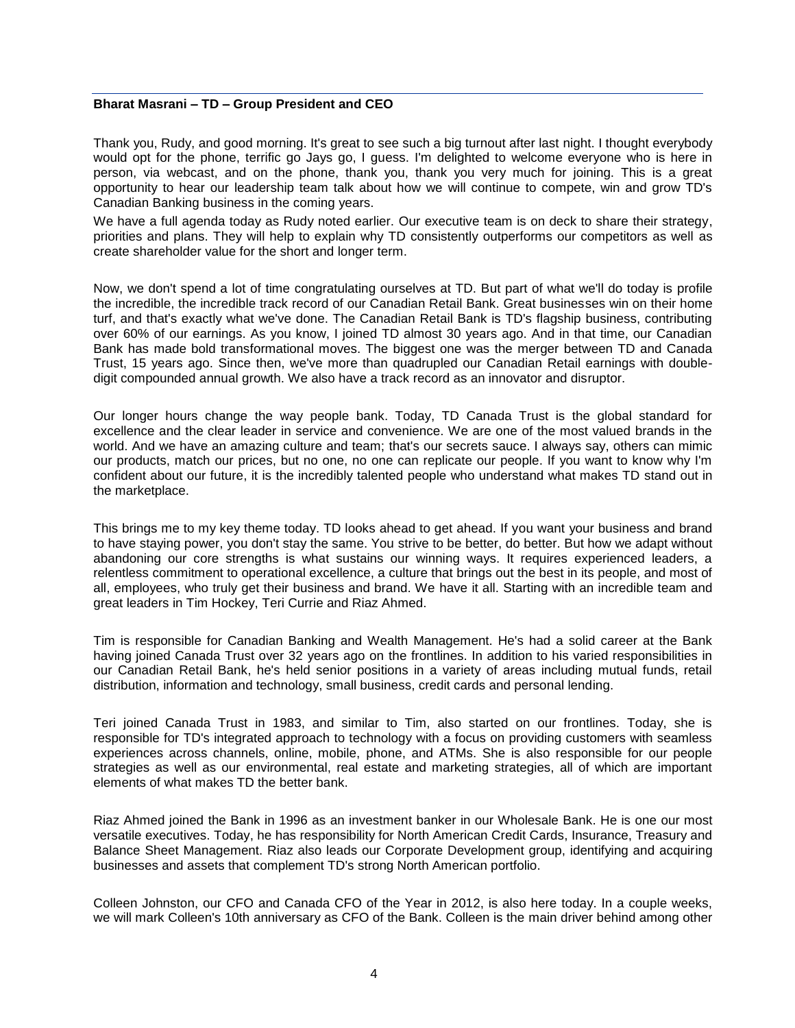**Bharat Masrani – TD – Group President and CEO**

Thank you, Rudy, and good morning. It's great to see such a big turnout after last night. I thought everybody would opt for the phone, terrific go Jays go, I guess. I'm delighted to welcome everyone who is here in person, via webcast, and on the phone, thank you, thank you very much for joining. This is a great opportunity to hear our leadership team talk about how we will continue to compete, win and grow TD's Canadian Banking business in the coming years.

We have a full agenda today as Rudy noted earlier. Our executive team is on deck to share their strategy, priorities and plans. They will help to explain why TD consistently outperforms our competitors as well as create shareholder value for the short and longer term.

Now, we don't spend a lot of time congratulating ourselves at TD. But part of what we'll do today is profile the incredible, the incredible track record of our Canadian Retail Bank. Great businesses win on their home turf, and that's exactly what we've done. The Canadian Retail Bank is TD's flagship business, contributing over 60% of our earnings. As you know, I joined TD almost 30 years ago. And in that time, our Canadian Bank has made bold transformational moves. The biggest one was the merger between TD and Canada Trust, 15 years ago. Since then, we've more than quadrupled our Canadian Retail earnings with double-digit compounded annual growth. We also have a track record as an innovator and disruptor.

Our longer hours change the way people bank. Today, TD Canada Trust is the global standard for excellence and the clear leader in service and convenience. We are one of the most valued brands in the world. And we have an amazing culture and team; that's our secrets sauce. I always say, others can mimic our products, match our prices, but no one, no one can replicate our people. If you want to know why I'm confident about our future, it is the incredibly talented people who understand what makes TD stand out in the marketplace.

This brings me to my key theme today. TD looks ahead to get ahead. If you want your business and brand to have staying power, you don't stay the same. You strive to be better, do better. But how we adapt without abandoning our core strengths is what sustains our winning ways. It requires experienced leaders, a relentless commitment to operational excellence, a culture that brings out the best in its people, and most of all, employees, who truly get their business and brand. We have it all. Starting with an incredible team and great leaders in Tim Hockey, Teri Currie and Riaz Ahmed.

Tim is responsible for Canadian Banking and Wealth Management. He's had a solid career at the Bank having joined Canada Trust over 32 years ago on the frontlines. In addition to his varied responsibilities in our Canadian Retail Bank, he's held senior positions in a variety of areas including mutual funds, retail distribution, information and technology, small business, credit cards and personal lending.

Teri joined Canada Trust in 1983, and similar to Tim, also started on our frontlines. Today, she is responsible for TD's integrated approach to technology with a focus on providing customers with seamless experiences across channels, online, mobile, phone, and ATMs. She is also responsible for our people strategies as well as our environmental, real estate and marketing strategies, all of which are important elements of what makes TD the better bank.

Riaz Ahmed joined the Bank in 1996 as an investment banker in our Wholesale Bank. He is one our most versatile executives. Today, he has responsibility for North American Credit Cards, Insurance, Treasury and Balance Sheet Management. Riaz also leads our Corporate Development group, identifying and acquiring businesses and assets that complement TD's strong North American portfolio.

Colleen Johnston, our CFO and Canada CFO of the Year in 2012, is also here today. In a couple weeks, we will mark Colleen's 10th anniversary as CFO of the Bank. Colleen is the main driver behind among other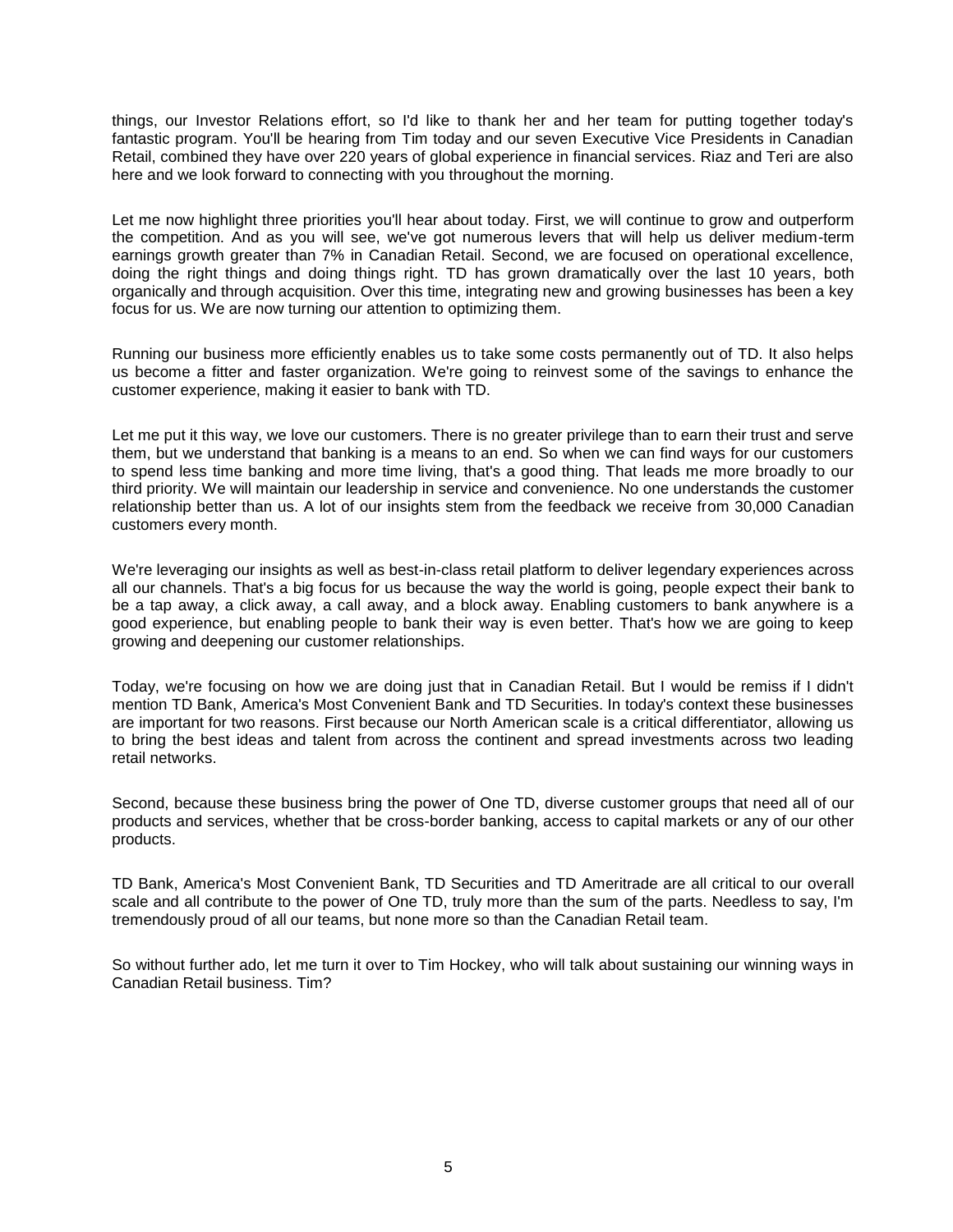things, our Investor Relations effort, so I'd like to thank her and her team for putting together today's fantastic program. You'll be hearing from Tim today and our seven Executive Vice Presidents in Canadian Retail, combined they have over 220 years of global experience in financial services. Riaz and Teri are also here and we look forward to connecting with you throughout the morning.

Let me now highlight three priorities you'll hear about today. First, we will continue to grow and outperform the competition. And as you will see, we've got numerous levers that will help us deliver medium-term earnings growth greater than 7% in Canadian Retail. Second, we are focused on operational excellence, doing the right things and doing things right. TD has grown dramatically over the last 10 years, both organically and through acquisition. Over this time, integrating new and growing businesses has been a key focus for us. We are now turning our attention to optimizing them.

Running our business more efficiently enables us to take some costs permanently out of TD. It also helps us become a fitter and faster organization. We're going to reinvest some of the savings to enhance the customer experience, making it easier to bank with TD.

Let me put it this way, we love our customers. There is no greater privilege than to earn their trust and serve them, but we understand that banking is a means to an end. So when we can find ways for our customers to spend less time banking and more time living, that's a good thing. That leads me more broadly to our third priority. We will maintain our leadership in service and convenience. No one understands the customer relationship better than us. A lot of our insights stem from the feedback we receive from 30,000 Canadian customers every month.

We're leveraging our insights as well as best-in-class retail platform to deliver legendary experiences across all our channels. That's a big focus for us because the way the world is going, people expect their bank to be a tap away, a click away, a call away, and a block away. Enabling customers to bank anywhere is a good experience, but enabling people to bank their way is even better. That's how we are going to keep growing and deepening our customer relationships.

Today, we're focusing on how we are doing just that in Canadian Retail. But I would be remiss if I didn't mention TD Bank, America's Most Convenient Bank and TD Securities. In today's context these businesses are important for two reasons. First because our North American scale is a critical differentiator, allowing us to bring the best ideas and talent from across the continent and spread investments across two leading retail networks.

Second, because these business bring the power of One TD, diverse customer groups that need all of our products and services, whether that be cross-border banking, access to capital markets or any of our other products.

TD Bank, America's Most Convenient Bank, TD Securities and TD Ameritrade are all critical to our overall scale and all contribute to the power of One TD, truly more than the sum of the parts. Needless to say, I'm tremendously proud of all our teams, but none more so than the Canadian Retail team.

So without further ado, let me turn it over to Tim Hockey, who will talk about sustaining our winning ways in Canadian Retail business. Tim?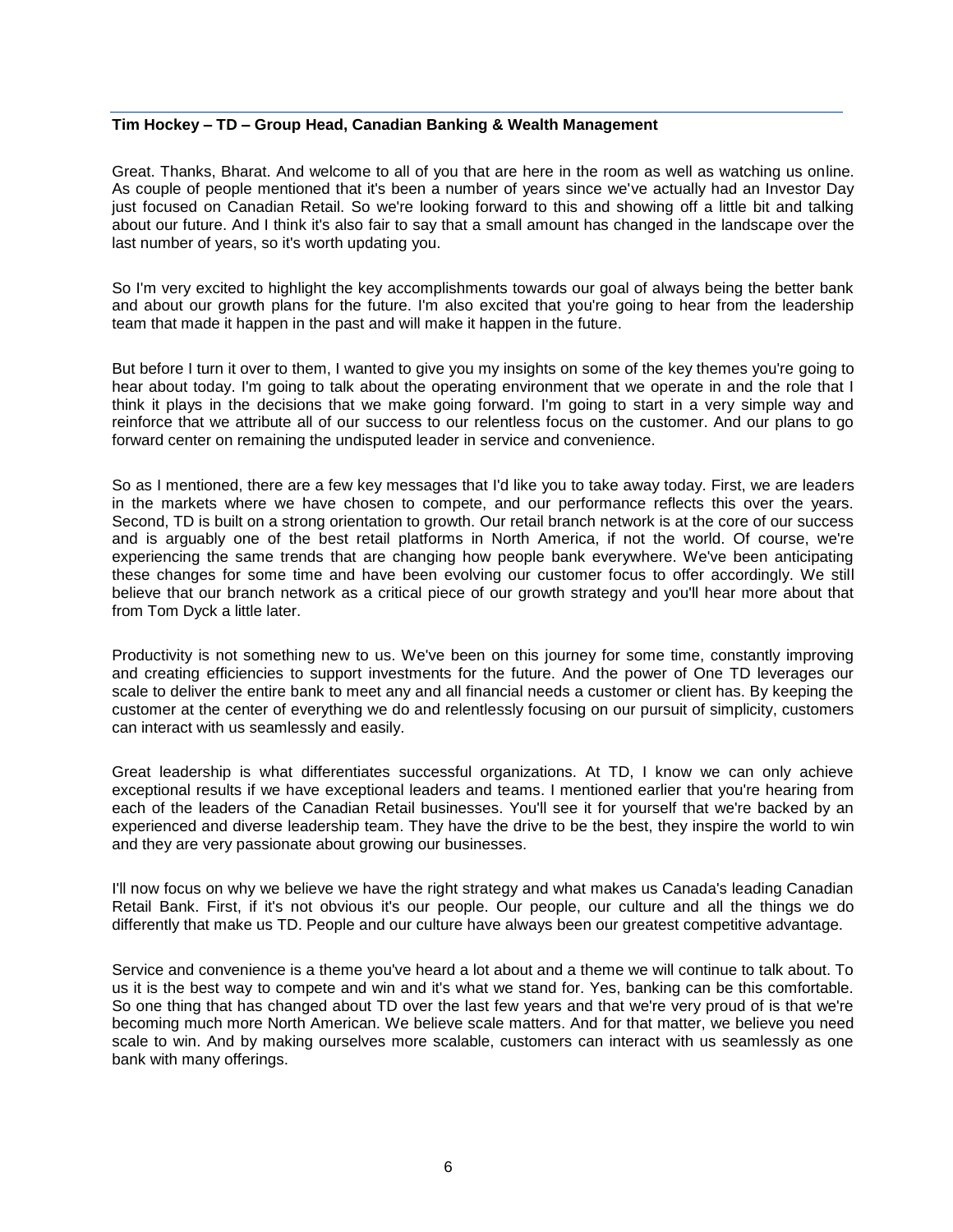**Tim Hockey – TD – Group Head, Canadian Banking & Wealth Management**

Great. Thanks, Bharat. And welcome to all of you that are here in the room as well as watching us online. As couple of people mentioned that it's been a number of years since we've actually had an Investor Day just focused on Canadian Retail. So we're looking forward to this and showing off a little bit and talking about our future. And I think it's also fair to say that a small amount has changed in the landscape over the last number of years, so it's worth updating you.

So I'm very excited to highlight the key accomplishments towards our goal of always being the better bank and about our growth plans for the future. I'm also excited that you're going to hear from the leadership team that made it happen in the past and will make it happen in the future.

But before I turn it over to them, I wanted to give you my insights on some of the key themes you're going to hear about today. I'm going to talk about the operating environment that we operate in and the role that I think it plays in the decisions that we make going forward. I'm going to start in a very simple way and reinforce that we attribute all of our success to our relentless focus on the customer. And our plans to go forward center on remaining the undisputed leader in service and convenience.

So as I mentioned, there are a few key messages that I'd like you to take away today. First, we are leaders in the markets where we have chosen to compete, and our performance reflects this over the years. Second, TD is built on a strong orientation to growth. Our retail branch network is at the core of our success and is arguably one of the best retail platforms in North America, if not the world. Of course, we're experiencing the same trends that are changing how people bank everywhere. We've been anticipating these changes for some time and have been evolving our customer focus to offer accordingly. We still believe that our branch network as a critical piece of our growth strategy and you'll hear more about that from Tom Dyck a little later.

Productivity is not something new to us. We've been on this journey for some time, constantly improving and creating efficiencies to support investments for the future. And the power of One TD leverages our scale to deliver the entire bank to meet any and all financial needs a customer or client has. By keeping the customer at the center of everything we do and relentlessly focusing on our pursuit of simplicity, customers can interact with us seamlessly and easily.

Great leadership is what differentiates successful organizations. At TD, I know we can only achieve exceptional results if we have exceptional leaders and teams. I mentioned earlier that you're hearing from each of the leaders of the Canadian Retail businesses. You'll see it for yourself that we're backed by an experienced and diverse leadership team. They have the drive to be the best, they inspire the world to win and they are very passionate about growing our businesses.

I'll now focus on why we believe we have the right strategy and what makes us Canada's leading Canadian Retail Bank. First, if it's not obvious it's our people. Our people, our culture and all the things we do differently that make us TD. People and our culture have always been our greatest competitive advantage.

Service and convenience is a theme you've heard a lot about and a theme we will continue to talk about. To us it is the best way to compete and win and it's what we stand for. Yes, banking can be this comfortable. So one thing that has changed about TD over the last few years and that we're very proud of is that we're becoming much more North American. We believe scale matters. And for that matter, we believe you need scale to win. And by making ourselves more scalable, customers can interact with us seamlessly as one bank with many offerings.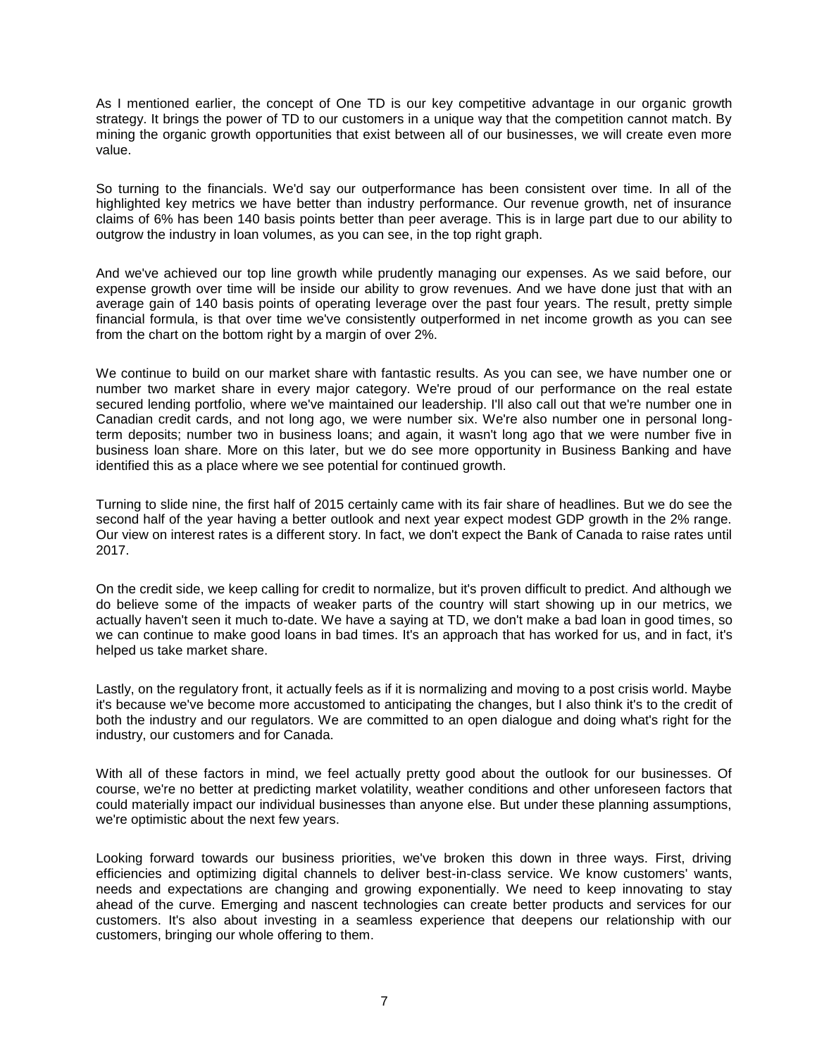As I mentioned earlier, the concept of One TD is our key competitive advantage in our organic growth strategy. It brings the power of TD to our customers in a unique way that the competition cannot match. By mining the organic growth opportunities that exist between all of our businesses, we will create even more value.

So turning to the financials. We'd say our outperformance has been consistent over time. In all of the highlighted key metrics we have better than industry performance. Our revenue growth, net of insurance claims of 6% has been 140 basis points better than peer average. This is in large part due to our ability to outgrow the industry in loan volumes, as you can see, in the top right graph.

And we've achieved our top line growth while prudently managing our expenses. As we said before, our expense growth over time will be inside our ability to grow revenues. And we have done just that with an average gain of 140 basis points of operating leverage over the past four years. The result, pretty simple financial formula, is that over time we've consistently outperformed in net income growth as you can see from the chart on the bottom right by a margin of over 2%.

We continue to build on our market share with fantastic results. As you can see, we have number one or number two market share in every major category. We're proud of our performance on the real estate secured lending portfolio, where we've maintained our leadership. I'll also call out that we're number one in Canadian credit cards, and not long ago, we were number six. We're also number one in personal long-term deposits; number two in business loans; and again, it wasn't long ago that we were number five in business loan share. More on this later, but we do see more opportunity in Business Banking and have identified this as a place where we see potential for continued growth.

Turning to slide nine, the first half of 2015 certainly came with its fair share of headlines. But we do see the second half of the year having a better outlook and next year expect modest GDP growth in the 2% range. Our view on interest rates is a different story. In fact, we don't expect the Bank of Canada to raise rates until 2017.

On the credit side, we keep calling for credit to normalize, but it's proven difficult to predict. And although we do believe some of the impacts of weaker parts of the country will start showing up in our metrics, we actually haven't seen it much to-date. We have a saying at TD, we don't make a bad loan in good times, so we can continue to make good loans in bad times. It's an approach that has worked for us, and in fact, it's helped us take market share.

Lastly, on the regulatory front, it actually feels as if it is normalizing and moving to a post crisis world. Maybe it's because we've become more accustomed to anticipating the changes, but I also think it's to the credit of both the industry and our regulators. We are committed to an open dialogue and doing what's right for the industry, our customers and for Canada.

With all of these factors in mind, we feel actually pretty good about the outlook for our businesses. Of course, we're no better at predicting market volatility, weather conditions and other unforeseen factors that could materially impact our individual businesses than anyone else. But under these planning assumptions, we're optimistic about the next few years.

Looking forward towards our business priorities, we've broken this down in three ways. First, driving efficiencies and optimizing digital channels to deliver best-in-class service. We know customers' wants, needs and expectations are changing and growing exponentially. We need to keep innovating to stay ahead of the curve. Emerging and nascent technologies can create better products and services for our customers. It's also about investing in a seamless experience that deepens our relationship with our customers, bringing our whole offering to them.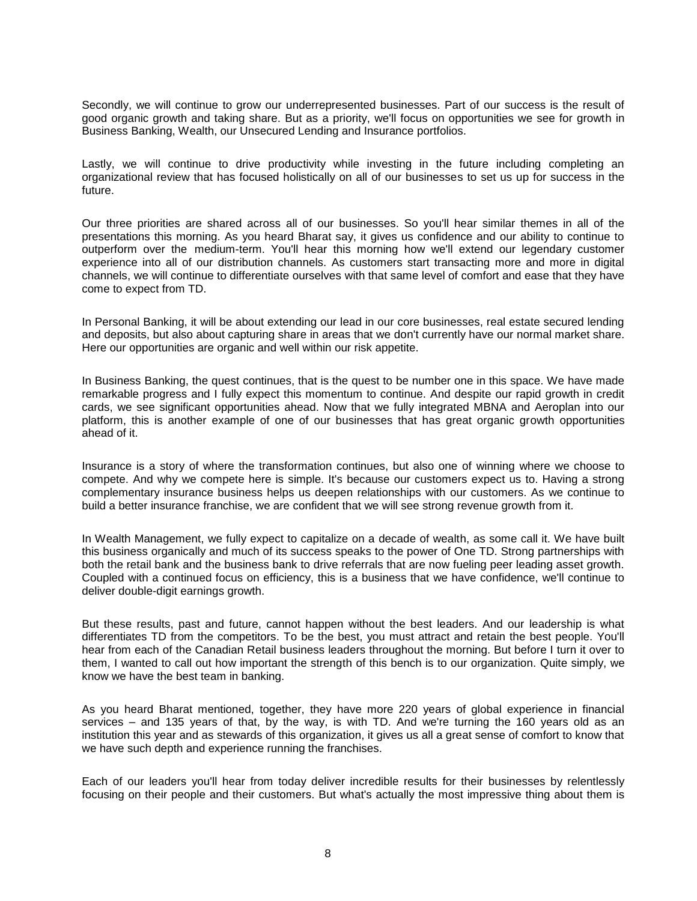Secondly, we will continue to grow our underrepresented businesses. Part of our success is the result of good organic growth and taking share. But as a priority, we'll focus on opportunities we see for growth in Business Banking, Wealth, our Unsecured Lending and Insurance portfolios.

Lastly, we will continue to drive productivity while investing in the future including completing an organizational review that has focused holistically on all of our businesses to set us up for success in the future.

Our three priorities are shared across all of our businesses. So you'll hear similar themes in all of the presentations this morning. As you heard Bharat say, it gives us confidence and our ability to continue to outperform over the medium-term. You'll hear this morning how we'll extend our legendary customer experience into all of our distribution channels. As customers start transacting more and more in digital channels, we will continue to differentiate ourselves with that same level of comfort and ease that they have come to expect from TD.

In Personal Banking, it will be about extending our lead in our core businesses, real estate secured lending and deposits, but also about capturing share in areas that we don't currently have our normal market share. Here our opportunities are organic and well within our risk appetite.

In Business Banking, the quest continues, that is the quest to be number one in this space. We have made remarkable progress and I fully expect this momentum to continue. And despite our rapid growth in credit cards, we see significant opportunities ahead. Now that we fully integrated MBNA and Aeroplan into our platform, this is another example of one of our businesses that has great organic growth opportunities ahead of it.

Insurance is a story of where the transformation continues, but also one of winning where we choose to compete. And why we compete here is simple. It's because our customers expect us to. Having a strong complementary insurance business helps us deepen relationships with our customers. As we continue to build a better insurance franchise, we are confident that we will see strong revenue growth from it.

In Wealth Management, we fully expect to capitalize on a decade of wealth, as some call it. We have built this business organically and much of its success speaks to the power of One TD. Strong partnerships with both the retail bank and the business bank to drive referrals that are now fueling peer leading asset growth. Coupled with a continued focus on efficiency, this is a business that we have confidence, we'll continue to deliver double-digit earnings growth.

But these results, past and future, cannot happen without the best leaders. And our leadership is what differentiates TD from the competitors. To be the best, you must attract and retain the best people. You'll hear from each of the Canadian Retail business leaders throughout the morning. But before I turn it over to them, I wanted to call out how important the strength of this bench is to our organization. Quite simply, we know we have the best team in banking.

As you heard Bharat mentioned, together, they have more 220 years of global experience in financial services – and 135 years of that, by the way, is with TD. And we're turning the 160 years old as an institution this year and as stewards of this organization, it gives us all a great sense of comfort to know that we have such depth and experience running the franchises.

Each of our leaders you'll hear from today deliver incredible results for their businesses by relentlessly focusing on their people and their customers. But what's actually the most impressive thing about them is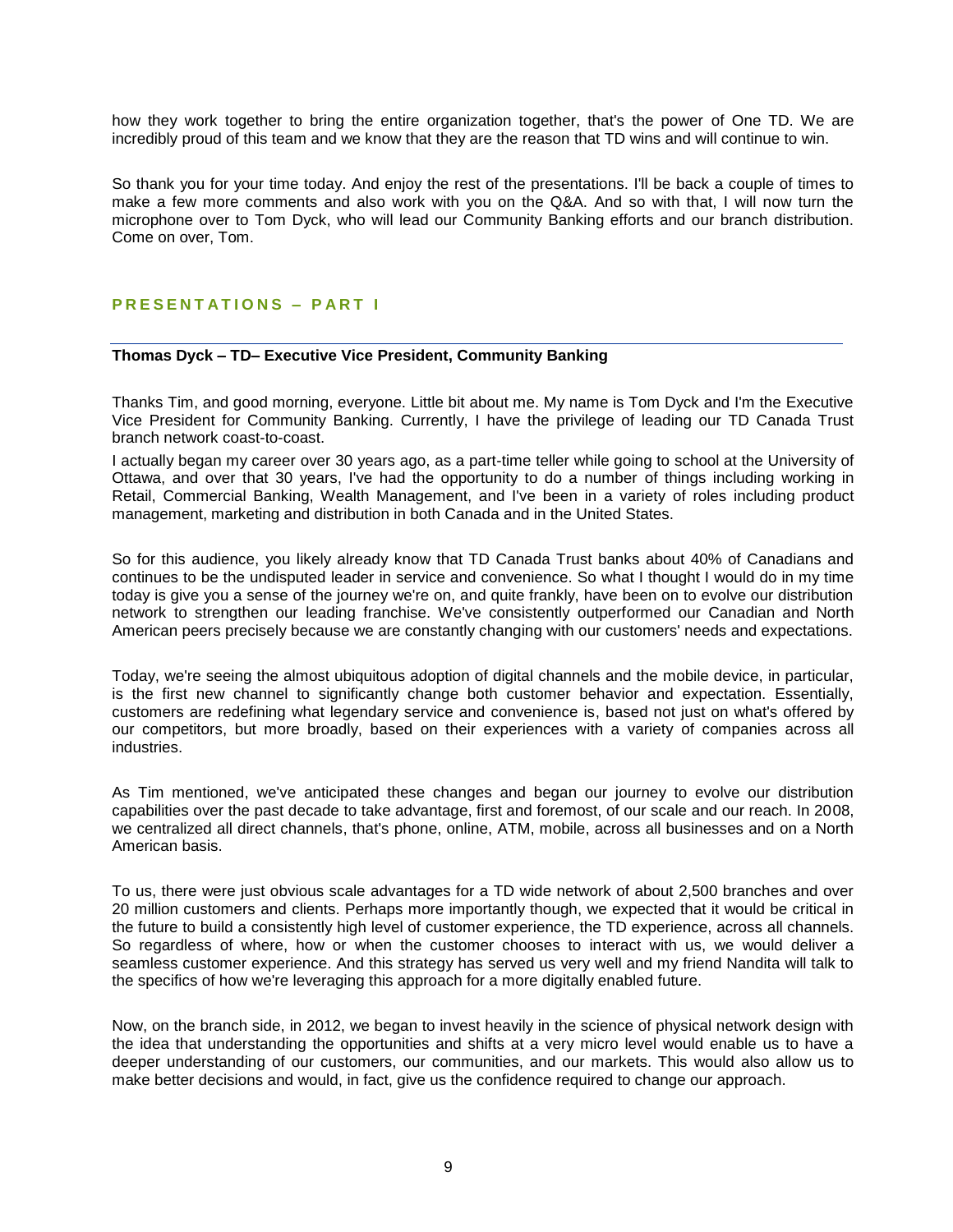how they work together to bring the entire organization together, that's the power of One TD. We are incredibly proud of this team and we know that they are the reason that TD wins and will continue to win.

So thank you for your time today. And enjoy the rest of the presentations. I'll be back a couple of times to make a few more comments and also work with you on the Q&A. And so with that, I will now turn the microphone over to Tom Dyck, who will lead our Community Banking efforts and our branch distribution. Come on over, Tom.

## PRESENTATIONS – PART I

**Thomas Dyck – TD– Executive Vice President, Community Banking**

Thanks Tim, and good morning, everyone. Little bit about me. My name is Tom Dyck and I'm the Executive Vice President for Community Banking. Currently, I have the privilege of leading our TD Canada Trust branch network coast-to-coast.

I actually began my career over 30 years ago, as a part-time teller while going to school at the University of Ottawa, and over that 30 years, I've had the opportunity to do a number of things including working in Retail, Commercial Banking, Wealth Management, and I've been in a variety of roles including product management, marketing and distribution in both Canada and in the United States.

So for this audience, you likely already know that TD Canada Trust banks about 40% of Canadians and continues to be the undisputed leader in service and convenience. So what I thought I would do in my time today is give you a sense of the journey we're on, and quite frankly, have been on to evolve our distribution network to strengthen our leading franchise. We've consistently outperformed our Canadian and North American peers precisely because we are constantly changing with our customers' needs and expectations.

Today, we're seeing the almost ubiquitous adoption of digital channels and the mobile device, in particular, is the first new channel to significantly change both customer behavior and expectation. Essentially, customers are redefining what legendary service and convenience is, based not just on what's offered by our competitors, but more broadly, based on their experiences with a variety of companies across all industries.

As Tim mentioned, we've anticipated these changes and began our journey to evolve our distribution capabilities over the past decade to take advantage, first and foremost, of our scale and our reach. In 2008, we centralized all direct channels, that's phone, online, ATM, mobile, across all businesses and on a North American basis.

To us, there were just obvious scale advantages for a TD wide network of about 2,500 branches and over 20 million customers and clients. Perhaps more importantly though, we expected that it would be critical in the future to build a consistently high level of customer experience, the TD experience, across all channels. So regardless of where, how or when the customer chooses to interact with us, we would deliver a seamless customer experience. And this strategy has served us very well and my friend Nandita will talk to the specifics of how we're leveraging this approach for a more digitally enabled future.

Now, on the branch side, in 2012, we began to invest heavily in the science of physical network design with the idea that understanding the opportunities and shifts at a very micro level would enable us to have a deeper understanding of our customers, our communities, and our markets. This would also allow us to make better decisions and would, in fact, give us the confidence required to change our approach.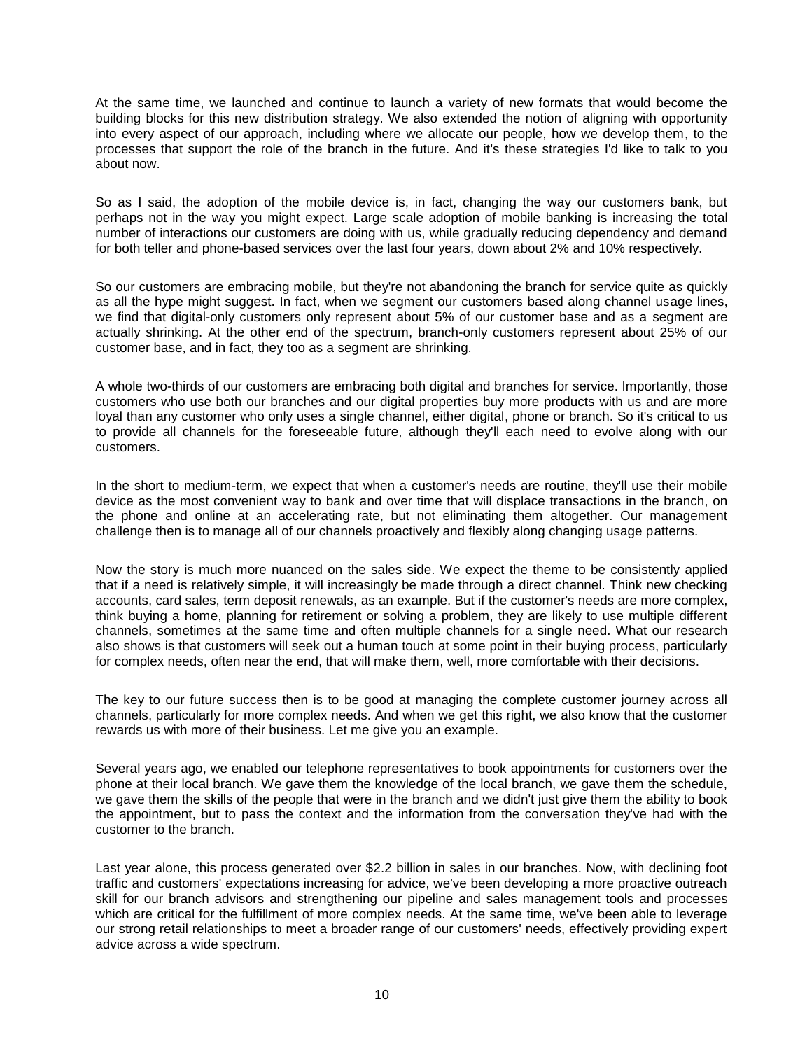At the same time, we launched and continue to launch a variety of new formats that would become the building blocks for this new distribution strategy. We also extended the notion of aligning with opportunity into every aspect of our approach, including where we allocate our people, how we develop them, to the processes that support the role of the branch in the future. And it's these strategies I'd like to talk to you about now.

So as I said, the adoption of the mobile device is, in fact, changing the way our customers bank, but perhaps not in the way you might expect. Large scale adoption of mobile banking is increasing the total number of interactions our customers are doing with us, while gradually reducing dependency and demand for both teller and phone-based services over the last four years, down about 2% and 10% respectively.

So our customers are embracing mobile, but they're not abandoning the branch for service quite as quickly as all the hype might suggest. In fact, when we segment our customers based along channel usage lines, we find that digital-only customers only represent about 5% of our customer base and as a segment are actually shrinking. At the other end of the spectrum, branch-only customers represent about 25% of our customer base, and in fact, they too as a segment are shrinking.

A whole two-thirds of our customers are embracing both digital and branches for service. Importantly, those customers who use both our branches and our digital properties buy more products with us and are more loyal than any customer who only uses a single channel, either digital, phone or branch. So it's critical to us to provide all channels for the foreseeable future, although they'll each need to evolve along with our customers.

In the short to medium-term, we expect that when a customer's needs are routine, they'll use their mobile device as the most convenient way to bank and over time that will displace transactions in the branch, on the phone and online at an accelerating rate, but not eliminating them altogether. Our management challenge then is to manage all of our channels proactively and flexibly along changing usage patterns.

Now the story is much more nuanced on the sales side. We expect the theme to be consistently applied that if a need is relatively simple, it will increasingly be made through a direct channel. Think new checking accounts, card sales, term deposit renewals, as an example. But if the customer's needs are more complex, think buying a home, planning for retirement or solving a problem, they are likely to use multiple different channels, sometimes at the same time and often multiple channels for a single need. What our research also shows is that customers will seek out a human touch at some point in their buying process, particularly for complex needs, often near the end, that will make them, well, more comfortable with their decisions.

The key to our future success then is to be good at managing the complete customer journey across all channels, particularly for more complex needs. And when we get this right, we also know that the customer rewards us with more of their business. Let me give you an example.

Several years ago, we enabled our telephone representatives to book appointments for customers over the phone at their local branch. We gave them the knowledge of the local branch, we gave them the schedule, we gave them the skills of the people that were in the branch and we didn't just give them the ability to book the appointment, but to pass the context and the information from the conversation they've had with the customer to the branch.

Last year alone, this process generated over $2.2 billion in sales in our branches. Now, with declining foot traffic and customers' expectations increasing for advice, we've been developing a more proactive outreach skill for our branch advisors and strengthening our pipeline and sales management tools and processes which are critical for the fulfillment of more complex needs. At the same time, we've been able to leverage our strong retail relationships to meet a broader range of our customers' needs, effectively providing expert advice across a wide spectrum.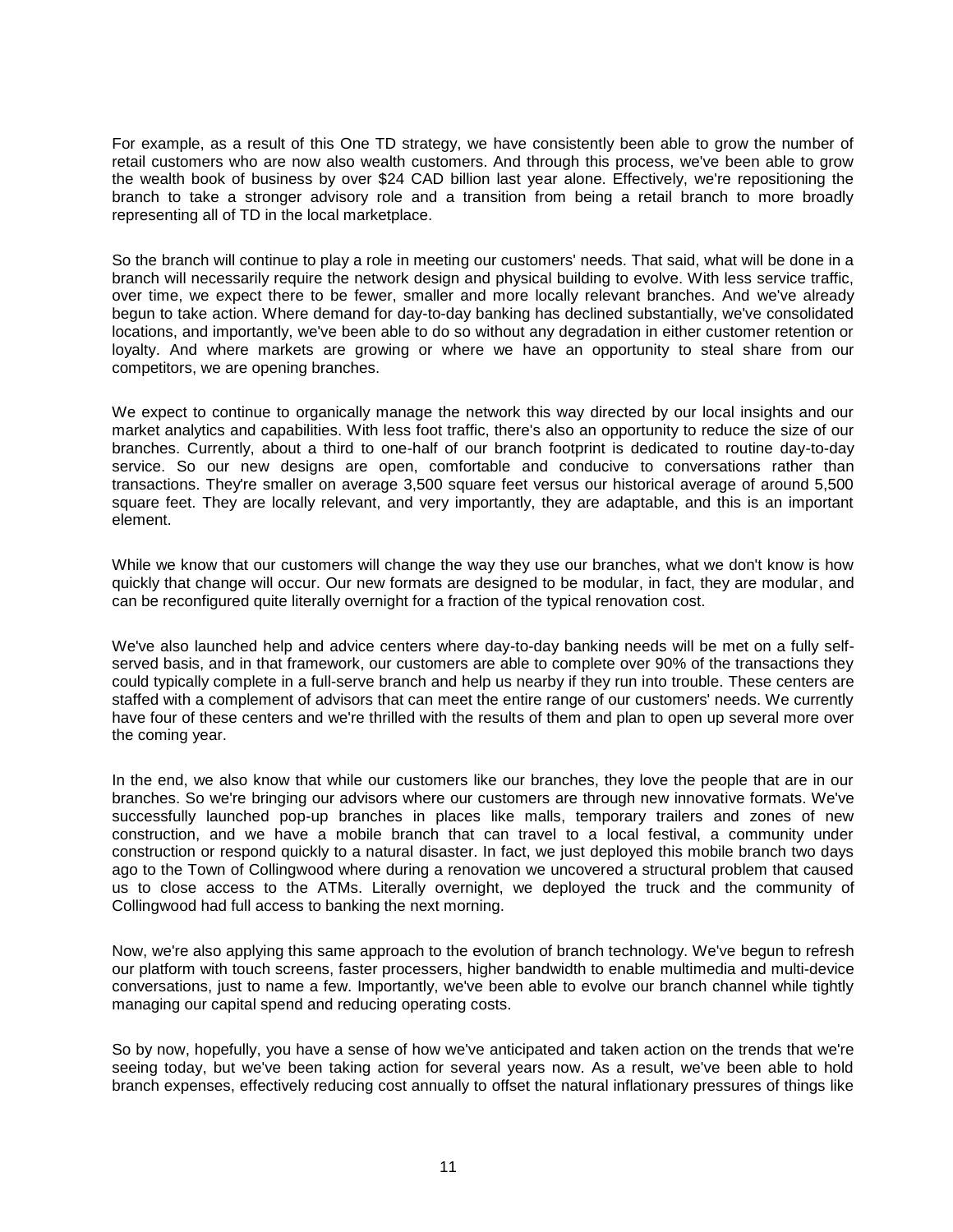For example, as a result of this One TD strategy, we have consistently been able to grow the number of retail customers who are now also wealth customers. And through this process, we've been able to grow the wealth book of business by over $24 CAD billion last year alone. Effectively, we're repositioning the branch to take a stronger advisory role and a transition from being a retail branch to more broadly representing all of TD in the local marketplace.

So the branch will continue to play a role in meeting our customers' needs. That said, what will be done in a branch will necessarily require the network design and physical building to evolve. With less service traffic, over time, we expect there to be fewer, smaller and more locally relevant branches. And we've already begun to take action. Where demand for day-to-day banking has declined substantially, we've consolidated locations, and importantly, we've been able to do so without any degradation in either customer retention or loyalty. And where markets are growing or where we have an opportunity to steal share from our competitors, we are opening branches.

We expect to continue to organically manage the network this way directed by our local insights and our market analytics and capabilities. With less foot traffic, there's also an opportunity to reduce the size of our branches. Currently, about a third to one-half of our branch footprint is dedicated to routine day-to-day service. So our new designs are open, comfortable and conducive to conversations rather than transactions. They're smaller on average 3,500 square feet versus our historical average of around 5,500 square feet. They are locally relevant, and very importantly, they are adaptable, and this is an important element.

While we know that our customers will change the way they use our branches, what we don't know is how quickly that change will occur. Our new formats are designed to be modular, in fact, they are modular, and can be reconfigured quite literally overnight for a fraction of the typical renovation cost.

We've also launched help and advice centers where day-to-day banking needs will be met on a fully self-served basis, and in that framework, our customers are able to complete over 90% of the transactions they could typically complete in a full-serve branch and help us nearby if they run into trouble. These centers are staffed with a complement of advisors that can meet the entire range of our customers' needs. We currently have four of these centers and we're thrilled with the results of them and plan to open up several more over the coming year.

In the end, we also know that while our customers like our branches, they love the people that are in our branches. So we're bringing our advisors where our customers are through new innovative formats. We've successfully launched pop-up branches in places like malls, temporary trailers and zones of new construction, and we have a mobile branch that can travel to a local festival, a community under construction or respond quickly to a natural disaster. In fact, we just deployed this mobile branch two days ago to the Town of Collingwood where during a renovation we uncovered a structural problem that caused us to close access to the ATMs. Literally overnight, we deployed the truck and the community of Collingwood had full access to banking the next morning.

Now, we're also applying this same approach to the evolution of branch technology. We've begun to refresh our platform with touch screens, faster processers, higher bandwidth to enable multimedia and multi-device conversations, just to name a few. Importantly, we've been able to evolve our branch channel while tightly managing our capital spend and reducing operating costs.

So by now, hopefully, you have a sense of how we've anticipated and taken action on the trends that we're seeing today, but we've been taking action for several years now. As a result, we've been able to hold branch expenses, effectively reducing cost annually to offset the natural inflationary pressures of things like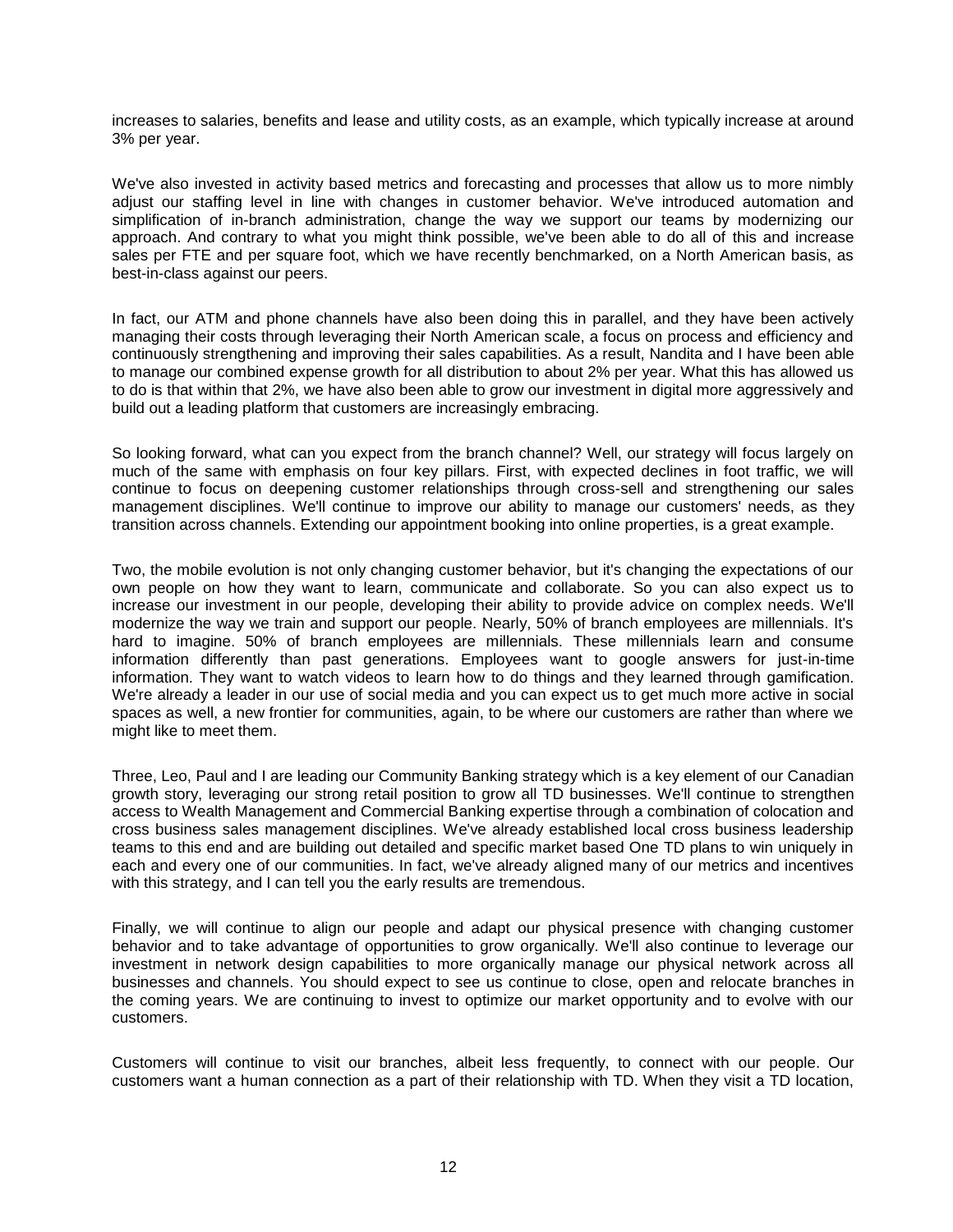increases to salaries, benefits and lease and utility costs, as an example, which typically increase at around 3% per year.

We've also invested in activity based metrics and forecasting and processes that allow us to more nimbly adjust our staffing level in line with changes in customer behavior. We've introduced automation and simplification of in-branch administration, change the way we support our teams by modernizing our approach. And contrary to what you might think possible, we've been able to do all of this and increase sales per FTE and per square foot, which we have recently benchmarked, on a North American basis, as best-in-class against our peers.

In fact, our ATM and phone channels have also been doing this in parallel, and they have been actively managing their costs through leveraging their North American scale, a focus on process and efficiency and continuously strengthening and improving their sales capabilities. As a result, Nandita and I have been able to manage our combined expense growth for all distribution to about 2% per year. What this has allowed us to do is that within that 2%, we have also been able to grow our investment in digital more aggressively and build out a leading platform that customers are increasingly embracing.

So looking forward, what can you expect from the branch channel? Well, our strategy will focus largely on much of the same with emphasis on four key pillars. First, with expected declines in foot traffic, we will continue to focus on deepening customer relationships through cross-sell and strengthening our sales management disciplines. We'll continue to improve our ability to manage our customers' needs, as they transition across channels. Extending our appointment booking into online properties, is a great example.

Two, the mobile evolution is not only changing customer behavior, but it's changing the expectations of our own people on how they want to learn, communicate and collaborate. So you can also expect us to increase our investment in our people, developing their ability to provide advice on complex needs. We'll modernize the way we train and support our people. Nearly, 50% of branch employees are millennials. It's hard to imagine. 50% of branch employees are millennials. These millennials learn and consume information differently than past generations. Employees want to google answers for just-in-time information. They want to watch videos to learn how to do things and they learned through gamification. We're already a leader in our use of social media and you can expect us to get much more active in social spaces as well, a new frontier for communities, again, to be where our customers are rather than where we might like to meet them.

Three, Leo, Paul and I are leading our Community Banking strategy which is a key element of our Canadian growth story, leveraging our strong retail position to grow all TD businesses. We'll continue to strengthen access to Wealth Management and Commercial Banking expertise through a combination of colocation and cross business sales management disciplines. We've already established local cross business leadership teams to this end and are building out detailed and specific market based One TD plans to win uniquely in each and every one of our communities. In fact, we've already aligned many of our metrics and incentives with this strategy, and I can tell you the early results are tremendous.

Finally, we will continue to align our people and adapt our physical presence with changing customer behavior and to take advantage of opportunities to grow organically. We'll also continue to leverage our investment in network design capabilities to more organically manage our physical network across all businesses and channels. You should expect to see us continue to close, open and relocate branches in the coming years. We are continuing to invest to optimize our market opportunity and to evolve with our customers.

Customers will continue to visit our branches, albeit less frequently, to connect with our people. Our customers want a human connection as a part of their relationship with TD. When they visit a TD location,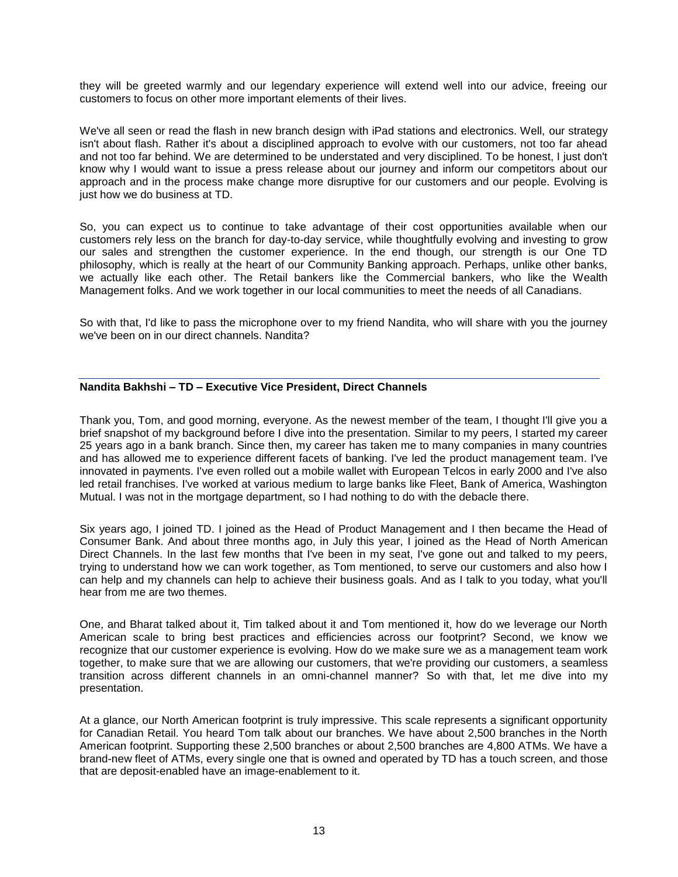they will be greeted warmly and our legendary experience will extend well into our advice, freeing our customers to focus on other more important elements of their lives.

We've all seen or read the flash in new branch design with iPad stations and electronics. Well, our strategy isn't about flash. Rather it's about a disciplined approach to evolve with our customers, not too far ahead and not too far behind. We are determined to be understated and very disciplined. To be honest, I just don't know why I would want to issue a press release about our journey and inform our competitors about our approach and in the process make change more disruptive for our customers and our people. Evolving is just how we do business at TD.

So, you can expect us to continue to take advantage of their cost opportunities available when our customers rely less on the branch for day-to-day service, while thoughtfully evolving and investing to grow our sales and strengthen the customer experience. In the end though, our strength is our One TD philosophy, which is really at the heart of our Community Banking approach. Perhaps, unlike other banks, we actually like each other. The Retail bankers like the Commercial bankers, who like the Wealth Management folks. And we work together in our local communities to meet the needs of all Canadians.

So with that, I'd like to pass the microphone over to my friend Nandita, who will share with you the journey we've been on in our direct channels. Nandita?

---

**Nandita Bakhshi – TD – Executive Vice President, Direct Channels**

Thank you, Tom, and good morning, everyone. As the newest member of the team, I thought I'll give you a brief snapshot of my background before I dive into the presentation. Similar to my peers, I started my career 25 years ago in a bank branch. Since then, my career has taken me to many companies in many countries and has allowed me to experience different facets of banking. I've led the product management team. I've innovated in payments. I've even rolled out a mobile wallet with European Telcos in early 2000 and I've also led retail franchises. I've worked at various medium to large banks like Fleet, Bank of America, Washington Mutual. I was not in the mortgage department, so I had nothing to do with the debacle there.

Six years ago, I joined TD. I joined as the Head of Product Management and I then became the Head of Consumer Bank. And about three months ago, in July this year, I joined as the Head of North American Direct Channels. In the last few months that I've been in my seat, I've gone out and talked to my peers, trying to understand how we can work together, as Tom mentioned, to serve our customers and also how I can help and my channels can help to achieve their business goals. And as I talk to you today, what you'll hear from me are two themes.

One, and Bharat talked about it, Tim talked about it and Tom mentioned it, how do we leverage our North American scale to bring best practices and efficiencies across our footprint? Second, we know we recognize that our customer experience is evolving. How do we make sure we as a management team work together, to make sure that we are allowing our customers, that we're providing our customers, a seamless transition across different channels in an omni-channel manner? So with that, let me dive into my presentation.

At a glance, our North American footprint is truly impressive. This scale represents a significant opportunity for Canadian Retail. You heard Tom talk about our branches. We have about 2,500 branches in the North American footprint. Supporting these 2,500 branches or about 2,500 branches are 4,800 ATMs. We have a brand-new fleet of ATMs, every single one that is owned and operated by TD has a touch screen, and those that are deposit-enabled have an image-enablement to it.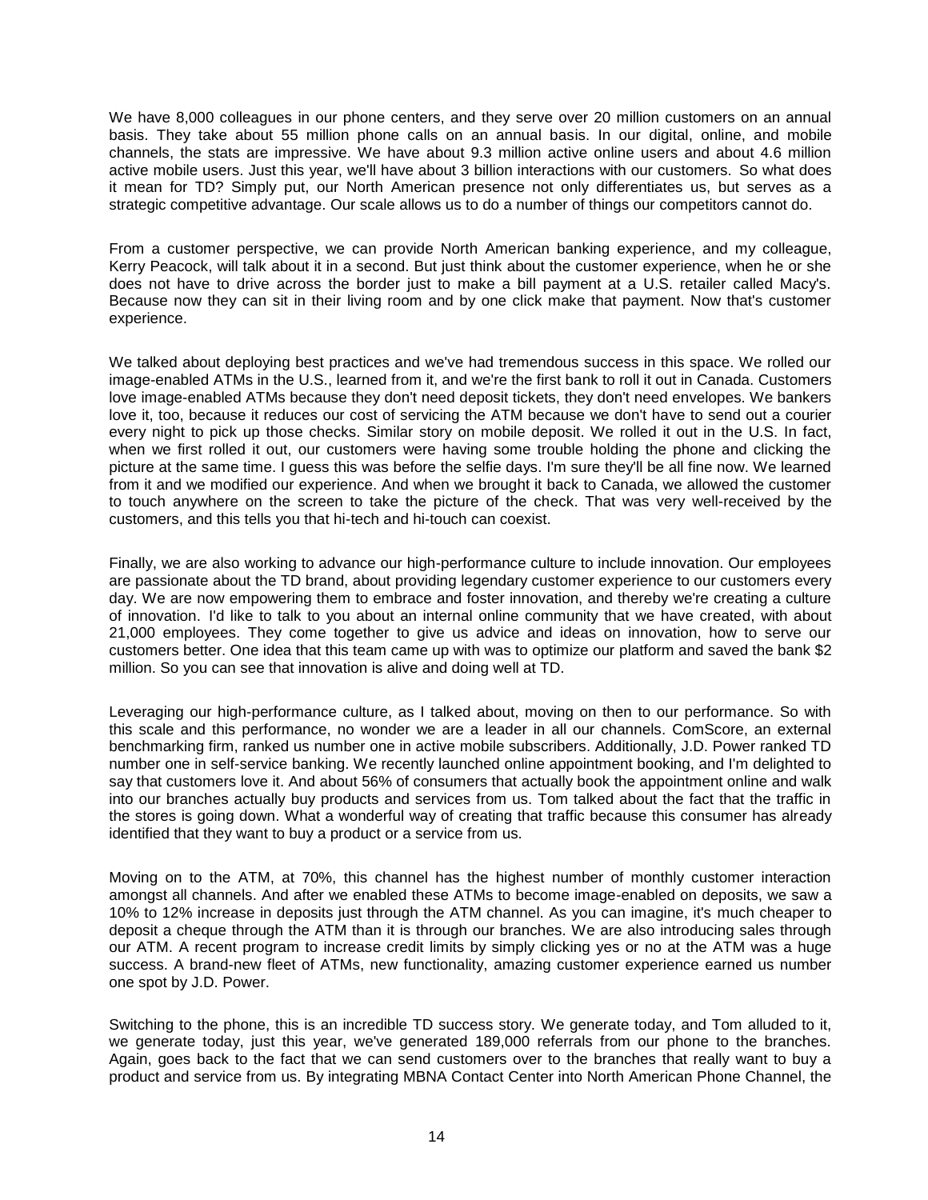We have 8,000 colleagues in our phone centers, and they serve over 20 million customers on an annual basis. They take about 55 million phone calls on an annual basis. In our digital, online, and mobile channels, the stats are impressive. We have about 9.3 million active online users and about 4.6 million active mobile users. Just this year, we'll have about 3 billion interactions with our customers. So what does it mean for TD? Simply put, our North American presence not only differentiates us, but serves as a strategic competitive advantage. Our scale allows us to do a number of things our competitors cannot do.

From a customer perspective, we can provide North American banking experience, and my colleague, Kerry Peacock, will talk about it in a second. But just think about the customer experience, when he or she does not have to drive across the border just to make a bill payment at a U.S. retailer called Macy's. Because now they can sit in their living room and by one click make that payment. Now that's customer experience.

We talked about deploying best practices and we've had tremendous success in this space. We rolled our image-enabled ATMs in the U.S., learned from it, and we're the first bank to roll it out in Canada. Customers love image-enabled ATMs because they don't need deposit tickets, they don't need envelopes. We bankers love it, too, because it reduces our cost of servicing the ATM because we don't have to send out a courier every night to pick up those checks. Similar story on mobile deposit. We rolled it out in the U.S. In fact, when we first rolled it out, our customers were having some trouble holding the phone and clicking the picture at the same time. I guess this was before the selfie days. I'm sure they'll be all fine now. We learned from it and we modified our experience. And when we brought it back to Canada, we allowed the customer to touch anywhere on the screen to take the picture of the check. That was very well-received by the customers, and this tells you that hi-tech and hi-touch can coexist.

Finally, we are also working to advance our high-performance culture to include innovation. Our employees are passionate about the TD brand, about providing legendary customer experience to our customers every day. We are now empowering them to embrace and foster innovation, and thereby we're creating a culture of innovation. I'd like to talk to you about an internal online community that we have created, with about 21,000 employees. They come together to give us advice and ideas on innovation, how to serve our customers better. One idea that this team came up with was to optimize our platform and saved the bank $2 million. So you can see that innovation is alive and doing well at TD.

Leveraging our high-performance culture, as I talked about, moving on then to our performance. So with this scale and this performance, no wonder we are a leader in all our channels. ComScore, an external benchmarking firm, ranked us number one in active mobile subscribers. Additionally, J.D. Power ranked TD number one in self-service banking. We recently launched online appointment booking, and I'm delighted to say that customers love it. And about 56% of consumers that actually book the appointment online and walk into our branches actually buy products and services from us. Tom talked about the fact that the traffic in the stores is going down. What a wonderful way of creating that traffic because this consumer has already identified that they want to buy a product or a service from us.

Moving on to the ATM, at 70%, this channel has the highest number of monthly customer interaction amongst all channels. And after we enabled these ATMs to become image-enabled on deposits, we saw a 10% to 12% increase in deposits just through the ATM channel. As you can imagine, it's much cheaper to deposit a cheque through the ATM than it is through our branches. We are also introducing sales through our ATM. A recent program to increase credit limits by simply clicking yes or no at the ATM was a huge success. A brand-new fleet of ATMs, new functionality, amazing customer experience earned us number one spot by J.D. Power.

Switching to the phone, this is an incredible TD success story. We generate today, and Tom alluded to it, we generate today, just this year, we've generated 189,000 referrals from our phone to the branches. Again, goes back to the fact that we can send customers over to the branches that really want to buy a product and service from us. By integrating MBNA Contact Center into North American Phone Channel, the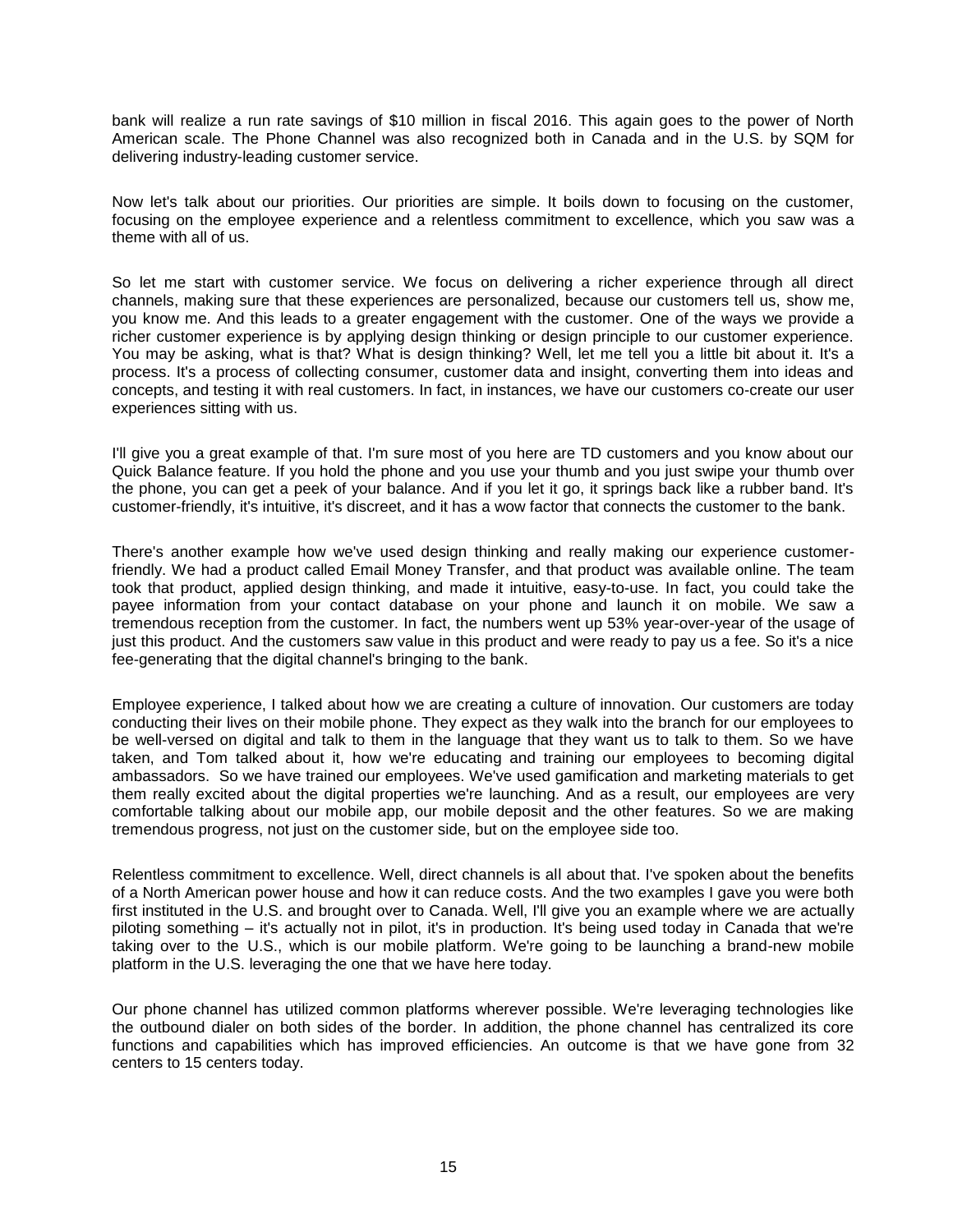bank will realize a run rate savings of $10 million in fiscal 2016. This again goes to the power of North American scale. The Phone Channel was also recognized both in Canada and in the U.S. by SQM for delivering industry-leading customer service.

Now let's talk about our priorities. Our priorities are simple. It boils down to focusing on the customer, focusing on the employee experience and a relentless commitment to excellence, which you saw was a theme with all of us.

So let me start with customer service. We focus on delivering a richer experience through all direct channels, making sure that these experiences are personalized, because our customers tell us, show me, you know me. And this leads to a greater engagement with the customer. One of the ways we provide a richer customer experience is by applying design thinking or design principle to our customer experience. You may be asking, what is that? What is design thinking? Well, let me tell you a little bit about it. It's a process. It's a process of collecting consumer, customer data and insight, converting them into ideas and concepts, and testing it with real customers. In fact, in instances, we have our customers co-create our user experiences sitting with us.

I'll give you a great example of that. I'm sure most of you here are TD customers and you know about our Quick Balance feature. If you hold the phone and you use your thumb and you just swipe your thumb over the phone, you can get a peek of your balance. And if you let it go, it springs back like a rubber band. It's customer-friendly, it's intuitive, it's discreet, and it has a wow factor that connects the customer to the bank.

There's another example how we've used design thinking and really making our experience customer-friendly. We had a product called Email Money Transfer, and that product was available online. The team took that product, applied design thinking, and made it intuitive, easy-to-use. In fact, you could take the payee information from your contact database on your phone and launch it on mobile. We saw a tremendous reception from the customer. In fact, the numbers went up 53% year-over-year of the usage of just this product. And the customers saw value in this product and were ready to pay us a fee. So it's a nice fee-generating that the digital channel's bringing to the bank.

Employee experience, I talked about how we are creating a culture of innovation. Our customers are today conducting their lives on their mobile phone. They expect as they walk into the branch for our employees to be well-versed on digital and talk to them in the language that they want us to talk to them. So we have taken, and Tom talked about it, how we're educating and training our employees to becoming digital ambassadors. So we have trained our employees. We've used gamification and marketing materials to get them really excited about the digital properties we're launching. And as a result, our employees are very comfortable talking about our mobile app, our mobile deposit and the other features. So we are making tremendous progress, not just on the customer side, but on the employee side too.

Relentless commitment to excellence. Well, direct channels is all about that. I've spoken about the benefits of a North American power house and how it can reduce costs. And the two examples I gave you were both first instituted in the U.S. and brought over to Canada. Well, I'll give you an example where we are actually piloting something – it's actually not in pilot, it's in production. It's being used today in Canada that we're taking over to the U.S., which is our mobile platform. We're going to be launching a brand-new mobile platform in the U.S. leveraging the one that we have here today.

Our phone channel has utilized common platforms wherever possible. We're leveraging technologies like the outbound dialer on both sides of the border. In addition, the phone channel has centralized its core functions and capabilities which has improved efficiencies. An outcome is that we have gone from 32 centers to 15 centers today.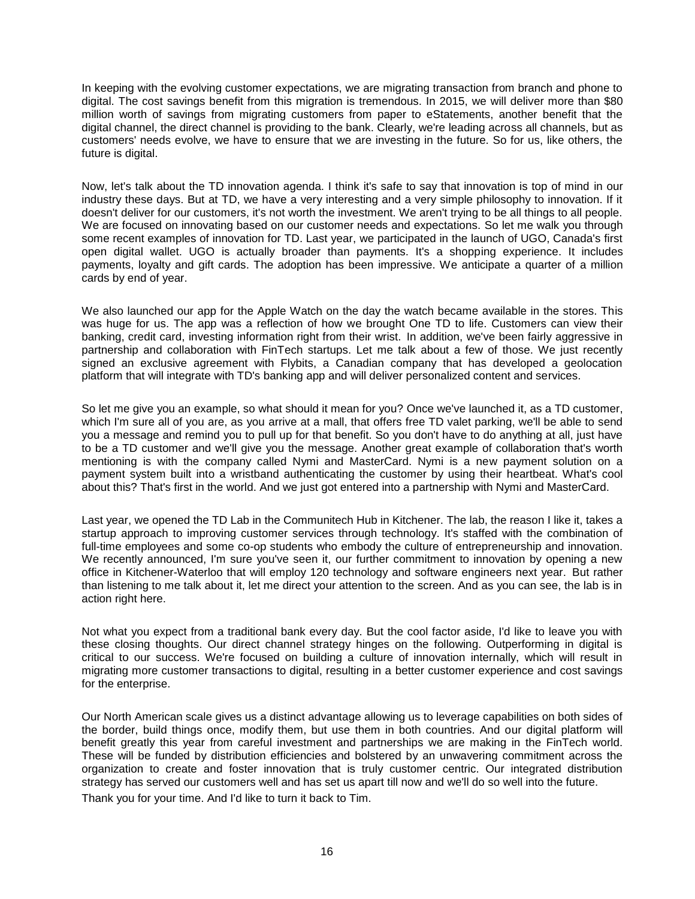In keeping with the evolving customer expectations, we are migrating transaction from branch and phone to digital. The cost savings benefit from this migration is tremendous. In 2015, we will deliver more than $80 million worth of savings from migrating customers from paper to eStatements, another benefit that the digital channel, the direct channel is providing to the bank. Clearly, we're leading across all channels, but as customers' needs evolve, we have to ensure that we are investing in the future. So for us, like others, the future is digital.

Now, let's talk about the TD innovation agenda. I think it's safe to say that innovation is top of mind in our industry these days. But at TD, we have a very interesting and a very simple philosophy to innovation. If it doesn't deliver for our customers, it's not worth the investment. We aren't trying to be all things to all people. We are focused on innovating based on our customer needs and expectations. So let me walk you through some recent examples of innovation for TD. Last year, we participated in the launch of UGO, Canada's first open digital wallet. UGO is actually broader than payments. It's a shopping experience. It includes payments, loyalty and gift cards. The adoption has been impressive. We anticipate a quarter of a million cards by end of year.

We also launched our app for the Apple Watch on the day the watch became available in the stores. This was huge for us. The app was a reflection of how we brought One TD to life. Customers can view their banking, credit card, investing information right from their wrist. In addition, we've been fairly aggressive in partnership and collaboration with FinTech startups. Let me talk about a few of those. We just recently signed an exclusive agreement with Flybits, a Canadian company that has developed a geolocation platform that will integrate with TD's banking app and will deliver personalized content and services.

So let me give you an example, so what should it mean for you? Once we've launched it, as a TD customer, which I'm sure all of you are, as you arrive at a mall, that offers free TD valet parking, we'll be able to send you a message and remind you to pull up for that benefit. So you don't have to do anything at all, just have to be a TD customer and we'll give you the message. Another great example of collaboration that's worth mentioning is with the company called Nymi and MasterCard. Nymi is a new payment solution on a payment system built into a wristband authenticating the customer by using their heartbeat. What's cool about this? That's first in the world. And we just got entered into a partnership with Nymi and MasterCard.

Last year, we opened the TD Lab in the Communitech Hub in Kitchener. The lab, the reason I like it, takes a startup approach to improving customer services through technology. It's staffed with the combination of full-time employees and some co-op students who embody the culture of entrepreneurship and innovation. We recently announced, I'm sure you've seen it, our further commitment to innovation by opening a new office in Kitchener-Waterloo that will employ 120 technology and software engineers next year. But rather than listening to me talk about it, let me direct your attention to the screen. And as you can see, the lab is in action right here.

Not what you expect from a traditional bank every day. But the cool factor aside, I'd like to leave you with these closing thoughts. Our direct channel strategy hinges on the following. Outperforming in digital is critical to our success. We're focused on building a culture of innovation internally, which will result in migrating more customer transactions to digital, resulting in a better customer experience and cost savings for the enterprise.

Our North American scale gives us a distinct advantage allowing us to leverage capabilities on both sides of the border, build things once, modify them, but use them in both countries. And our digital platform will benefit greatly this year from careful investment and partnerships we are making in the FinTech world. These will be funded by distribution efficiencies and bolstered by an unwavering commitment across the organization to create and foster innovation that is truly customer centric. Our integrated distribution strategy has served our customers well and has set us apart till now and we'll do so well into the future.

Thank you for your time. And I'd like to turn it back to Tim.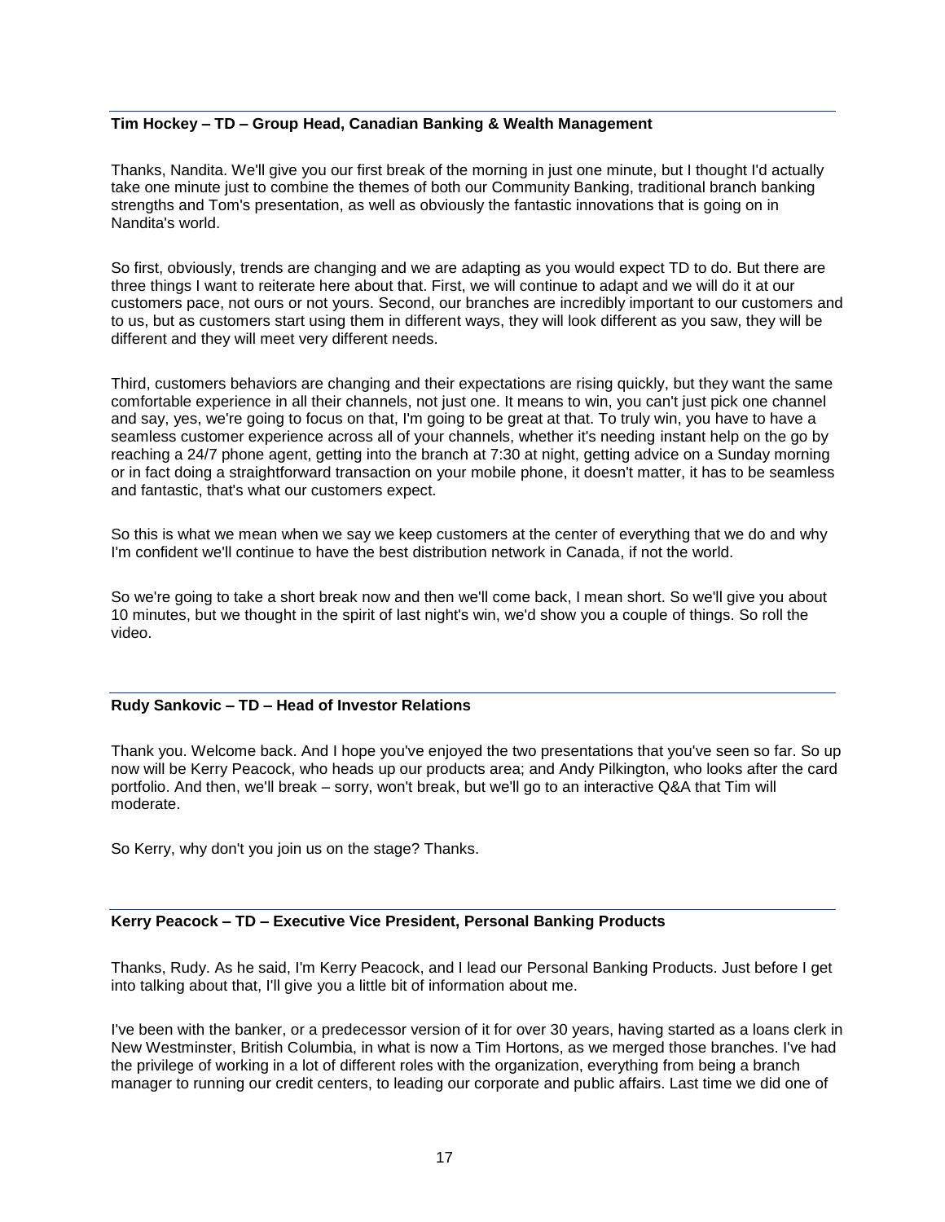**Tim Hockey – TD – Group Head, Canadian Banking & Wealth Management**

Thanks, Nandita. We'll give you our first break of the morning in just one minute, but I thought I'd actually take one minute just to combine the themes of both our Community Banking, traditional branch banking strengths and Tom's presentation, as well as obviously the fantastic innovations that is going on in Nandita's world.

So first, obviously, trends are changing and we are adapting as you would expect TD to do. But there are three things I want to reiterate here about that. First, we will continue to adapt and we will do it at our customers pace, not ours or not yours. Second, our branches are incredibly important to our customers and to us, but as customers start using them in different ways, they will look different as you saw, they will be different and they will meet very different needs.

Third, customers behaviors are changing and their expectations are rising quickly, but they want the same comfortable experience in all their channels, not just one. It means to win, you can't just pick one channel and say, yes, we're going to focus on that, I'm going to be great at that. To truly win, you have to have a seamless customer experience across all of your channels, whether it's needing instant help on the go by reaching a 24/7 phone agent, getting into the branch at 7:30 at night, getting advice on a Sunday morning or in fact doing a straightforward transaction on your mobile phone, it doesn't matter, it has to be seamless and fantastic, that's what our customers expect.

So this is what we mean when we say we keep customers at the center of everything that we do and why I'm confident we'll continue to have the best distribution network in Canada, if not the world.

So we're going to take a short break now and then we'll come back, I mean short. So we'll give you about 10 minutes, but we thought in the spirit of last night's win, we'd show you a couple of things. So roll the video.

**Rudy Sankovic – TD – Head of Investor Relations**

Thank you. Welcome back. And I hope you've enjoyed the two presentations that you've seen so far. So up now will be Kerry Peacock, who heads up our products area; and Andy Pilkington, who looks after the card portfolio. And then, we'll break – sorry, won't break, but we'll go to an interactive Q&A that Tim will moderate.

So Kerry, why don't you join us on the stage? Thanks.

**Kerry Peacock – TD – Executive Vice President, Personal Banking Products**

Thanks, Rudy. As he said, I'm Kerry Peacock, and I lead our Personal Banking Products. Just before I get into talking about that, I'll give you a little bit of information about me.

I've been with the banker, or a predecessor version of it for over 30 years, having started as a loans clerk in New Westminster, British Columbia, in what is now a Tim Hortons, as we merged those branches. I've had the privilege of working in a lot of different roles with the organization, everything from being a branch manager to running our credit centers, to leading our corporate and public affairs. Last time we did one of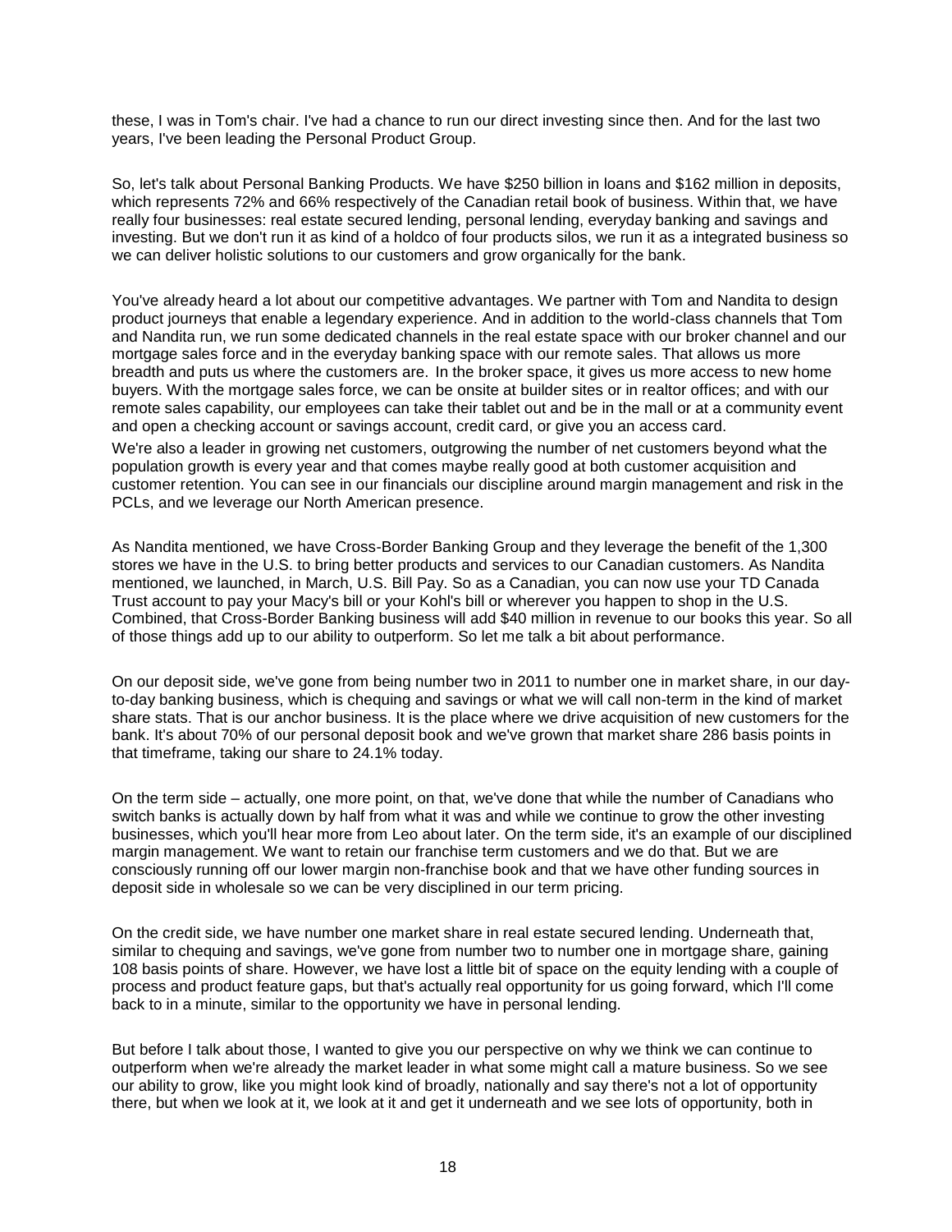these, I was in Tom's chair. I've had a chance to run our direct investing since then. And for the last two years, I've been leading the Personal Product Group.

So, let's talk about Personal Banking Products. We have $250 billion in loans and $162 million in deposits, which represents 72% and 66% respectively of the Canadian retail book of business. Within that, we have really four businesses: real estate secured lending, personal lending, everyday banking and savings and investing. But we don't run it as kind of a holdco of four products silos, we run it as a integrated business so we can deliver holistic solutions to our customers and grow organically for the bank.

You've already heard a lot about our competitive advantages. We partner with Tom and Nandita to design product journeys that enable a legendary experience. And in addition to the world-class channels that Tom and Nandita run, we run some dedicated channels in the real estate space with our broker channel and our mortgage sales force and in the everyday banking space with our remote sales. That allows us more breadth and puts us where the customers are. In the broker space, it gives us more access to new home buyers. With the mortgage sales force, we can be onsite at builder sites or in realtor offices; and with our remote sales capability, our employees can take their tablet out and be in the mall or at a community event and open a checking account or savings account, credit card, or give you an access card.

We're also a leader in growing net customers, outgrowing the number of net customers beyond what the population growth is every year and that comes maybe really good at both customer acquisition and customer retention. You can see in our financials our discipline around margin management and risk in the PCLs, and we leverage our North American presence.

As Nandita mentioned, we have Cross-Border Banking Group and they leverage the benefit of the 1,300 stores we have in the U.S. to bring better products and services to our Canadian customers. As Nandita mentioned, we launched, in March, U.S. Bill Pay. So as a Canadian, you can now use your TD Canada Trust account to pay your Macy's bill or your Kohl's bill or wherever you happen to shop in the U.S. Combined, that Cross-Border Banking business will add $40 million in revenue to our books this year. So all of those things add up to our ability to outperform. So let me talk a bit about performance.

On our deposit side, we've gone from being number two in 2011 to number one in market share, in our day-to-day banking business, which is chequing and savings or what we will call non-term in the kind of market share stats. That is our anchor business. It is the place where we drive acquisition of new customers for the bank. It's about 70% of our personal deposit book and we've grown that market share 286 basis points in that timeframe, taking our share to 24.1% today.

On the term side – actually, one more point, on that, we've done that while the number of Canadians who switch banks is actually down by half from what it was and while we continue to grow the other investing businesses, which you'll hear more from Leo about later. On the term side, it's an example of our disciplined margin management. We want to retain our franchise term customers and we do that. But we are consciously running off our lower margin non-franchise book and that we have other funding sources in deposit side in wholesale so we can be very disciplined in our term pricing.

On the credit side, we have number one market share in real estate secured lending. Underneath that, similar to chequing and savings, we've gone from number two to number one in mortgage share, gaining 108 basis points of share. However, we have lost a little bit of space on the equity lending with a couple of process and product feature gaps, but that's actually real opportunity for us going forward, which I'll come back to in a minute, similar to the opportunity we have in personal lending.

But before I talk about those, I wanted to give you our perspective on why we think we can continue to outperform when we're already the market leader in what some might call a mature business. So we see our ability to grow, like you might look kind of broadly, nationally and say there's not a lot of opportunity there, but when we look at it, we look at it and get it underneath and we see lots of opportunity, both in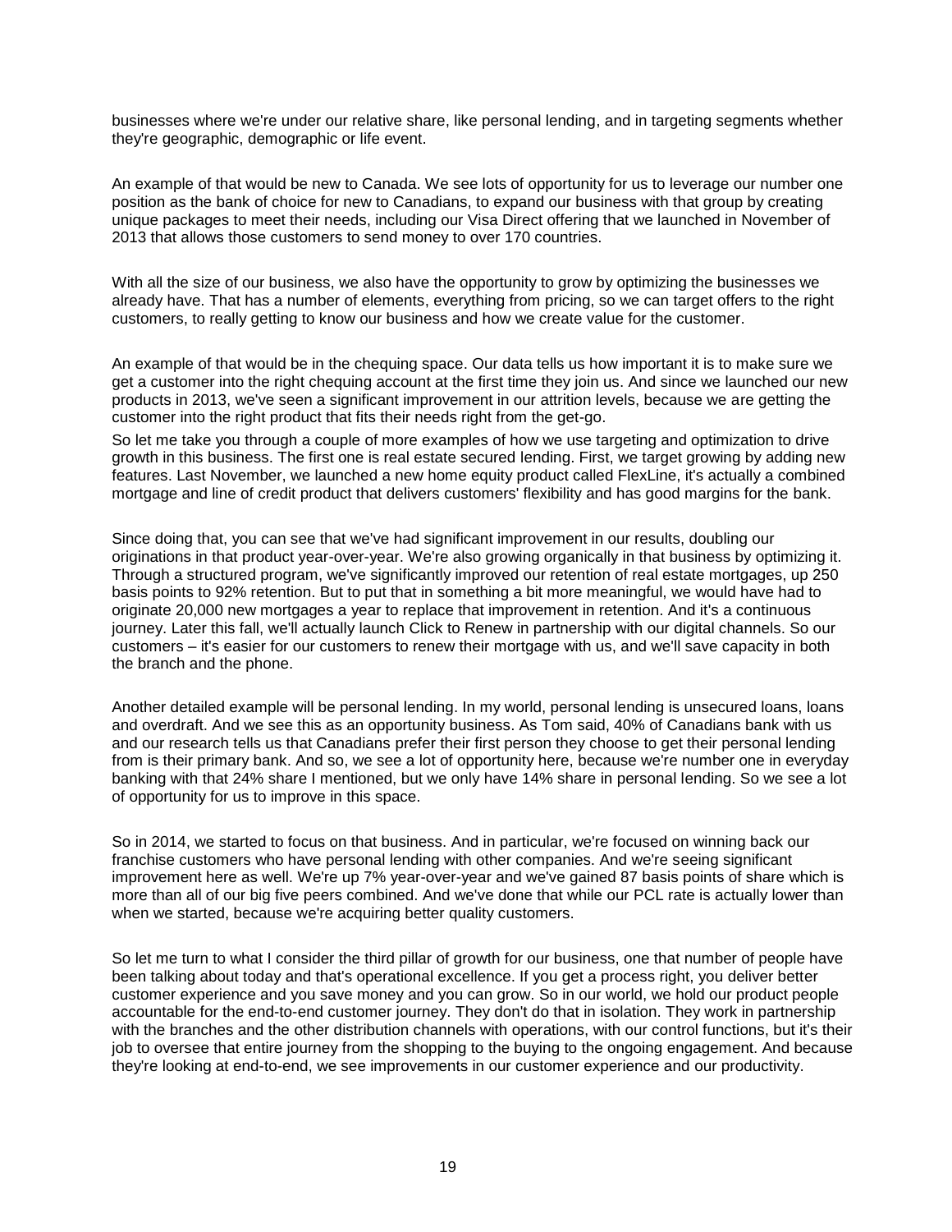businesses where we're under our relative share, like personal lending, and in targeting segments whether they're geographic, demographic or life event.

An example of that would be new to Canada. We see lots of opportunity for us to leverage our number one position as the bank of choice for new to Canadians, to expand our business with that group by creating unique packages to meet their needs, including our Visa Direct offering that we launched in November of 2013 that allows those customers to send money to over 170 countries.

With all the size of our business, we also have the opportunity to grow by optimizing the businesses we already have. That has a number of elements, everything from pricing, so we can target offers to the right customers, to really getting to know our business and how we create value for the customer.

An example of that would be in the chequing space. Our data tells us how important it is to make sure we get a customer into the right chequing account at the first time they join us. And since we launched our new products in 2013, we've seen a significant improvement in our attrition levels, because we are getting the customer into the right product that fits their needs right from the get-go.

So let me take you through a couple of more examples of how we use targeting and optimization to drive growth in this business. The first one is real estate secured lending. First, we target growing by adding new features. Last November, we launched a new home equity product called FlexLine, it's actually a combined mortgage and line of credit product that delivers customers' flexibility and has good margins for the bank.

Since doing that, you can see that we've had significant improvement in our results, doubling our originations in that product year-over-year. We're also growing organically in that business by optimizing it. Through a structured program, we've significantly improved our retention of real estate mortgages, up 250 basis points to 92% retention. But to put that in something a bit more meaningful, we would have had to originate 20,000 new mortgages a year to replace that improvement in retention. And it's a continuous journey. Later this fall, we'll actually launch Click to Renew in partnership with our digital channels. So our customers – it's easier for our customers to renew their mortgage with us, and we'll save capacity in both the branch and the phone.

Another detailed example will be personal lending. In my world, personal lending is unsecured loans, loans and overdraft. And we see this as an opportunity business. As Tom said, 40% of Canadians bank with us and our research tells us that Canadians prefer their first person they choose to get their personal lending from is their primary bank. And so, we see a lot of opportunity here, because we're number one in everyday banking with that 24% share I mentioned, but we only have 14% share in personal lending. So we see a lot of opportunity for us to improve in this space.

So in 2014, we started to focus on that business. And in particular, we're focused on winning back our franchise customers who have personal lending with other companies. And we're seeing significant improvement here as well. We're up 7% year-over-year and we've gained 87 basis points of share which is more than all of our big five peers combined. And we've done that while our PCL rate is actually lower than when we started, because we're acquiring better quality customers.

So let me turn to what I consider the third pillar of growth for our business, one that number of people have been talking about today and that's operational excellence. If you get a process right, you deliver better customer experience and you save money and you can grow. So in our world, we hold our product people accountable for the end-to-end customer journey. They don't do that in isolation. They work in partnership with the branches and the other distribution channels with operations, with our control functions, but it's their job to oversee that entire journey from the shopping to the buying to the ongoing engagement. And because they're looking at end-to-end, we see improvements in our customer experience and our productivity.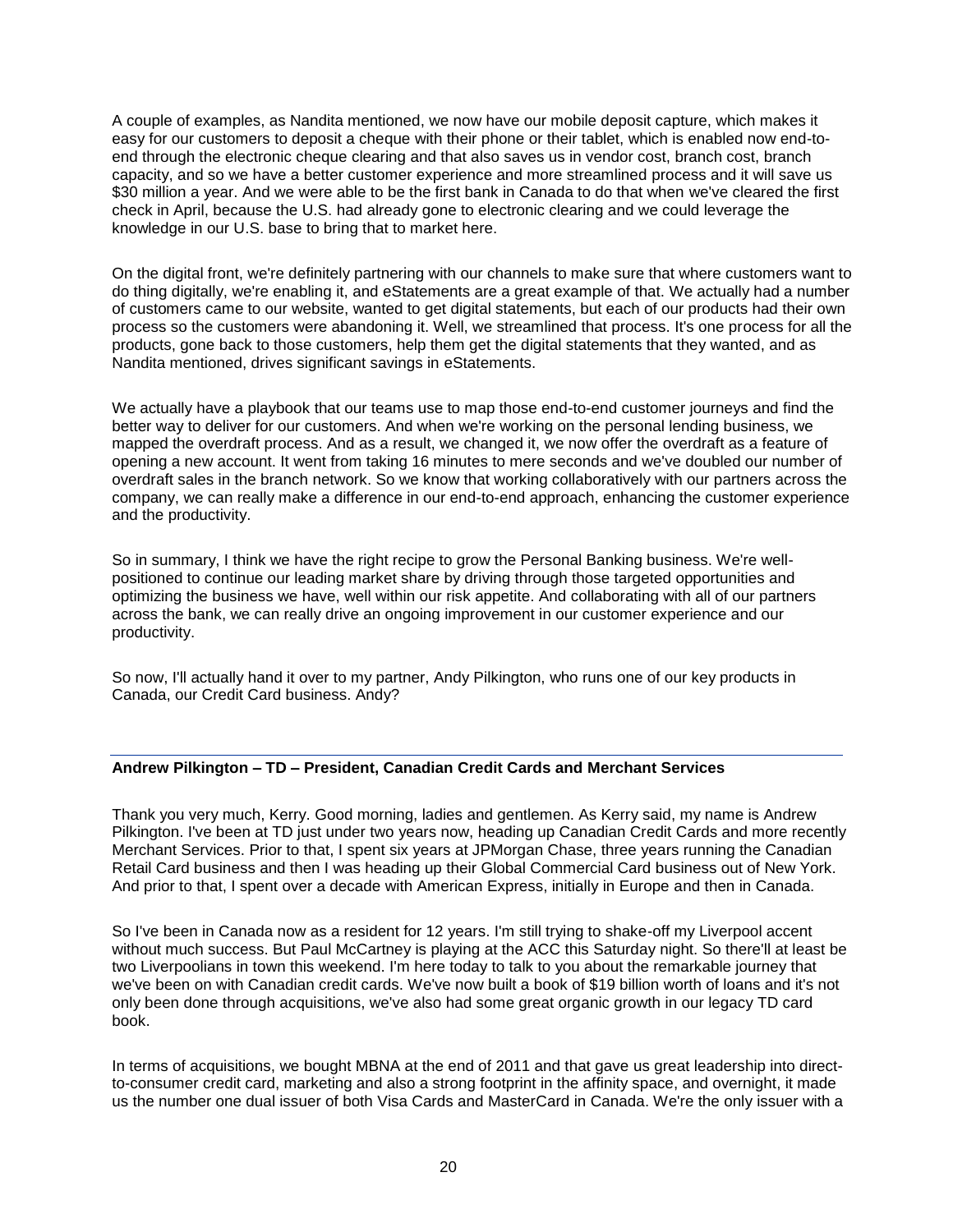A couple of examples, as Nandita mentioned, we now have our mobile deposit capture, which makes it easy for our customers to deposit a cheque with their phone or their tablet, which is enabled now end-to-end through the electronic cheque clearing and that also saves us in vendor cost, branch cost, branch capacity, and so we have a better customer experience and more streamlined process and it will save us $30 million a year. And we were able to be the first bank in Canada to do that when we've cleared the first check in April, because the U.S. had already gone to electronic clearing and we could leverage the knowledge in our U.S. base to bring that to market here.

On the digital front, we're definitely partnering with our channels to make sure that where customers want to do thing digitally, we're enabling it, and eStatements are a great example of that. We actually had a number of customers came to our website, wanted to get digital statements, but each of our products had their own process so the customers were abandoning it. Well, we streamlined that process. It's one process for all the products, gone back to those customers, help them get the digital statements that they wanted, and as Nandita mentioned, drives significant savings in eStatements.

We actually have a playbook that our teams use to map those end-to-end customer journeys and find the better way to deliver for our customers. And when we're working on the personal lending business, we mapped the overdraft process. And as a result, we changed it, we now offer the overdraft as a feature of opening a new account. It went from taking 16 minutes to mere seconds and we've doubled our number of overdraft sales in the branch network. So we know that working collaboratively with our partners across the company, we can really make a difference in our end-to-end approach, enhancing the customer experience and the productivity.

So in summary, I think we have the right recipe to grow the Personal Banking business. We're well-positioned to continue our leading market share by driving through those targeted opportunities and optimizing the business we have, well within our risk appetite. And collaborating with all of our partners across the bank, we can really drive an ongoing improvement in our customer experience and our productivity.

So now, I'll actually hand it over to my partner, Andy Pilkington, who runs one of our key products in Canada, our Credit Card business. Andy?

---

**Andrew Pilkington – TD – President, Canadian Credit Cards and Merchant Services**

Thank you very much, Kerry. Good morning, ladies and gentlemen. As Kerry said, my name is Andrew Pilkington. I've been at TD just under two years now, heading up Canadian Credit Cards and more recently Merchant Services. Prior to that, I spent six years at JPMorgan Chase, three years running the Canadian Retail Card business and then I was heading up their Global Commercial Card business out of New York. And prior to that, I spent over a decade with American Express, initially in Europe and then in Canada.

So I've been in Canada now as a resident for 12 years. I'm still trying to shake-off my Liverpool accent without much success. But Paul McCartney is playing at the ACC this Saturday night. So there'll at least be two Liverpoolians in town this weekend. I'm here today to talk to you about the remarkable journey that we've been on with Canadian credit cards. We've now built a book of $19 billion worth of loans and it's not only been done through acquisitions, we've also had some great organic growth in our legacy TD card book.

In terms of acquisitions, we bought MBNA at the end of 2011 and that gave us great leadership into direct-to-consumer credit card, marketing and also a strong footprint in the affinity space, and overnight, it made us the number one dual issuer of both Visa Cards and MasterCard in Canada. We're the only issuer with a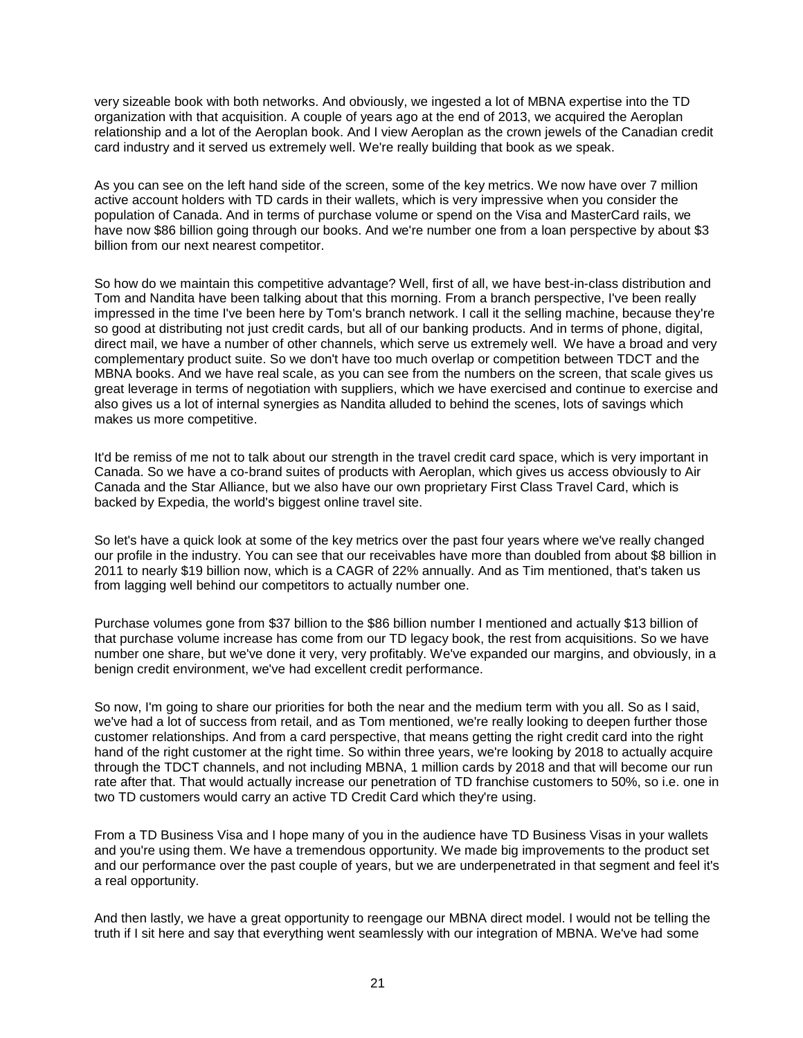very sizeable book with both networks. And obviously, we ingested a lot of MBNA expertise into the TD organization with that acquisition. A couple of years ago at the end of 2013, we acquired the Aeroplan relationship and a lot of the Aeroplan book. And I view Aeroplan as the crown jewels of the Canadian credit card industry and it served us extremely well. We're really building that book as we speak.

As you can see on the left hand side of the screen, some of the key metrics. We now have over 7 million active account holders with TD cards in their wallets, which is very impressive when you consider the population of Canada. And in terms of purchase volume or spend on the Visa and MasterCard rails, we have now $86 billion going through our books. And we're number one from a loan perspective by about $3 billion from our next nearest competitor.

So how do we maintain this competitive advantage? Well, first of all, we have best-in-class distribution and Tom and Nandita have been talking about that this morning. From a branch perspective, I've been really impressed in the time I've been here by Tom's branch network. I call it the selling machine, because they're so good at distributing not just credit cards, but all of our banking products. And in terms of phone, digital, direct mail, we have a number of other channels, which serve us extremely well. We have a broad and very complementary product suite. So we don't have too much overlap or competition between TDCT and the MBNA books. And we have real scale, as you can see from the numbers on the screen, that scale gives us great leverage in terms of negotiation with suppliers, which we have exercised and continue to exercise and also gives us a lot of internal synergies as Nandita alluded to behind the scenes, lots of savings which makes us more competitive.

It'd be remiss of me not to talk about our strength in the travel credit card space, which is very important in Canada. So we have a co-brand suites of products with Aeroplan, which gives us access obviously to Air Canada and the Star Alliance, but we also have our own proprietary First Class Travel Card, which is backed by Expedia, the world's biggest online travel site.

So let's have a quick look at some of the key metrics over the past four years where we've really changed our profile in the industry. You can see that our receivables have more than doubled from about $8 billion in 2011 to nearly $19 billion now, which is a CAGR of 22% annually. And as Tim mentioned, that's taken us from lagging well behind our competitors to actually number one.

Purchase volumes gone from $37 billion to the $86 billion number I mentioned and actually $13 billion of that purchase volume increase has come from our TD legacy book, the rest from acquisitions. So we have number one share, but we've done it very, very profitably. We've expanded our margins, and obviously, in a benign credit environment, we've had excellent credit performance.

So now, I'm going to share our priorities for both the near and the medium term with you all. So as I said, we've had a lot of success from retail, and as Tom mentioned, we're really looking to deepen further those customer relationships. And from a card perspective, that means getting the right credit card into the right hand of the right customer at the right time. So within three years, we're looking by 2018 to actually acquire through the TDCT channels, and not including MBNA, 1 million cards by 2018 and that will become our run rate after that. That would actually increase our penetration of TD franchise customers to 50%, so i.e. one in two TD customers would carry an active TD Credit Card which they're using.

From a TD Business Visa and I hope many of you in the audience have TD Business Visas in your wallets and you're using them. We have a tremendous opportunity. We made big improvements to the product set and our performance over the past couple of years, but we are underpenetrated in that segment and feel it's a real opportunity.

And then lastly, we have a great opportunity to reengage our MBNA direct model. I would not be telling the truth if I sit here and say that everything went seamlessly with our integration of MBNA. We've had some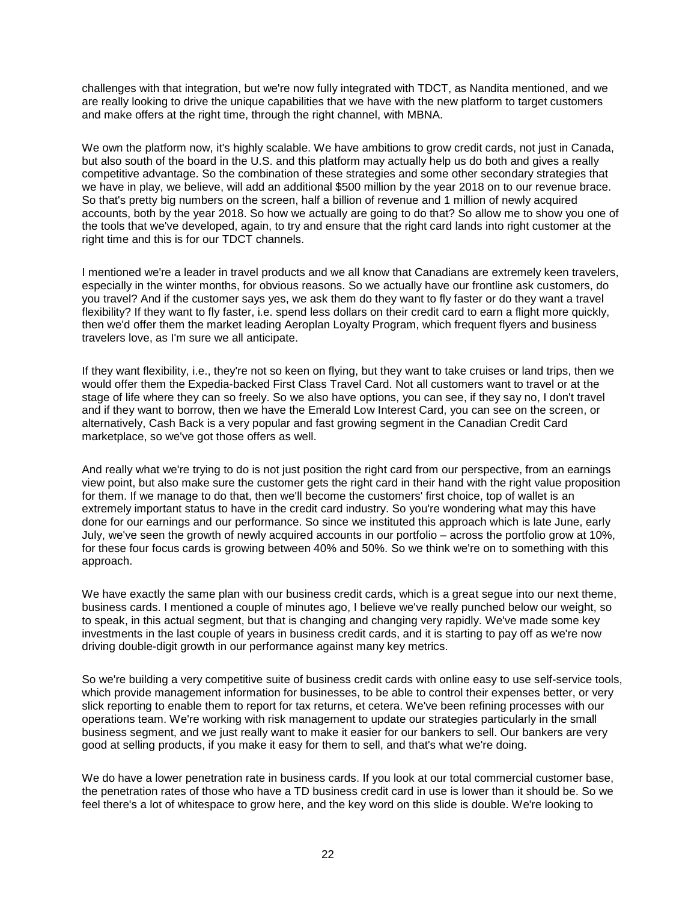challenges with that integration, but we're now fully integrated with TDCT, as Nandita mentioned, and we are really looking to drive the unique capabilities that we have with the new platform to target customers and make offers at the right time, through the right channel, with MBNA.

We own the platform now, it's highly scalable. We have ambitions to grow credit cards, not just in Canada, but also south of the board in the U.S. and this platform may actually help us do both and gives a really competitive advantage. So the combination of these strategies and some other secondary strategies that we have in play, we believe, will add an additional $500 million by the year 2018 on to our revenue brace. So that's pretty big numbers on the screen, half a billion of revenue and 1 million of newly acquired accounts, both by the year 2018. So how we actually are going to do that? So allow me to show you one of the tools that we've developed, again, to try and ensure that the right card lands into right customer at the right time and this is for our TDCT channels.

I mentioned we're a leader in travel products and we all know that Canadians are extremely keen travelers, especially in the winter months, for obvious reasons. So we actually have our frontline ask customers, do you travel? And if the customer says yes, we ask them do they want to fly faster or do they want a travel flexibility? If they want to fly faster, i.e. spend less dollars on their credit card to earn a flight more quickly, then we'd offer them the market leading Aeroplan Loyalty Program, which frequent flyers and business travelers love, as I'm sure we all anticipate.

If they want flexibility, i.e., they're not so keen on flying, but they want to take cruises or land trips, then we would offer them the Expedia-backed First Class Travel Card. Not all customers want to travel or at the stage of life where they can so freely. So we also have options, you can see, if they say no, I don't travel and if they want to borrow, then we have the Emerald Low Interest Card, you can see on the screen, or alternatively, Cash Back is a very popular and fast growing segment in the Canadian Credit Card marketplace, so we've got those offers as well.

And really what we're trying to do is not just position the right card from our perspective, from an earnings view point, but also make sure the customer gets the right card in their hand with the right value proposition for them. If we manage to do that, then we'll become the customers' first choice, top of wallet is an extremely important status to have in the credit card industry. So you're wondering what may this have done for our earnings and our performance. So since we instituted this approach which is late June, early July, we've seen the growth of newly acquired accounts in our portfolio – across the portfolio grow at 10%, for these four focus cards is growing between 40% and 50%. So we think we're on to something with this approach.

We have exactly the same plan with our business credit cards, which is a great segue into our next theme, business cards. I mentioned a couple of minutes ago, I believe we've really punched below our weight, so to speak, in this actual segment, but that is changing and changing very rapidly. We've made some key investments in the last couple of years in business credit cards, and it is starting to pay off as we're now driving double-digit growth in our performance against many key metrics.

So we're building a very competitive suite of business credit cards with online easy to use self-service tools, which provide management information for businesses, to be able to control their expenses better, or very slick reporting to enable them to report for tax returns, et cetera. We've been refining processes with our operations team. We're working with risk management to update our strategies particularly in the small business segment, and we just really want to make it easier for our bankers to sell. Our bankers are very good at selling products, if you make it easy for them to sell, and that's what we're doing.

We do have a lower penetration rate in business cards. If you look at our total commercial customer base, the penetration rates of those who have a TD business credit card in use is lower than it should be. So we feel there's a lot of whitespace to grow here, and the key word on this slide is double. We're looking to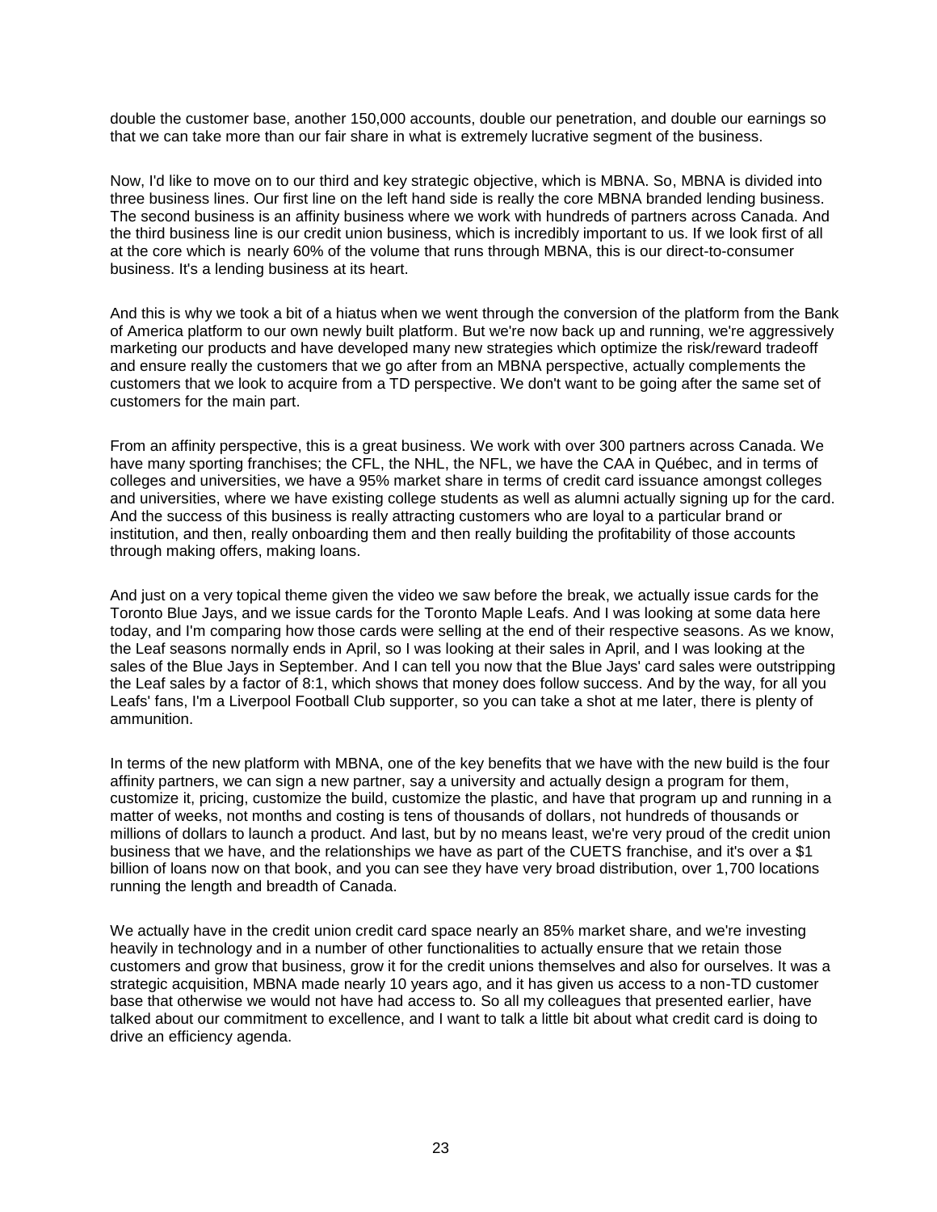double the customer base, another 150,000 accounts, double our penetration, and double our earnings so that we can take more than our fair share in what is extremely lucrative segment of the business.

Now, I'd like to move on to our third and key strategic objective, which is MBNA. So, MBNA is divided into three business lines. Our first line on the left hand side is really the core MBNA branded lending business. The second business is an affinity business where we work with hundreds of partners across Canada. And the third business line is our credit union business, which is incredibly important to us. If we look first of all at the core which is nearly 60% of the volume that runs through MBNA, this is our direct-to-consumer business. It's a lending business at its heart.

And this is why we took a bit of a hiatus when we went through the conversion of the platform from the Bank of America platform to our own newly built platform. But we're now back up and running, we're aggressively marketing our products and have developed many new strategies which optimize the risk/reward tradeoff and ensure really the customers that we go after from an MBNA perspective, actually complements the customers that we look to acquire from a TD perspective. We don't want to be going after the same set of customers for the main part.

From an affinity perspective, this is a great business. We work with over 300 partners across Canada. We have many sporting franchises; the CFL, the NHL, the NFL, we have the CAA in Québec, and in terms of colleges and universities, we have a 95% market share in terms of credit card issuance amongst colleges and universities, where we have existing college students as well as alumni actually signing up for the card. And the success of this business is really attracting customers who are loyal to a particular brand or institution, and then, really onboarding them and then really building the profitability of those accounts through making offers, making loans.

And just on a very topical theme given the video we saw before the break, we actually issue cards for the Toronto Blue Jays, and we issue cards for the Toronto Maple Leafs. And I was looking at some data here today, and I'm comparing how those cards were selling at the end of their respective seasons. As we know, the Leaf seasons normally ends in April, so I was looking at their sales in April, and I was looking at the sales of the Blue Jays in September. And I can tell you now that the Blue Jays' card sales were outstripping the Leaf sales by a factor of 8:1, which shows that money does follow success. And by the way, for all you Leafs' fans, I'm a Liverpool Football Club supporter, so you can take a shot at me later, there is plenty of ammunition.

In terms of the new platform with MBNA, one of the key benefits that we have with the new build is the four affinity partners, we can sign a new partner, say a university and actually design a program for them, customize it, pricing, customize the build, customize the plastic, and have that program up and running in a matter of weeks, not months and costing is tens of thousands of dollars, not hundreds of thousands or millions of dollars to launch a product. And last, but by no means least, we're very proud of the credit union business that we have, and the relationships we have as part of the CUETS franchise, and it's over a $1 billion of loans now on that book, and you can see they have very broad distribution, over 1,700 locations running the length and breadth of Canada.

We actually have in the credit union credit card space nearly an 85% market share, and we're investing heavily in technology and in a number of other functionalities to actually ensure that we retain those customers and grow that business, grow it for the credit unions themselves and also for ourselves. It was a strategic acquisition, MBNA made nearly 10 years ago, and it has given us access to a non-TD customer base that otherwise we would not have had access to. So all my colleagues that presented earlier, have talked about our commitment to excellence, and I want to talk a little bit about what credit card is doing to drive an efficiency agenda.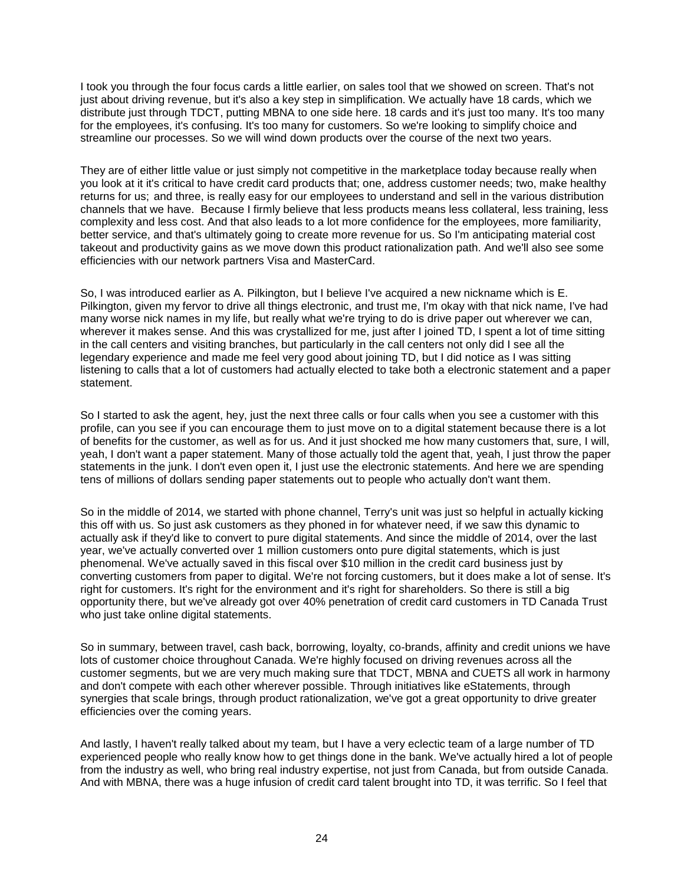I took you through the four focus cards a little earlier, on sales tool that we showed on screen. That's not just about driving revenue, but it's also a key step in simplification. We actually have 18 cards, which we distribute just through TDCT, putting MBNA to one side here. 18 cards and it's just too many. It's too many for the employees, it's confusing. It's too many for customers. So we're looking to simplify choice and streamline our processes. So we will wind down products over the course of the next two years.

They are of either little value or just simply not competitive in the marketplace today because really when you look at it it's critical to have credit card products that; one, address customer needs; two, make healthy returns for us; and three, is really easy for our employees to understand and sell in the various distribution channels that we have. Because I firmly believe that less products means less collateral, less training, less complexity and less cost. And that also leads to a lot more confidence for the employees, more familiarity, better service, and that's ultimately going to create more revenue for us. So I'm anticipating material cost takeout and productivity gains as we move down this product rationalization path. And we'll also see some efficiencies with our network partners Visa and MasterCard.

So, I was introduced earlier as A. Pilkington, but I believe I've acquired a new nickname which is E. Pilkington, given my fervor to drive all things electronic, and trust me, I'm okay with that nick name, I've had many worse nick names in my life, but really what we're trying to do is drive paper out wherever we can, wherever it makes sense. And this was crystallized for me, just after I joined TD, I spent a lot of time sitting in the call centers and visiting branches, but particularly in the call centers not only did I see all the legendary experience and made me feel very good about joining TD, but I did notice as I was sitting listening to calls that a lot of customers had actually elected to take both a electronic statement and a paper statement.

So I started to ask the agent, hey, just the next three calls or four calls when you see a customer with this profile, can you see if you can encourage them to just move on to a digital statement because there is a lot of benefits for the customer, as well as for us. And it just shocked me how many customers that, sure, I will, yeah, I don't want a paper statement. Many of those actually told the agent that, yeah, I just throw the paper statements in the junk. I don't even open it, I just use the electronic statements. And here we are spending tens of millions of dollars sending paper statements out to people who actually don't want them.

So in the middle of 2014, we started with phone channel, Terry's unit was just so helpful in actually kicking this off with us. So just ask customers as they phoned in for whatever need, if we saw this dynamic to actually ask if they'd like to convert to pure digital statements. And since the middle of 2014, over the last year, we've actually converted over 1 million customers onto pure digital statements, which is just phenomenal. We've actually saved in this fiscal over $10 million in the credit card business just by converting customers from paper to digital. We're not forcing customers, but it does make a lot of sense. It's right for customers. It's right for the environment and it's right for shareholders. So there is still a big opportunity there, but we've already got over 40% penetration of credit card customers in TD Canada Trust who just take online digital statements.

So in summary, between travel, cash back, borrowing, loyalty, co-brands, affinity and credit unions we have lots of customer choice throughout Canada. We're highly focused on driving revenues across all the customer segments, but we are very much making sure that TDCT, MBNA and CUETS all work in harmony and don't compete with each other wherever possible. Through initiatives like eStatements, through synergies that scale brings, through product rationalization, we've got a great opportunity to drive greater efficiencies over the coming years.

And lastly, I haven't really talked about my team, but I have a very eclectic team of a large number of TD experienced people who really know how to get things done in the bank. We've actually hired a lot of people from the industry as well, who bring real industry expertise, not just from Canada, but from outside Canada. And with MBNA, there was a huge infusion of credit card talent brought into TD, it was terrific. So I feel that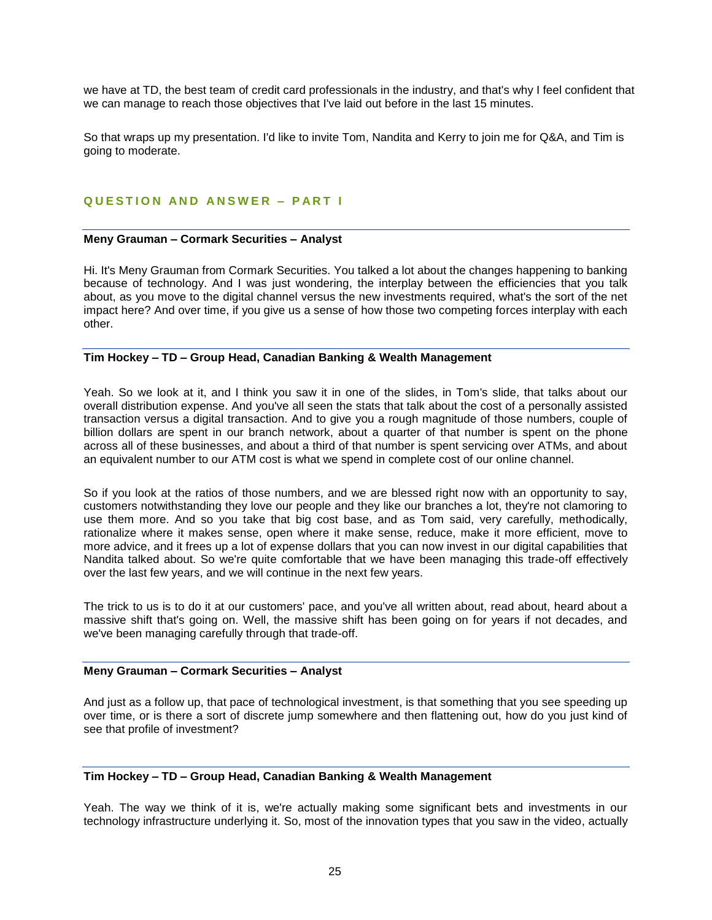we have at TD, the best team of credit card professionals in the industry, and that's why I feel confident that we can manage to reach those objectives that I've laid out before in the last 15 minutes.

So that wraps up my presentation. I'd like to invite Tom, Nandita and Kerry to join me for Q&A, and Tim is going to moderate.

## QUESTION AND ANSWER – PART I

**Meny Grauman – Cormark Securities – Analyst**

Hi. It's Meny Grauman from Cormark Securities. You talked a lot about the changes happening to banking because of technology. And I was just wondering, the interplay between the efficiencies that you talk about, as you move to the digital channel versus the new investments required, what's the sort of the net impact here? And over time, if you give us a sense of how those two competing forces interplay with each other.

**Tim Hockey – TD – Group Head, Canadian Banking & Wealth Management**

Yeah. So we look at it, and I think you saw it in one of the slides, in Tom's slide, that talks about our overall distribution expense. And you've all seen the stats that talk about the cost of a personally assisted transaction versus a digital transaction. And to give you a rough magnitude of those numbers, couple of billion dollars are spent in our branch network, about a quarter of that number is spent on the phone across all of these businesses, and about a third of that number is spent servicing over ATMs, and about an equivalent number to our ATM cost is what we spend in complete cost of our online channel.

So if you look at the ratios of those numbers, and we are blessed right now with an opportunity to say, customers notwithstanding they love our people and they like our branches a lot, they're not clamoring to use them more. And so you take that big cost base, and as Tom said, very carefully, methodically, rationalize where it makes sense, open where it make sense, reduce, make it more efficient, move to more advice, and it frees up a lot of expense dollars that you can now invest in our digital capabilities that Nandita talked about. So we're quite comfortable that we have been managing this trade-off effectively over the last few years, and we will continue in the next few years.

The trick to us is to do it at our customers' pace, and you've all written about, read about, heard about a massive shift that's going on. Well, the massive shift has been going on for years if not decades, and we've been managing carefully through that trade-off.

**Meny Grauman – Cormark Securities – Analyst**

And just as a follow up, that pace of technological investment, is that something that you see speeding up over time, or is there a sort of discrete jump somewhere and then flattening out, how do you just kind of see that profile of investment?

**Tim Hockey – TD – Group Head, Canadian Banking & Wealth Management**

Yeah. The way we think of it is, we're actually making some significant bets and investments in our technology infrastructure underlying it. So, most of the innovation types that you saw in the video, actually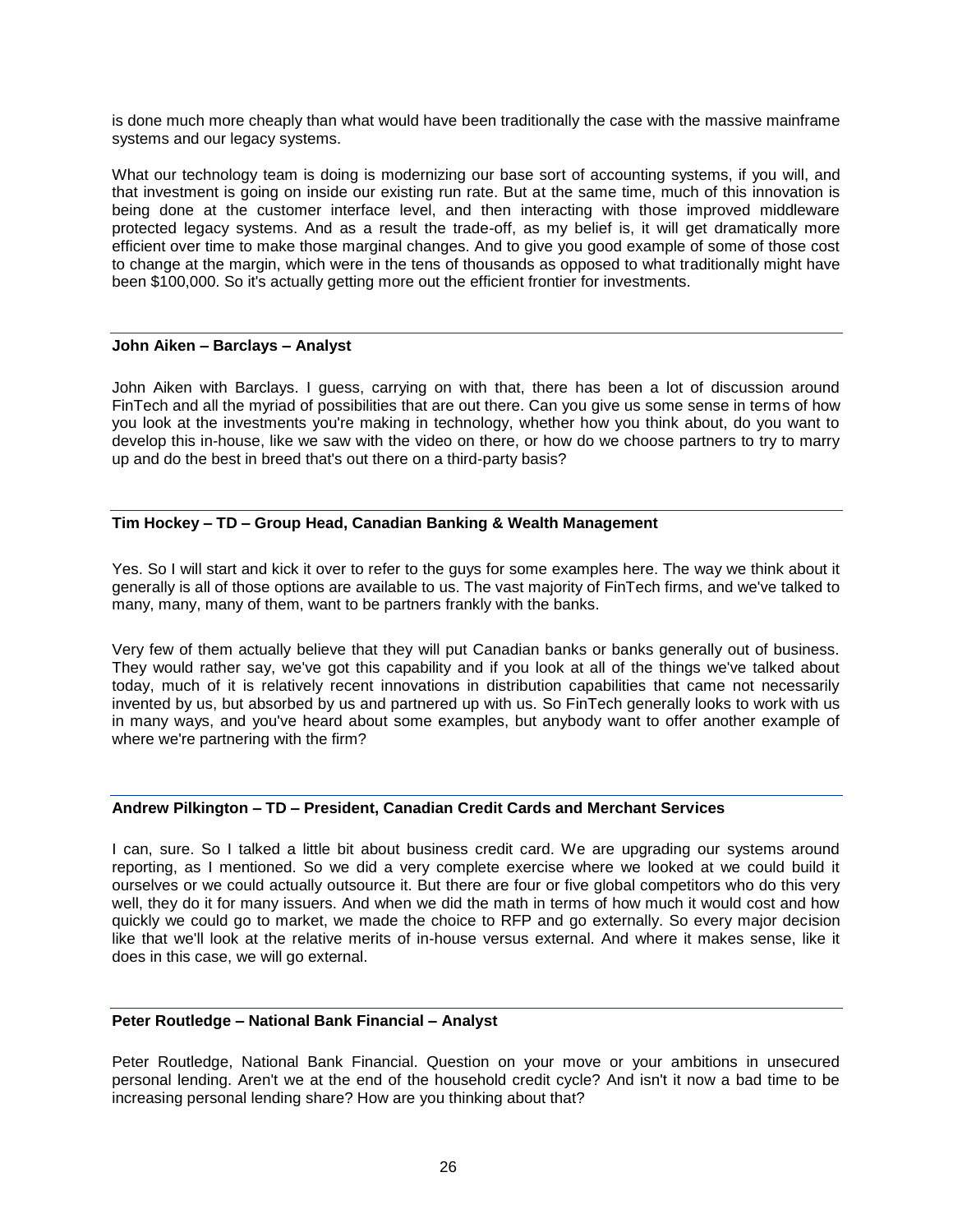is done much more cheaply than what would have been traditionally the case with the massive mainframe systems and our legacy systems.

What our technology team is doing is modernizing our base sort of accounting systems, if you will, and that investment is going on inside our existing run rate. But at the same time, much of this innovation is being done at the customer interface level, and then interacting with those improved middleware protected legacy systems. And as a result the trade-off, as my belief is, it will get dramatically more efficient over time to make those marginal changes. And to give you good example of some of those cost to change at the margin, which were in the tens of thousands as opposed to what traditionally might have been $100,000. So it's actually getting more out the efficient frontier for investments.

---

**John Aiken – Barclays – Analyst**

John Aiken with Barclays. I guess, carrying on with that, there has been a lot of discussion around FinTech and all the myriad of possibilities that are out there. Can you give us some sense in terms of how you look at the investments you're making in technology, whether how you think about, do you want to develop this in-house, like we saw with the video on there, or how do we choose partners to try to marry up and do the best in breed that's out there on a third-party basis?

---

**Tim Hockey – TD – Group Head, Canadian Banking & Wealth Management**

Yes. So I will start and kick it over to refer to the guys for some examples here. The way we think about it generally is all of those options are available to us. The vast majority of FinTech firms, and we've talked to many, many, many of them, want to be partners frankly with the banks.

Very few of them actually believe that they will put Canadian banks or banks generally out of business. They would rather say, we've got this capability and if you look at all of the things we've talked about today, much of it is relatively recent innovations in distribution capabilities that came not necessarily invented by us, but absorbed by us and partnered up with us. So FinTech generally looks to work with us in many ways, and you've heard about some examples, but anybody want to offer another example of where we're partnering with the firm?

---

**Andrew Pilkington – TD – President, Canadian Credit Cards and Merchant Services**

I can, sure. So I talked a little bit about business credit card. We are upgrading our systems around reporting, as I mentioned. So we did a very complete exercise where we looked at we could build it ourselves or we could actually outsource it. But there are four or five global competitors who do this very well, they do it for many issuers. And when we did the math in terms of how much it would cost and how quickly we could go to market, we made the choice to RFP and go externally. So every major decision like that we'll look at the relative merits of in-house versus external. And where it makes sense, like it does in this case, we will go external.

---

**Peter Routledge – National Bank Financial – Analyst**

Peter Routledge, National Bank Financial. Question on your move or your ambitions in unsecured personal lending. Aren't we at the end of the household credit cycle? And isn't it now a bad time to be increasing personal lending share? How are you thinking about that?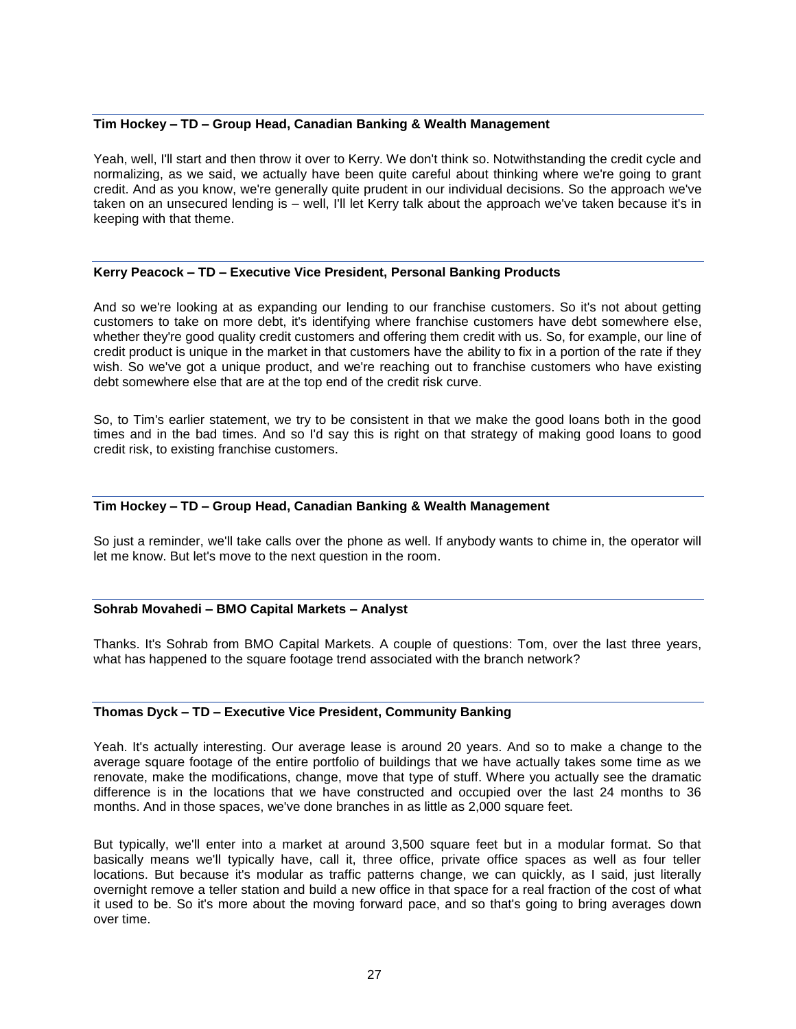**Tim Hockey – TD – Group Head, Canadian Banking & Wealth Management**

Yeah, well, I'll start and then throw it over to Kerry. We don't think so. Notwithstanding the credit cycle and normalizing, as we said, we actually have been quite careful about thinking where we're going to grant credit. And as you know, we're generally quite prudent in our individual decisions. So the approach we've taken on an unsecured lending is – well, I'll let Kerry talk about the approach we've taken because it's in keeping with that theme.

**Kerry Peacock – TD – Executive Vice President, Personal Banking Products**

And so we're looking at as expanding our lending to our franchise customers. So it's not about getting customers to take on more debt, it's identifying where franchise customers have debt somewhere else, whether they're good quality credit customers and offering them credit with us. So, for example, our line of credit product is unique in the market in that customers have the ability to fix in a portion of the rate if they wish. So we've got a unique product, and we're reaching out to franchise customers who have existing debt somewhere else that are at the top end of the credit risk curve.

So, to Tim's earlier statement, we try to be consistent in that we make the good loans both in the good times and in the bad times. And so I'd say this is right on that strategy of making good loans to good credit risk, to existing franchise customers.

**Tim Hockey – TD – Group Head, Canadian Banking & Wealth Management**

So just a reminder, we'll take calls over the phone as well. If anybody wants to chime in, the operator will let me know. But let's move to the next question in the room.

**Sohrab Movahedi – BMO Capital Markets – Analyst**

Thanks. It's Sohrab from BMO Capital Markets. A couple of questions: Tom, over the last three years, what has happened to the square footage trend associated with the branch network?

**Thomas Dyck – TD – Executive Vice President, Community Banking**

Yeah. It's actually interesting. Our average lease is around 20 years. And so to make a change to the average square footage of the entire portfolio of buildings that we have actually takes some time as we renovate, make the modifications, change, move that type of stuff. Where you actually see the dramatic difference is in the locations that we have constructed and occupied over the last 24 months to 36 months. And in those spaces, we've done branches in as little as 2,000 square feet.

But typically, we'll enter into a market at around 3,500 square feet but in a modular format. So that basically means we'll typically have, call it, three office, private office spaces as well as four teller locations. But because it's modular as traffic patterns change, we can quickly, as I said, just literally overnight remove a teller station and build a new office in that space for a real fraction of the cost of what it used to be. So it's more about the moving forward pace, and so that's going to bring averages down over time.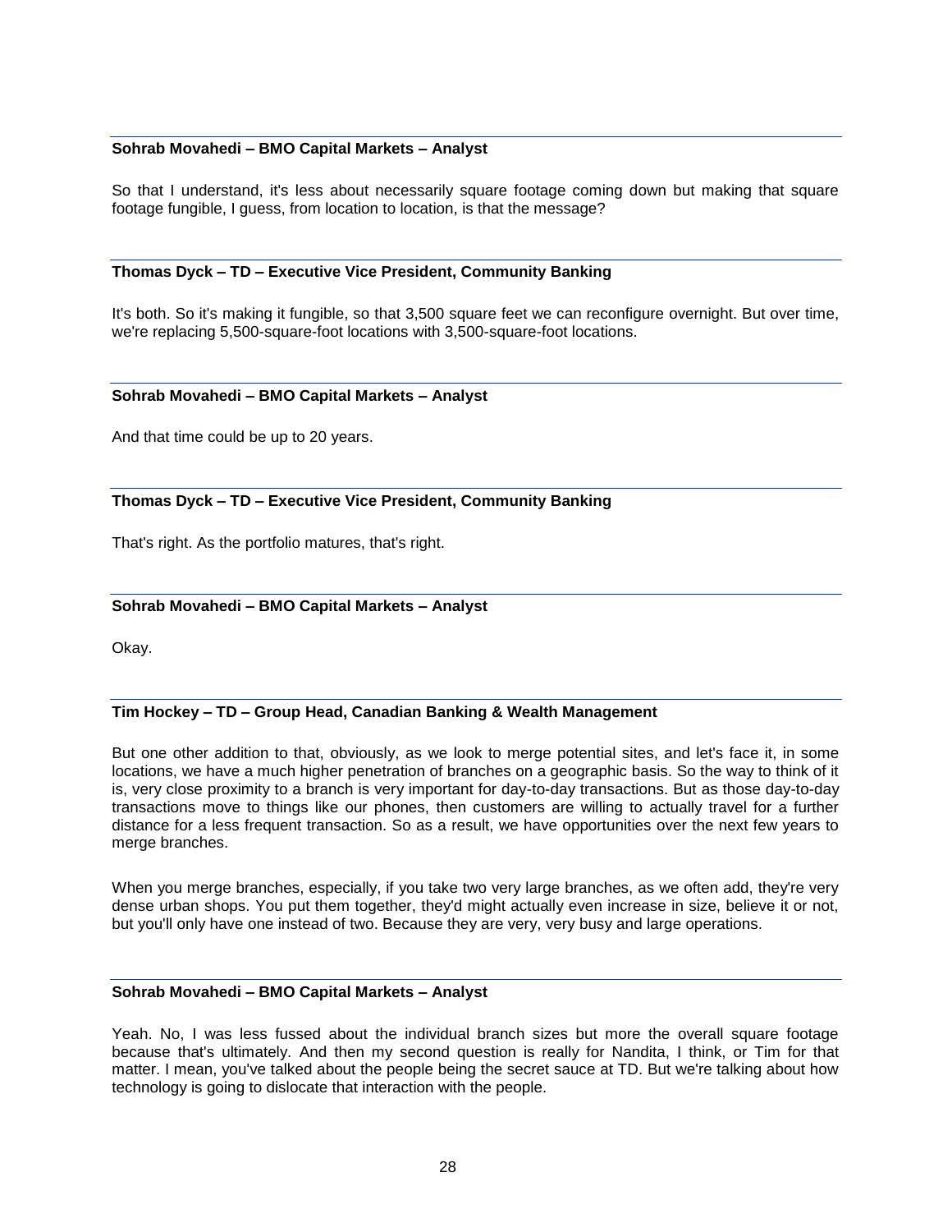**Sohrab Movahedi – BMO Capital Markets – Analyst**

So that I understand, it's less about necessarily square footage coming down but making that square footage fungible, I guess, from location to location, is that the message?

**Thomas Dyck – TD – Executive Vice President, Community Banking**

It's both. So it's making it fungible, so that 3,500 square feet we can reconfigure overnight. But over time, we're replacing 5,500-square-foot locations with 3,500-square-foot locations.

**Sohrab Movahedi – BMO Capital Markets – Analyst**

And that time could be up to 20 years.

**Thomas Dyck – TD – Executive Vice President, Community Banking**

That's right. As the portfolio matures, that's right.

**Sohrab Movahedi – BMO Capital Markets – Analyst**

Okay.

**Tim Hockey – TD – Group Head, Canadian Banking & Wealth Management**

But one other addition to that, obviously, as we look to merge potential sites, and let's face it, in some locations, we have a much higher penetration of branches on a geographic basis. So the way to think of it is, very close proximity to a branch is very important for day-to-day transactions. But as those day-to-day transactions move to things like our phones, then customers are willing to actually travel for a further distance for a less frequent transaction. So as a result, we have opportunities over the next few years to merge branches.

When you merge branches, especially, if you take two very large branches, as we often add, they're very dense urban shops. You put them together, they'd might actually even increase in size, believe it or not, but you'll only have one instead of two. Because they are very, very busy and large operations.

**Sohrab Movahedi – BMO Capital Markets – Analyst**

Yeah. No, I was less fussed about the individual branch sizes but more the overall square footage because that's ultimately. And then my second question is really for Nandita, I think, or Tim for that matter. I mean, you've talked about the people being the secret sauce at TD. But we're talking about how technology is going to dislocate that interaction with the people.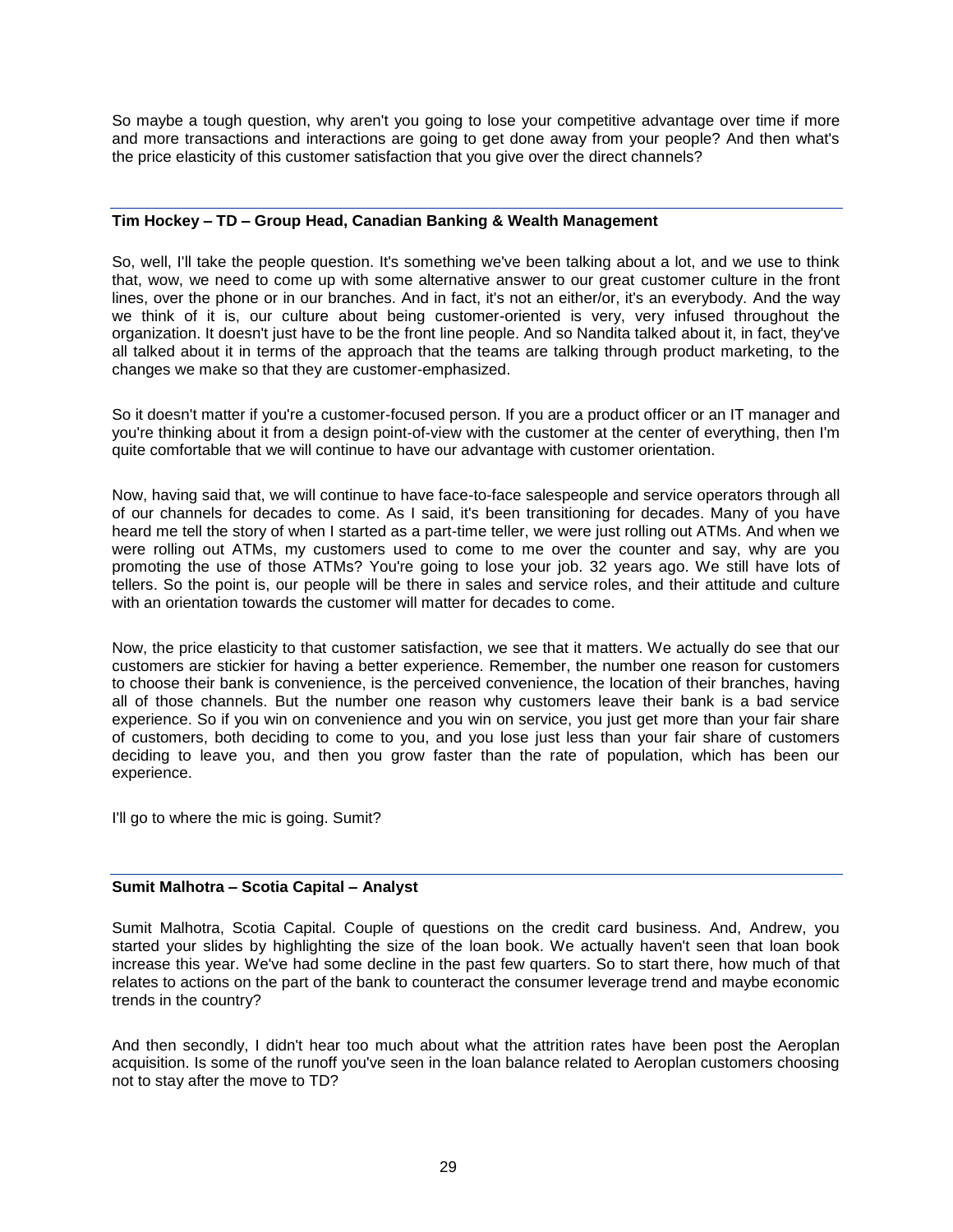So maybe a tough question, why aren't you going to lose your competitive advantage over time if more and more transactions and interactions are going to get done away from your people? And then what's the price elasticity of this customer satisfaction that you give over the direct channels?

---

**Tim Hockey – TD – Group Head, Canadian Banking & Wealth Management**

So, well, I'll take the people question. It's something we've been talking about a lot, and we use to think that, wow, we need to come up with some alternative answer to our great customer culture in the front lines, over the phone or in our branches. And in fact, it's not an either/or, it's an everybody. And the way we think of it is, our culture about being customer-oriented is very, very infused throughout the organization. It doesn't just have to be the front line people. And so Nandita talked about it, in fact, they've all talked about it in terms of the approach that the teams are talking through product marketing, to the changes we make so that they are customer-emphasized.

So it doesn't matter if you're a customer-focused person. If you are a product officer or an IT manager and you're thinking about it from a design point-of-view with the customer at the center of everything, then I'm quite comfortable that we will continue to have our advantage with customer orientation.

Now, having said that, we will continue to have face-to-face salespeople and service operators through all of our channels for decades to come. As I said, it's been transitioning for decades. Many of you have heard me tell the story of when I started as a part-time teller, we were just rolling out ATMs. And when we were rolling out ATMs, my customers used to come to me over the counter and say, why are you promoting the use of those ATMs? You're going to lose your job. 32 years ago. We still have lots of tellers. So the point is, our people will be there in sales and service roles, and their attitude and culture with an orientation towards the customer will matter for decades to come.

Now, the price elasticity to that customer satisfaction, we see that it matters. We actually do see that our customers are stickier for having a better experience. Remember, the number one reason for customers to choose their bank is convenience, is the perceived convenience, the location of their branches, having all of those channels. But the number one reason why customers leave their bank is a bad service experience. So if you win on convenience and you win on service, you just get more than your fair share of customers, both deciding to come to you, and you lose just less than your fair share of customers deciding to leave you, and then you grow faster than the rate of population, which has been our experience.

I'll go to where the mic is going. Sumit?

---

**Sumit Malhotra – Scotia Capital – Analyst**

Sumit Malhotra, Scotia Capital. Couple of questions on the credit card business. And, Andrew, you started your slides by highlighting the size of the loan book. We actually haven't seen that loan book increase this year. We've had some decline in the past few quarters. So to start there, how much of that relates to actions on the part of the bank to counteract the consumer leverage trend and maybe economic trends in the country?

And then secondly, I didn't hear too much about what the attrition rates have been post the Aeroplan acquisition. Is some of the runoff you've seen in the loan balance related to Aeroplan customers choosing not to stay after the move to TD?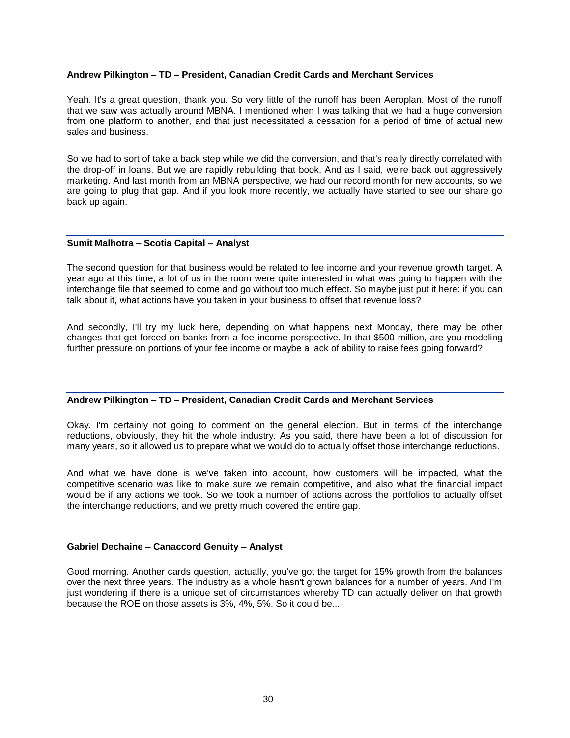**Andrew Pilkington – TD – President, Canadian Credit Cards and Merchant Services**

Yeah. It's a great question, thank you. So very little of the runoff has been Aeroplan. Most of the runoff that we saw was actually around MBNA. I mentioned when I was talking that we had a huge conversion from one platform to another, and that just necessitated a cessation for a period of time of actual new sales and business.

So we had to sort of take a back step while we did the conversion, and that's really directly correlated with the drop-off in loans. But we are rapidly rebuilding that book. And as I said, we're back out aggressively marketing. And last month from an MBNA perspective, we had our record month for new accounts, so we are going to plug that gap. And if you look more recently, we actually have started to see our share go back up again.

**Sumit Malhotra – Scotia Capital – Analyst**

The second question for that business would be related to fee income and your revenue growth target. A year ago at this time, a lot of us in the room were quite interested in what was going to happen with the interchange file that seemed to come and go without too much effect. So maybe just put it here: if you can talk about it, what actions have you taken in your business to offset that revenue loss?

And secondly, I'll try my luck here, depending on what happens next Monday, there may be other changes that get forced on banks from a fee income perspective. In that $500 million, are you modeling further pressure on portions of your fee income or maybe a lack of ability to raise fees going forward?

**Andrew Pilkington – TD – President, Canadian Credit Cards and Merchant Services**

Okay. I'm certainly not going to comment on the general election. But in terms of the interchange reductions, obviously, they hit the whole industry. As you said, there have been a lot of discussion for many years, so it allowed us to prepare what we would do to actually offset those interchange reductions.

And what we have done is we've taken into account, how customers will be impacted, what the competitive scenario was like to make sure we remain competitive, and also what the financial impact would be if any actions we took. So we took a number of actions across the portfolios to actually offset the interchange reductions, and we pretty much covered the entire gap.

**Gabriel Dechaine – Canaccord Genuity – Analyst**

Good morning. Another cards question, actually, you've got the target for 15% growth from the balances over the next three years. The industry as a whole hasn't grown balances for a number of years. And I'm just wondering if there is a unique set of circumstances whereby TD can actually deliver on that growth because the ROE on those assets is 3%, 4%, 5%. So it could be...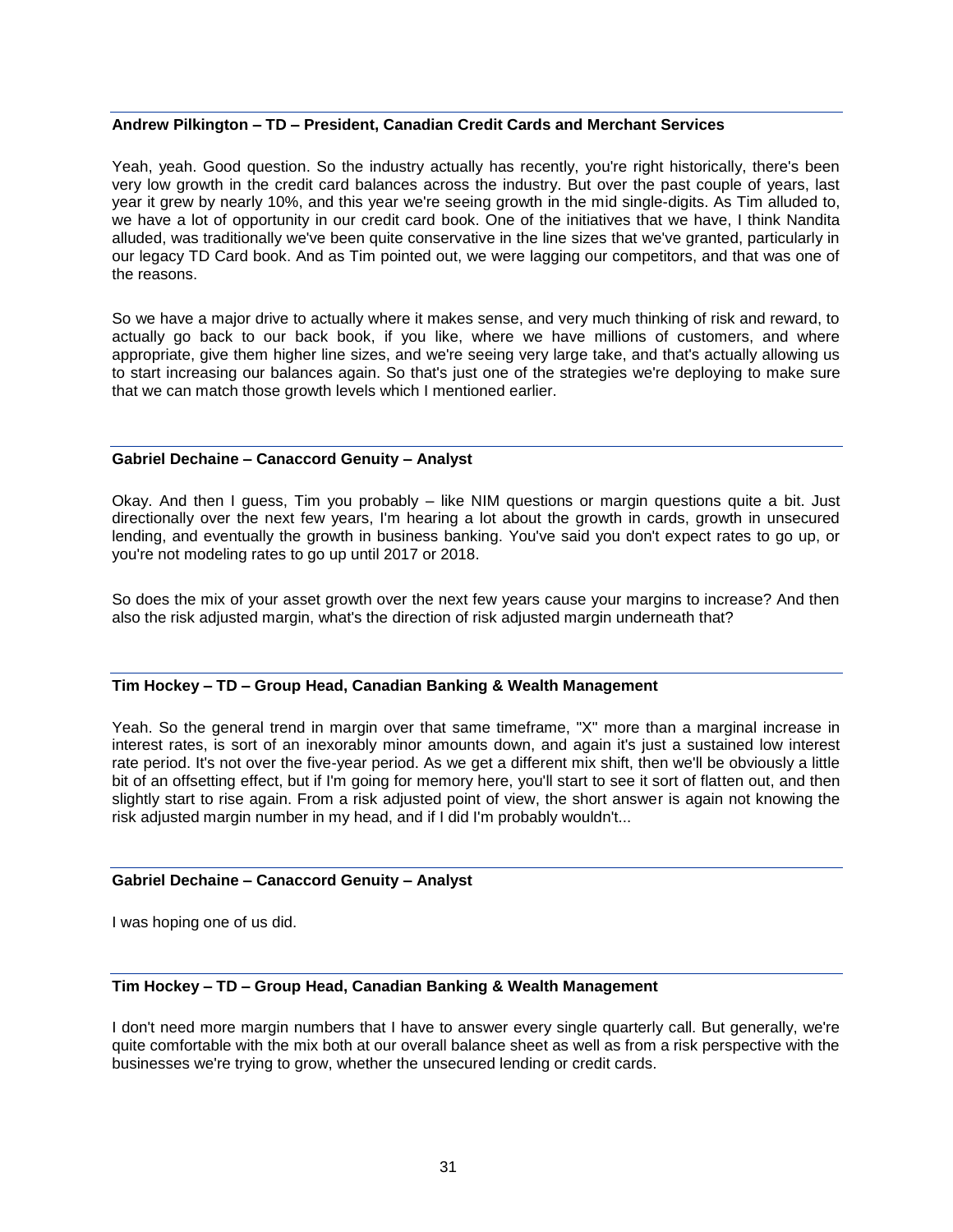**Andrew Pilkington – TD – President, Canadian Credit Cards and Merchant Services**

Yeah, yeah. Good question. So the industry actually has recently, you're right historically, there's been very low growth in the credit card balances across the industry. But over the past couple of years, last year it grew by nearly 10%, and this year we're seeing growth in the mid single-digits. As Tim alluded to, we have a lot of opportunity in our credit card book. One of the initiatives that we have, I think Nandita alluded, was traditionally we've been quite conservative in the line sizes that we've granted, particularly in our legacy TD Card book. And as Tim pointed out, we were lagging our competitors, and that was one of the reasons.

So we have a major drive to actually where it makes sense, and very much thinking of risk and reward, to actually go back to our back book, if you like, where we have millions of customers, and where appropriate, give them higher line sizes, and we're seeing very large take, and that's actually allowing us to start increasing our balances again. So that's just one of the strategies we're deploying to make sure that we can match those growth levels which I mentioned earlier.

**Gabriel Dechaine – Canaccord Genuity – Analyst**

Okay. And then I guess, Tim you probably – like NIM questions or margin questions quite a bit. Just directionally over the next few years, I'm hearing a lot about the growth in cards, growth in unsecured lending, and eventually the growth in business banking. You've said you don't expect rates to go up, or you're not modeling rates to go up until 2017 or 2018.

So does the mix of your asset growth over the next few years cause your margins to increase? And then also the risk adjusted margin, what's the direction of risk adjusted margin underneath that?

**Tim Hockey – TD – Group Head, Canadian Banking & Wealth Management**

Yeah. So the general trend in margin over that same timeframe, "X" more than a marginal increase in interest rates, is sort of an inexorably minor amounts down, and again it's just a sustained low interest rate period. It's not over the five-year period. As we get a different mix shift, then we'll be obviously a little bit of an offsetting effect, but if I'm going for memory here, you'll start to see it sort of flatten out, and then slightly start to rise again. From a risk adjusted point of view, the short answer is again not knowing the risk adjusted margin number in my head, and if I did I'm probably wouldn't...

**Gabriel Dechaine – Canaccord Genuity – Analyst**

I was hoping one of us did.

**Tim Hockey – TD – Group Head, Canadian Banking & Wealth Management**

I don't need more margin numbers that I have to answer every single quarterly call. But generally, we're quite comfortable with the mix both at our overall balance sheet as well as from a risk perspective with the businesses we're trying to grow, whether the unsecured lending or credit cards.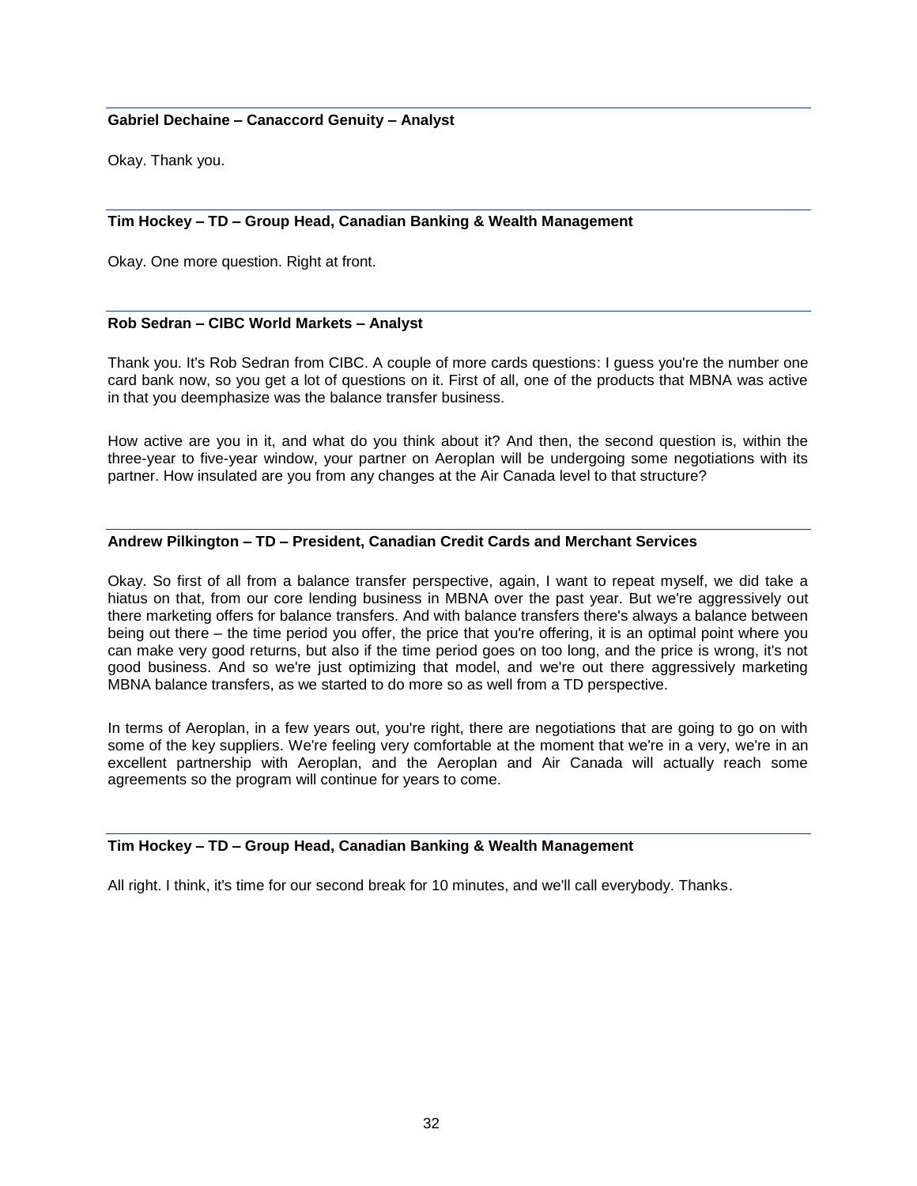**Gabriel Dechaine – Canaccord Genuity – Analyst**

Okay. Thank you.

**Tim Hockey – TD – Group Head, Canadian Banking & Wealth Management**

Okay. One more question. Right at front.

**Rob Sedran – CIBC World Markets – Analyst**

Thank you. It's Rob Sedran from CIBC. A couple of more cards questions: I guess you're the number one card bank now, so you get a lot of questions on it. First of all, one of the products that MBNA was active in that you deemphasize was the balance transfer business.

How active are you in it, and what do you think about it? And then, the second question is, within the three-year to five-year window, your partner on Aeroplan will be undergoing some negotiations with its partner. How insulated are you from any changes at the Air Canada level to that structure?

**Andrew Pilkington – TD – President, Canadian Credit Cards and Merchant Services**

Okay. So first of all from a balance transfer perspective, again, I want to repeat myself, we did take a hiatus on that, from our core lending business in MBNA over the past year. But we're aggressively out there marketing offers for balance transfers. And with balance transfers there's always a balance between being out there – the time period you offer, the price that you're offering, it is an optimal point where you can make very good returns, but also if the time period goes on too long, and the price is wrong, it's not good business. And so we're just optimizing that model, and we're out there aggressively marketing MBNA balance transfers, as we started to do more so as well from a TD perspective.

In terms of Aeroplan, in a few years out, you're right, there are negotiations that are going to go on with some of the key suppliers. We're feeling very comfortable at the moment that we're in a very, we're in an excellent partnership with Aeroplan, and the Aeroplan and Air Canada will actually reach some agreements so the program will continue for years to come.

**Tim Hockey – TD – Group Head, Canadian Banking & Wealth Management**

All right. I think, it's time for our second break for 10 minutes, and we'll call everybody. Thanks.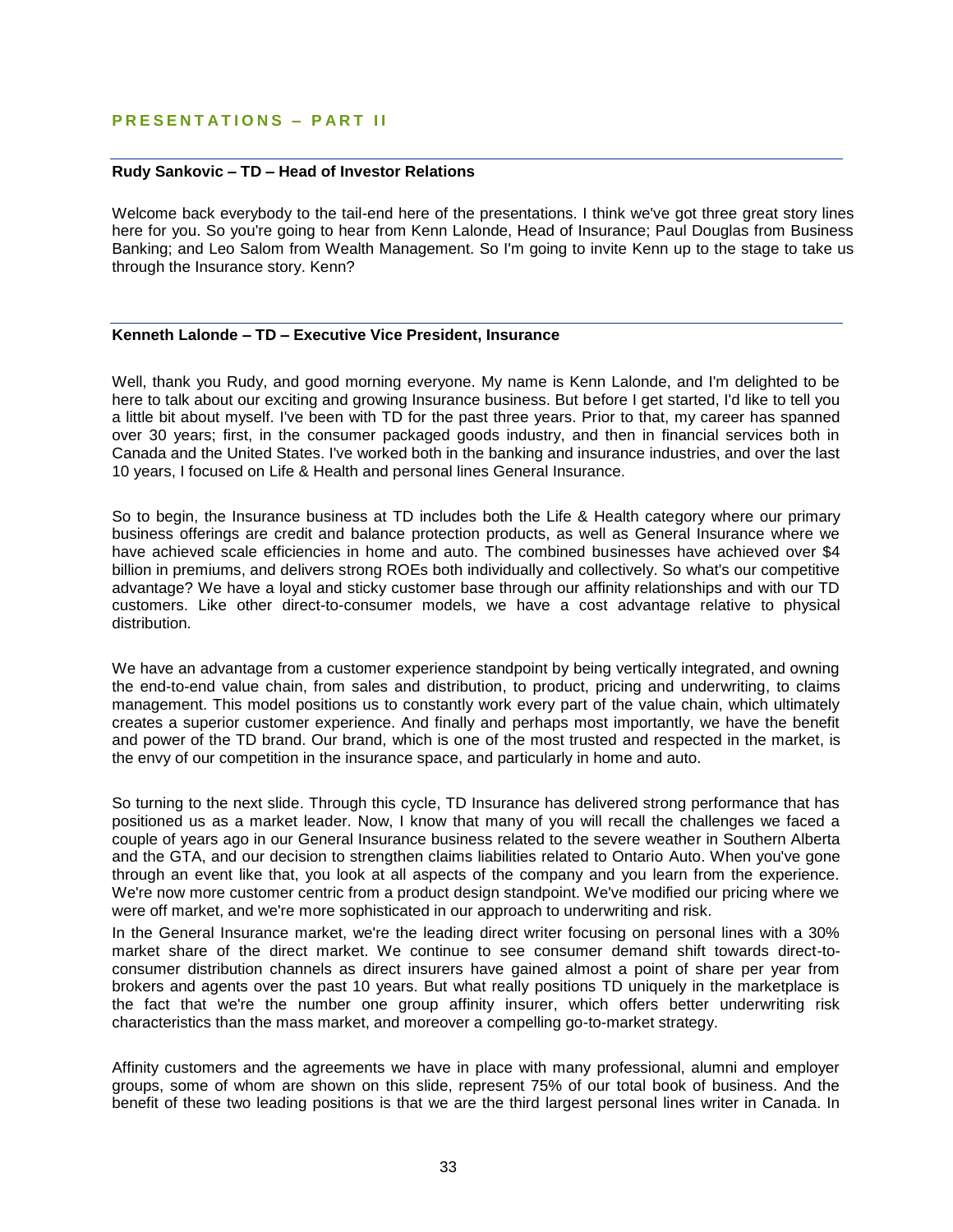## PRESENTATIONS – PART II

**Rudy Sankovic – TD – Head of Investor Relations**

Welcome back everybody to the tail-end here of the presentations. I think we've got three great story lines here for you. So you're going to hear from Kenn Lalonde, Head of Insurance; Paul Douglas from Business Banking; and Leo Salom from Wealth Management. So I'm going to invite Kenn up to the stage to take us through the Insurance story. Kenn?

**Kenneth Lalonde – TD – Executive Vice President, Insurance**

Well, thank you Rudy, and good morning everyone. My name is Kenn Lalonde, and I'm delighted to be here to talk about our exciting and growing Insurance business. But before I get started, I'd like to tell you a little bit about myself. I've been with TD for the past three years. Prior to that, my career has spanned over 30 years; first, in the consumer packaged goods industry, and then in financial services both in Canada and the United States. I've worked both in the banking and insurance industries, and over the last 10 years, I focused on Life & Health and personal lines General Insurance.

So to begin, the Insurance business at TD includes both the Life & Health category where our primary business offerings are credit and balance protection products, as well as General Insurance where we have achieved scale efficiencies in home and auto. The combined businesses have achieved over $4 billion in premiums, and delivers strong ROEs both individually and collectively. So what's our competitive advantage? We have a loyal and sticky customer base through our affinity relationships and with our TD customers. Like other direct-to-consumer models, we have a cost advantage relative to physical distribution.

We have an advantage from a customer experience standpoint by being vertically integrated, and owning the end-to-end value chain, from sales and distribution, to product, pricing and underwriting, to claims management. This model positions us to constantly work every part of the value chain, which ultimately creates a superior customer experience. And finally and perhaps most importantly, we have the benefit and power of the TD brand. Our brand, which is one of the most trusted and respected in the market, is the envy of our competition in the insurance space, and particularly in home and auto.

So turning to the next slide. Through this cycle, TD Insurance has delivered strong performance that has positioned us as a market leader. Now, I know that many of you will recall the challenges we faced a couple of years ago in our General Insurance business related to the severe weather in Southern Alberta and the GTA, and our decision to strengthen claims liabilities related to Ontario Auto. When you've gone through an event like that, you look at all aspects of the company and you learn from the experience. We're now more customer centric from a product design standpoint. We've modified our pricing where we were off market, and we're more sophisticated in our approach to underwriting and risk.

In the General Insurance market, we're the leading direct writer focusing on personal lines with a 30% market share of the direct market. We continue to see consumer demand shift towards direct-to-consumer distribution channels as direct insurers have gained almost a point of share per year from brokers and agents over the past 10 years. But what really positions TD uniquely in the marketplace is the fact that we're the number one group affinity insurer, which offers better underwriting risk characteristics than the mass market, and moreover a compelling go-to-market strategy.

Affinity customers and the agreements we have in place with many professional, alumni and employer groups, some of whom are shown on this slide, represent 75% of our total book of business. And the benefit of these two leading positions is that we are the third largest personal lines writer in Canada. In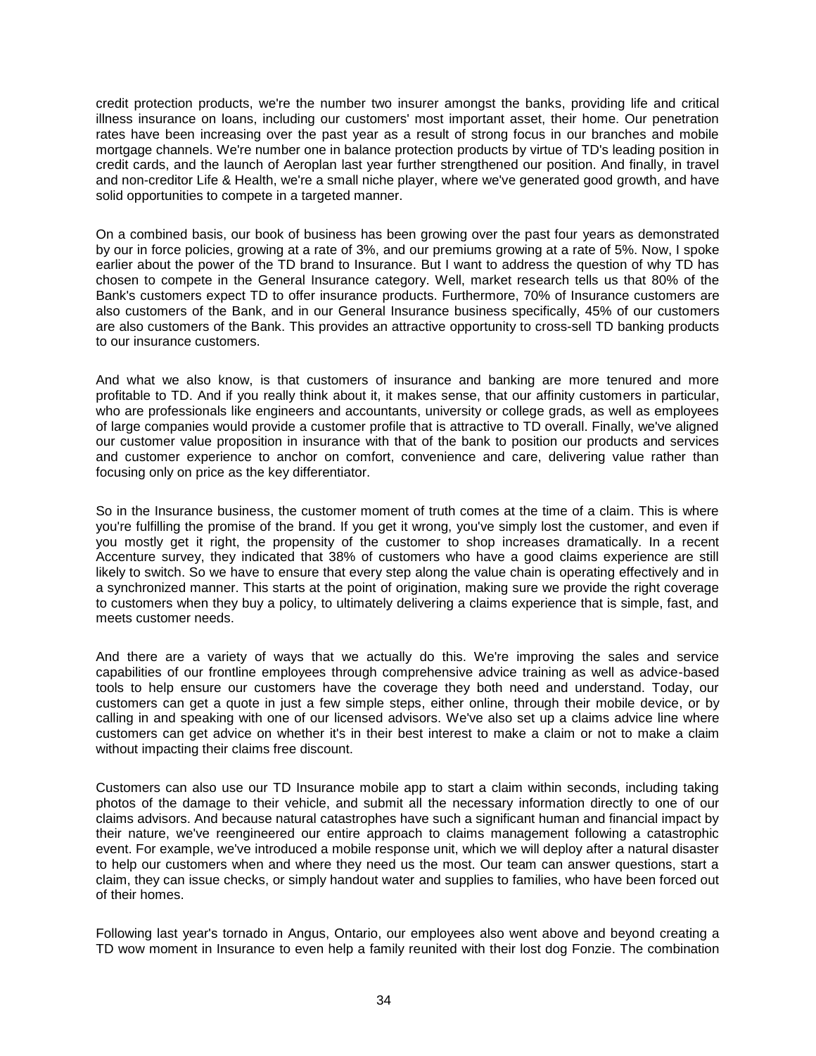credit protection products, we're the number two insurer amongst the banks, providing life and critical illness insurance on loans, including our customers' most important asset, their home. Our penetration rates have been increasing over the past year as a result of strong focus in our branches and mobile mortgage channels. We're number one in balance protection products by virtue of TD's leading position in credit cards, and the launch of Aeroplan last year further strengthened our position. And finally, in travel and non-creditor Life & Health, we're a small niche player, where we've generated good growth, and have solid opportunities to compete in a targeted manner.

On a combined basis, our book of business has been growing over the past four years as demonstrated by our in force policies, growing at a rate of 3%, and our premiums growing at a rate of 5%. Now, I spoke earlier about the power of the TD brand to Insurance. But I want to address the question of why TD has chosen to compete in the General Insurance category. Well, market research tells us that 80% of the Bank's customers expect TD to offer insurance products. Furthermore, 70% of Insurance customers are also customers of the Bank, and in our General Insurance business specifically, 45% of our customers are also customers of the Bank. This provides an attractive opportunity to cross-sell TD banking products to our insurance customers.

And what we also know, is that customers of insurance and banking are more tenured and more profitable to TD. And if you really think about it, it makes sense, that our affinity customers in particular, who are professionals like engineers and accountants, university or college grads, as well as employees of large companies would provide a customer profile that is attractive to TD overall. Finally, we've aligned our customer value proposition in insurance with that of the bank to position our products and services and customer experience to anchor on comfort, convenience and care, delivering value rather than focusing only on price as the key differentiator.

So in the Insurance business, the customer moment of truth comes at the time of a claim. This is where you're fulfilling the promise of the brand. If you get it wrong, you've simply lost the customer, and even if you mostly get it right, the propensity of the customer to shop increases dramatically. In a recent Accenture survey, they indicated that 38% of customers who have a good claims experience are still likely to switch. So we have to ensure that every step along the value chain is operating effectively and in a synchronized manner. This starts at the point of origination, making sure we provide the right coverage to customers when they buy a policy, to ultimately delivering a claims experience that is simple, fast, and meets customer needs.

And there are a variety of ways that we actually do this. We're improving the sales and service capabilities of our frontline employees through comprehensive advice training as well as advice-based tools to help ensure our customers have the coverage they both need and understand. Today, our customers can get a quote in just a few simple steps, either online, through their mobile device, or by calling in and speaking with one of our licensed advisors. We've also set up a claims advice line where customers can get advice on whether it's in their best interest to make a claim or not to make a claim without impacting their claims free discount.

Customers can also use our TD Insurance mobile app to start a claim within seconds, including taking photos of the damage to their vehicle, and submit all the necessary information directly to one of our claims advisors. And because natural catastrophes have such a significant human and financial impact by their nature, we've reengineered our entire approach to claims management following a catastrophic event. For example, we've introduced a mobile response unit, which we will deploy after a natural disaster to help our customers when and where they need us the most. Our team can answer questions, start a claim, they can issue checks, or simply handout water and supplies to families, who have been forced out of their homes.

Following last year's tornado in Angus, Ontario, our employees also went above and beyond creating a TD wow moment in Insurance to even help a family reunited with their lost dog Fonzie. The combination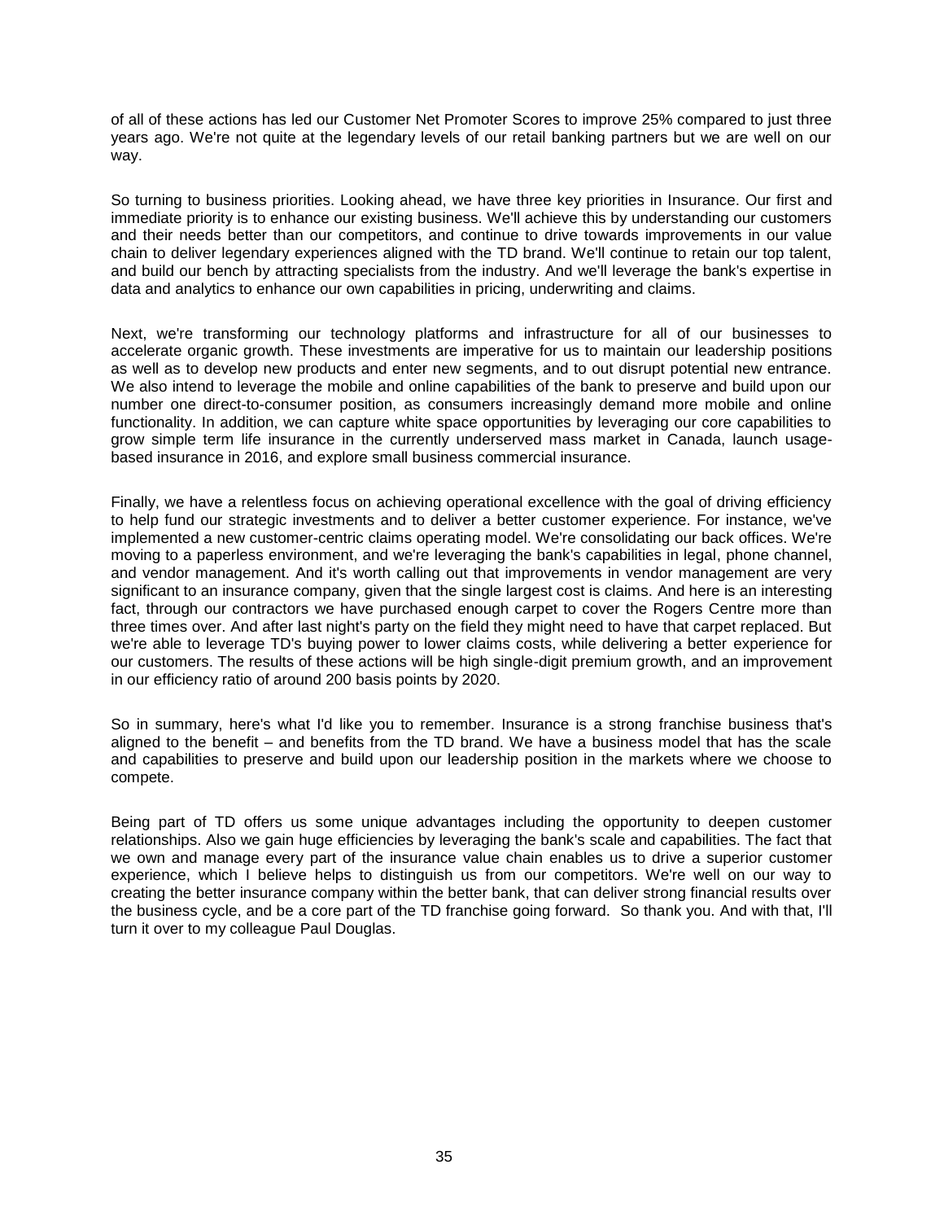of all of these actions has led our Customer Net Promoter Scores to improve 25% compared to just three years ago. We're not quite at the legendary levels of our retail banking partners but we are well on our way.

So turning to business priorities. Looking ahead, we have three key priorities in Insurance. Our first and immediate priority is to enhance our existing business. We'll achieve this by understanding our customers and their needs better than our competitors, and continue to drive towards improvements in our value chain to deliver legendary experiences aligned with the TD brand. We'll continue to retain our top talent, and build our bench by attracting specialists from the industry. And we'll leverage the bank's expertise in data and analytics to enhance our own capabilities in pricing, underwriting and claims.

Next, we're transforming our technology platforms and infrastructure for all of our businesses to accelerate organic growth. These investments are imperative for us to maintain our leadership positions as well as to develop new products and enter new segments, and to out disrupt potential new entrance. We also intend to leverage the mobile and online capabilities of the bank to preserve and build upon our number one direct-to-consumer position, as consumers increasingly demand more mobile and online functionality. In addition, we can capture white space opportunities by leveraging our core capabilities to grow simple term life insurance in the currently underserved mass market in Canada, launch usage-based insurance in 2016, and explore small business commercial insurance.

Finally, we have a relentless focus on achieving operational excellence with the goal of driving efficiency to help fund our strategic investments and to deliver a better customer experience. For instance, we've implemented a new customer-centric claims operating model. We're consolidating our back offices. We're moving to a paperless environment, and we're leveraging the bank's capabilities in legal, phone channel, and vendor management. And it's worth calling out that improvements in vendor management are very significant to an insurance company, given that the single largest cost is claims. And here is an interesting fact, through our contractors we have purchased enough carpet to cover the Rogers Centre more than three times over. And after last night's party on the field they might need to have that carpet replaced. But we're able to leverage TD's buying power to lower claims costs, while delivering a better experience for our customers. The results of these actions will be high single-digit premium growth, and an improvement in our efficiency ratio of around 200 basis points by 2020.

So in summary, here's what I'd like you to remember. Insurance is a strong franchise business that's aligned to the benefit – and benefits from the TD brand. We have a business model that has the scale and capabilities to preserve and build upon our leadership position in the markets where we choose to compete.

Being part of TD offers us some unique advantages including the opportunity to deepen customer relationships. Also we gain huge efficiencies by leveraging the bank's scale and capabilities. The fact that we own and manage every part of the insurance value chain enables us to drive a superior customer experience, which I believe helps to distinguish us from our competitors. We're well on our way to creating the better insurance company within the better bank, that can deliver strong financial results over the business cycle, and be a core part of the TD franchise going forward. So thank you. And with that, I'll turn it over to my colleague Paul Douglas.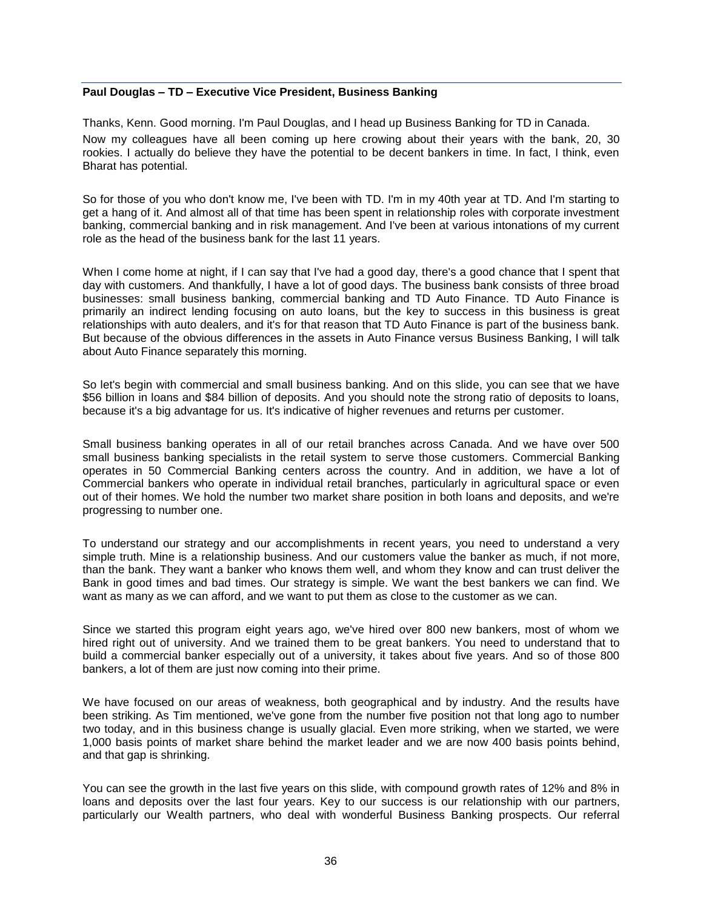**Paul Douglas – TD – Executive Vice President, Business Banking**

Thanks, Kenn. Good morning. I'm Paul Douglas, and I head up Business Banking for TD in Canada.

Now my colleagues have all been coming up here crowing about their years with the bank, 20, 30 rookies. I actually do believe they have the potential to be decent bankers in time. In fact, I think, even Bharat has potential.

So for those of you who don't know me, I've been with TD. I'm in my 40th year at TD. And I'm starting to get a hang of it. And almost all of that time has been spent in relationship roles with corporate investment banking, commercial banking and in risk management. And I've been at various intonations of my current role as the head of the business bank for the last 11 years.

When I come home at night, if I can say that I've had a good day, there's a good chance that I spent that day with customers. And thankfully, I have a lot of good days. The business bank consists of three broad businesses: small business banking, commercial banking and TD Auto Finance. TD Auto Finance is primarily an indirect lending focusing on auto loans, but the key to success in this business is great relationships with auto dealers, and it's for that reason that TD Auto Finance is part of the business bank. But because of the obvious differences in the assets in Auto Finance versus Business Banking, I will talk about Auto Finance separately this morning.

So let's begin with commercial and small business banking. And on this slide, you can see that we have $56 billion in loans and $84 billion of deposits. And you should note the strong ratio of deposits to loans, because it's a big advantage for us. It's indicative of higher revenues and returns per customer.

Small business banking operates in all of our retail branches across Canada. And we have over 500 small business banking specialists in the retail system to serve those customers. Commercial Banking operates in 50 Commercial Banking centers across the country. And in addition, we have a lot of Commercial bankers who operate in individual retail branches, particularly in agricultural space or even out of their homes. We hold the number two market share position in both loans and deposits, and we're progressing to number one.

To understand our strategy and our accomplishments in recent years, you need to understand a very simple truth. Mine is a relationship business. And our customers value the banker as much, if not more, than the bank. They want a banker who knows them well, and whom they know and can trust deliver the Bank in good times and bad times. Our strategy is simple. We want the best bankers we can find. We want as many as we can afford, and we want to put them as close to the customer as we can.

Since we started this program eight years ago, we've hired over 800 new bankers, most of whom we hired right out of university. And we trained them to be great bankers. You need to understand that to build a commercial banker especially out of a university, it takes about five years. And so of those 800 bankers, a lot of them are just now coming into their prime.

We have focused on our areas of weakness, both geographical and by industry. And the results have been striking. As Tim mentioned, we've gone from the number five position not that long ago to number two today, and in this business change is usually glacial. Even more striking, when we started, we were 1,000 basis points of market share behind the market leader and we are now 400 basis points behind, and that gap is shrinking.

You can see the growth in the last five years on this slide, with compound growth rates of 12% and 8% in loans and deposits over the last four years. Key to our success is our relationship with our partners, particularly our Wealth partners, who deal with wonderful Business Banking prospects. Our referral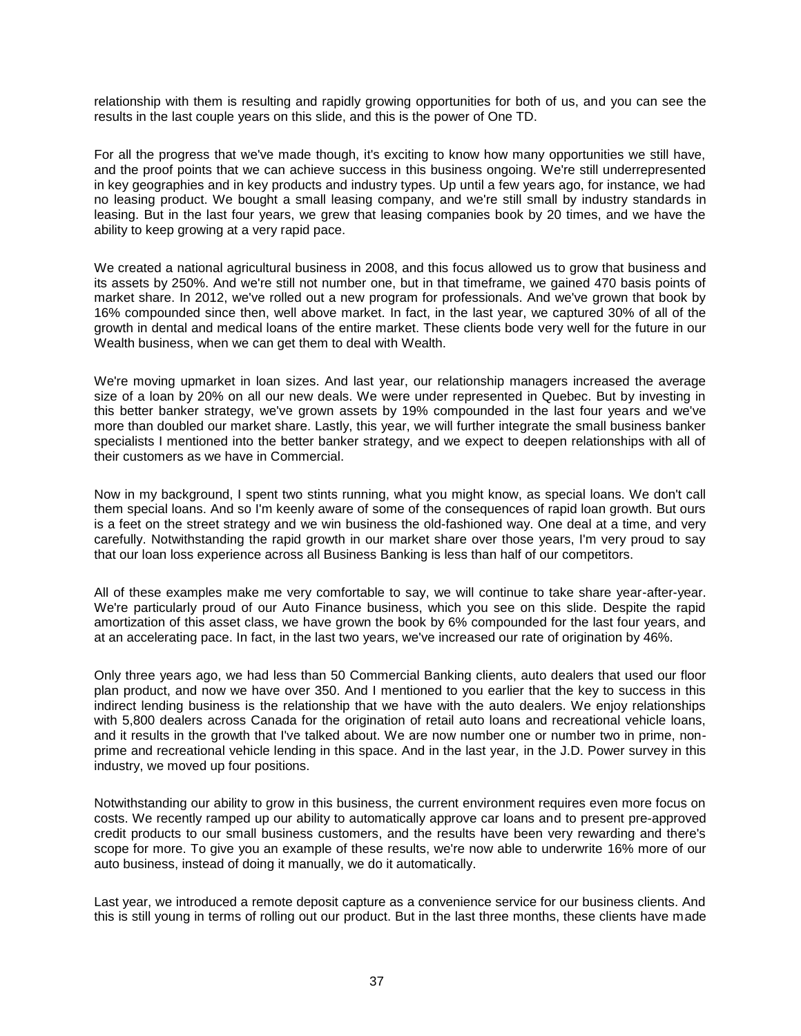relationship with them is resulting and rapidly growing opportunities for both of us, and you can see the results in the last couple years on this slide, and this is the power of One TD.

For all the progress that we've made though, it's exciting to know how many opportunities we still have, and the proof points that we can achieve success in this business ongoing. We're still underrepresented in key geographies and in key products and industry types. Up until a few years ago, for instance, we had no leasing product. We bought a small leasing company, and we're still small by industry standards in leasing. But in the last four years, we grew that leasing companies book by 20 times, and we have the ability to keep growing at a very rapid pace.

We created a national agricultural business in 2008, and this focus allowed us to grow that business and its assets by 250%. And we're still not number one, but in that timeframe, we gained 470 basis points of market share. In 2012, we've rolled out a new program for professionals. And we've grown that book by 16% compounded since then, well above market. In fact, in the last year, we captured 30% of all of the growth in dental and medical loans of the entire market. These clients bode very well for the future in our Wealth business, when we can get them to deal with Wealth.

We're moving upmarket in loan sizes. And last year, our relationship managers increased the average size of a loan by 20% on all our new deals. We were under represented in Quebec. But by investing in this better banker strategy, we've grown assets by 19% compounded in the last four years and we've more than doubled our market share. Lastly, this year, we will further integrate the small business banker specialists I mentioned into the better banker strategy, and we expect to deepen relationships with all of their customers as we have in Commercial.

Now in my background, I spent two stints running, what you might know, as special loans. We don't call them special loans. And so I'm keenly aware of some of the consequences of rapid loan growth. But ours is a feet on the street strategy and we win business the old-fashioned way. One deal at a time, and very carefully. Notwithstanding the rapid growth in our market share over those years, I'm very proud to say that our loan loss experience across all Business Banking is less than half of our competitors.

All of these examples make me very comfortable to say, we will continue to take share year-after-year. We're particularly proud of our Auto Finance business, which you see on this slide. Despite the rapid amortization of this asset class, we have grown the book by 6% compounded for the last four years, and at an accelerating pace. In fact, in the last two years, we've increased our rate of origination by 46%.

Only three years ago, we had less than 50 Commercial Banking clients, auto dealers that used our floor plan product, and now we have over 350. And I mentioned to you earlier that the key to success in this indirect lending business is the relationship that we have with the auto dealers. We enjoy relationships with 5,800 dealers across Canada for the origination of retail auto loans and recreational vehicle loans, and it results in the growth that I've talked about. We are now number one or number two in prime, non-prime and recreational vehicle lending in this space. And in the last year, in the J.D. Power survey in this industry, we moved up four positions.

Notwithstanding our ability to grow in this business, the current environment requires even more focus on costs. We recently ramped up our ability to automatically approve car loans and to present pre-approved credit products to our small business customers, and the results have been very rewarding and there's scope for more. To give you an example of these results, we're now able to underwrite 16% more of our auto business, instead of doing it manually, we do it automatically.

Last year, we introduced a remote deposit capture as a convenience service for our business clients. And this is still young in terms of rolling out our product. But in the last three months, these clients have made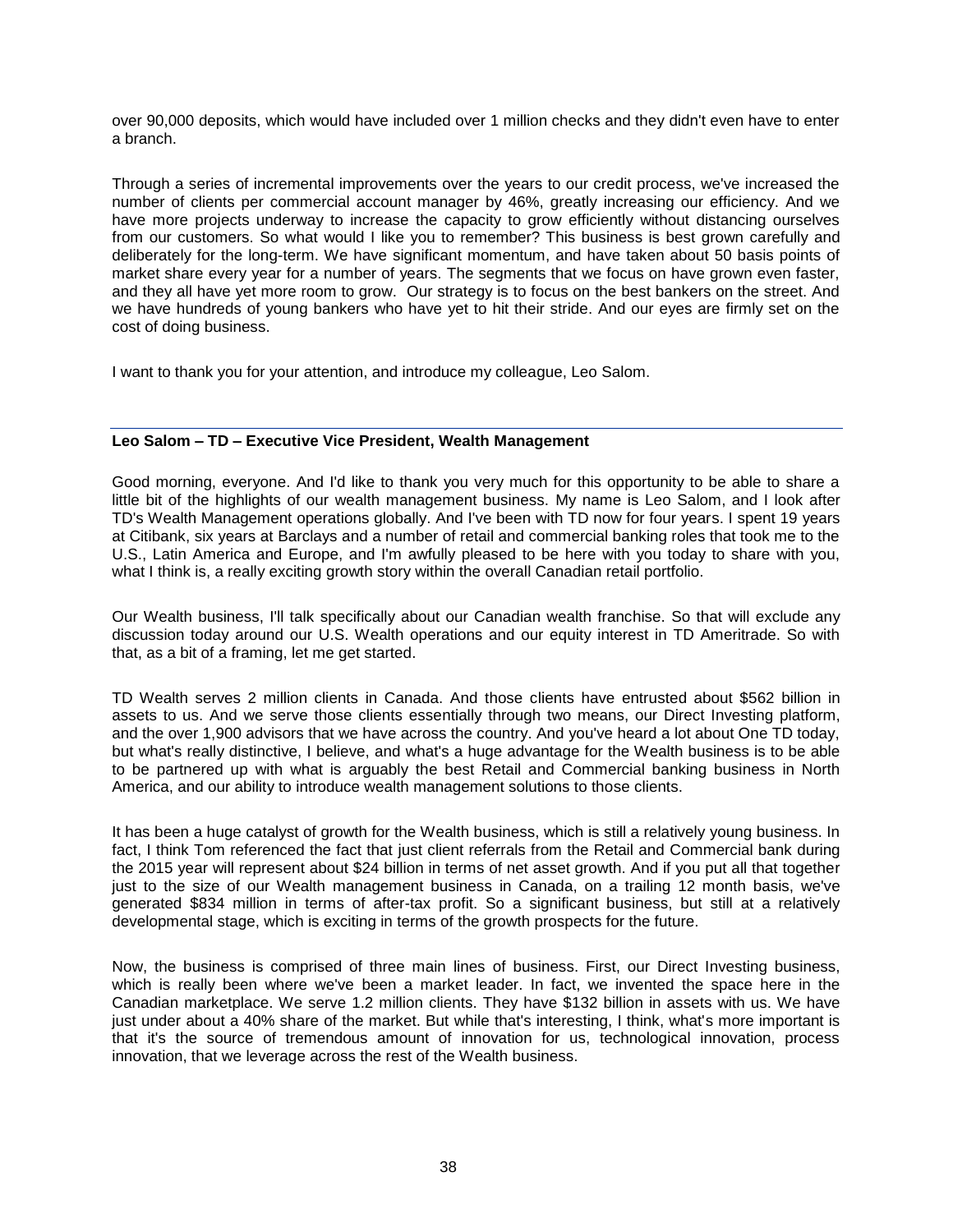over 90,000 deposits, which would have included over 1 million checks and they didn't even have to enter a branch.

Through a series of incremental improvements over the years to our credit process, we've increased the number of clients per commercial account manager by 46%, greatly increasing our efficiency. And we have more projects underway to increase the capacity to grow efficiently without distancing ourselves from our customers. So what would I like you to remember? This business is best grown carefully and deliberately for the long-term. We have significant momentum, and have taken about 50 basis points of market share every year for a number of years. The segments that we focus on have grown even faster, and they all have yet more room to grow. Our strategy is to focus on the best bankers on the street. And we have hundreds of young bankers who have yet to hit their stride. And our eyes are firmly set on the cost of doing business.

I want to thank you for your attention, and introduce my colleague, Leo Salom.

---

**Leo Salom – TD – Executive Vice President, Wealth Management**

Good morning, everyone. And I'd like to thank you very much for this opportunity to be able to share a little bit of the highlights of our wealth management business. My name is Leo Salom, and I look after TD's Wealth Management operations globally. And I've been with TD now for four years. I spent 19 years at Citibank, six years at Barclays and a number of retail and commercial banking roles that took me to the U.S., Latin America and Europe, and I'm awfully pleased to be here with you today to share with you, what I think is, a really exciting growth story within the overall Canadian retail portfolio.

Our Wealth business, I'll talk specifically about our Canadian wealth franchise. So that will exclude any discussion today around our U.S. Wealth operations and our equity interest in TD Ameritrade. So with that, as a bit of a framing, let me get started.

TD Wealth serves 2 million clients in Canada. And those clients have entrusted about $562 billion in assets to us. And we serve those clients essentially through two means, our Direct Investing platform, and the over 1,900 advisors that we have across the country. And you've heard a lot about One TD today, but what's really distinctive, I believe, and what's a huge advantage for the Wealth business is to be able to be partnered up with what is arguably the best Retail and Commercial banking business in North America, and our ability to introduce wealth management solutions to those clients.

It has been a huge catalyst of growth for the Wealth business, which is still a relatively young business. In fact, I think Tom referenced the fact that just client referrals from the Retail and Commercial bank during the 2015 year will represent about $24 billion in terms of net asset growth. And if you put all that together just to the size of our Wealth management business in Canada, on a trailing 12 month basis, we've generated $834 million in terms of after-tax profit. So a significant business, but still at a relatively developmental stage, which is exciting in terms of the growth prospects for the future.

Now, the business is comprised of three main lines of business. First, our Direct Investing business, which is really been where we've been a market leader. In fact, we invented the space here in the Canadian marketplace. We serve 1.2 million clients. They have $132 billion in assets with us. We have just under about a 40% share of the market. But while that's interesting, I think, what's more important is that it's the source of tremendous amount of innovation for us, technological innovation, process innovation, that we leverage across the rest of the Wealth business.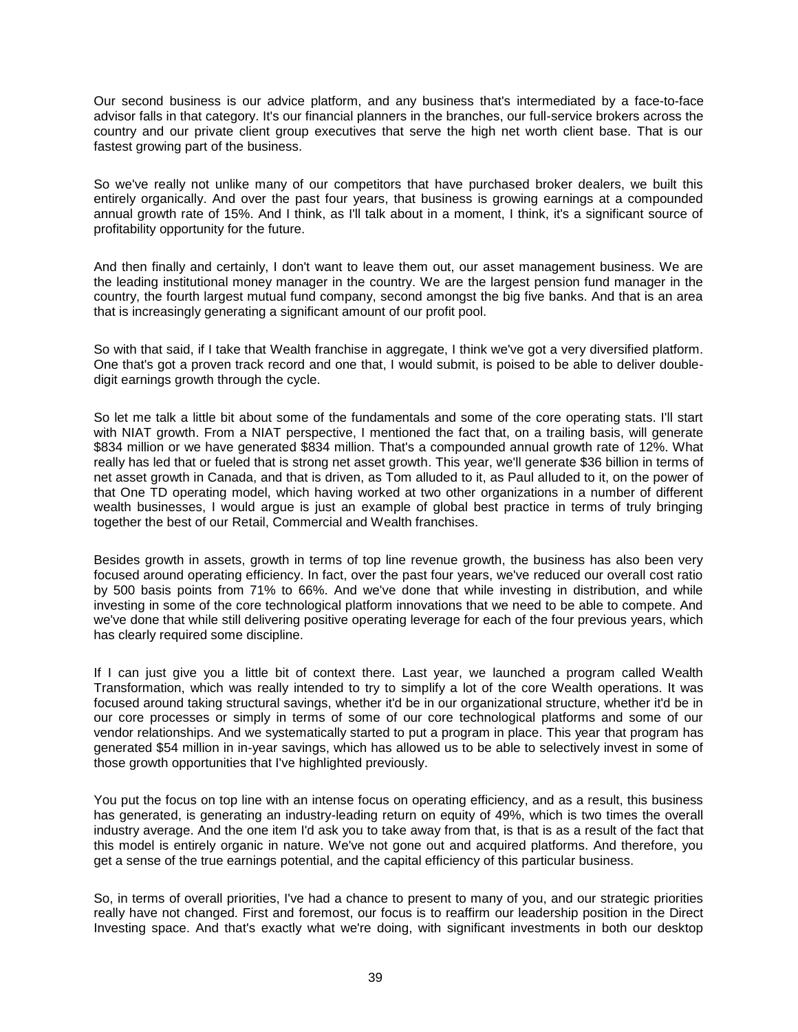Our second business is our advice platform, and any business that's intermediated by a face-to-face advisor falls in that category. It's our financial planners in the branches, our full-service brokers across the country and our private client group executives that serve the high net worth client base. That is our fastest growing part of the business.

So we've really not unlike many of our competitors that have purchased broker dealers, we built this entirely organically. And over the past four years, that business is growing earnings at a compounded annual growth rate of 15%. And I think, as I'll talk about in a moment, I think, it's a significant source of profitability opportunity for the future.

And then finally and certainly, I don't want to leave them out, our asset management business. We are the leading institutional money manager in the country. We are the largest pension fund manager in the country, the fourth largest mutual fund company, second amongst the big five banks. And that is an area that is increasingly generating a significant amount of our profit pool.

So with that said, if I take that Wealth franchise in aggregate, I think we've got a very diversified platform. One that's got a proven track record and one that, I would submit, is poised to be able to deliver double-digit earnings growth through the cycle.

So let me talk a little bit about some of the fundamentals and some of the core operating stats. I'll start with NIAT growth. From a NIAT perspective, I mentioned the fact that, on a trailing basis, will generate $834 million or we have generated $834 million. That's a compounded annual growth rate of 12%. What really has led that or fueled that is strong net asset growth. This year, we'll generate $36 billion in terms of net asset growth in Canada, and that is driven, as Tom alluded to it, as Paul alluded to it, on the power of that One TD operating model, which having worked at two other organizations in a number of different wealth businesses, I would argue is just an example of global best practice in terms of truly bringing together the best of our Retail, Commercial and Wealth franchises.

Besides growth in assets, growth in terms of top line revenue growth, the business has also been very focused around operating efficiency. In fact, over the past four years, we've reduced our overall cost ratio by 500 basis points from 71% to 66%. And we've done that while investing in distribution, and while investing in some of the core technological platform innovations that we need to be able to compete. And we've done that while still delivering positive operating leverage for each of the four previous years, which has clearly required some discipline.

If I can just give you a little bit of context there. Last year, we launched a program called Wealth Transformation, which was really intended to try to simplify a lot of the core Wealth operations. It was focused around taking structural savings, whether it'd be in our organizational structure, whether it'd be in our core processes or simply in terms of some of our core technological platforms and some of our vendor relationships. And we systematically started to put a program in place. This year that program has generated $54 million in in-year savings, which has allowed us to be able to selectively invest in some of those growth opportunities that I've highlighted previously.

You put the focus on top line with an intense focus on operating efficiency, and as a result, this business has generated, is generating an industry-leading return on equity of 49%, which is two times the overall industry average. And the one item I'd ask you to take away from that, is that is as a result of the fact that this model is entirely organic in nature. We've not gone out and acquired platforms. And therefore, you get a sense of the true earnings potential, and the capital efficiency of this particular business.

So, in terms of overall priorities, I've had a chance to present to many of you, and our strategic priorities really have not changed. First and foremost, our focus is to reaffirm our leadership position in the Direct Investing space. And that's exactly what we're doing, with significant investments in both our desktop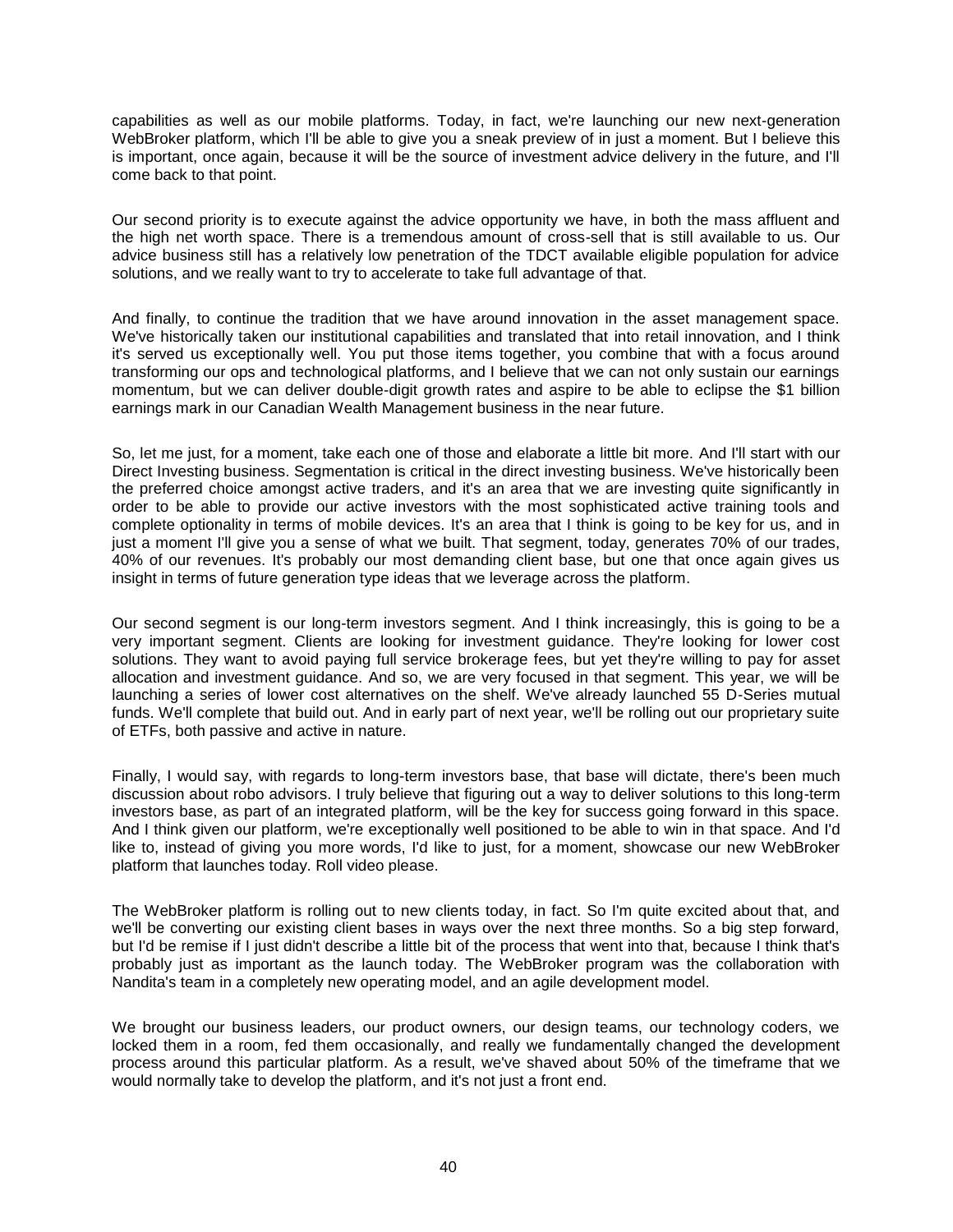capabilities as well as our mobile platforms. Today, in fact, we're launching our new next-generation WebBroker platform, which I'll be able to give you a sneak preview of in just a moment. But I believe this is important, once again, because it will be the source of investment advice delivery in the future, and I'll come back to that point.

Our second priority is to execute against the advice opportunity we have, in both the mass affluent and the high net worth space. There is a tremendous amount of cross-sell that is still available to us. Our advice business still has a relatively low penetration of the TDCT available eligible population for advice solutions, and we really want to try to accelerate to take full advantage of that.

And finally, to continue the tradition that we have around innovation in the asset management space. We've historically taken our institutional capabilities and translated that into retail innovation, and I think it's served us exceptionally well. You put those items together, you combine that with a focus around transforming our ops and technological platforms, and I believe that we can not only sustain our earnings momentum, but we can deliver double-digit growth rates and aspire to be able to eclipse the $1 billion earnings mark in our Canadian Wealth Management business in the near future.

So, let me just, for a moment, take each one of those and elaborate a little bit more. And I'll start with our Direct Investing business. Segmentation is critical in the direct investing business. We've historically been the preferred choice amongst active traders, and it's an area that we are investing quite significantly in order to be able to provide our active investors with the most sophisticated active training tools and complete optionality in terms of mobile devices. It's an area that I think is going to be key for us, and in just a moment I'll give you a sense of what we built. That segment, today, generates 70% of our trades, 40% of our revenues. It's probably our most demanding client base, but one that once again gives us insight in terms of future generation type ideas that we leverage across the platform.

Our second segment is our long-term investors segment. And I think increasingly, this is going to be a very important segment. Clients are looking for investment guidance. They're looking for lower cost solutions. They want to avoid paying full service brokerage fees, but yet they're willing to pay for asset allocation and investment guidance. And so, we are very focused in that segment. This year, we will be launching a series of lower cost alternatives on the shelf. We've already launched 55 D-Series mutual funds. We'll complete that build out. And in early part of next year, we'll be rolling out our proprietary suite of ETFs, both passive and active in nature.

Finally, I would say, with regards to long-term investors base, that base will dictate, there's been much discussion about robo advisors. I truly believe that figuring out a way to deliver solutions to this long-term investors base, as part of an integrated platform, will be the key for success going forward in this space. And I think given our platform, we're exceptionally well positioned to be able to win in that space. And I'd like to, instead of giving you more words, I'd like to just, for a moment, showcase our new WebBroker platform that launches today. Roll video please.

The WebBroker platform is rolling out to new clients today, in fact. So I'm quite excited about that, and we'll be converting our existing client bases in ways over the next three months. So a big step forward, but I'd be remise if I just didn't describe a little bit of the process that went into that, because I think that's probably just as important as the launch today. The WebBroker program was the collaboration with Nandita's team in a completely new operating model, and an agile development model.

We brought our business leaders, our product owners, our design teams, our technology coders, we locked them in a room, fed them occasionally, and really we fundamentally changed the development process around this particular platform. As a result, we've shaved about 50% of the timeframe that we would normally take to develop the platform, and it's not just a front end.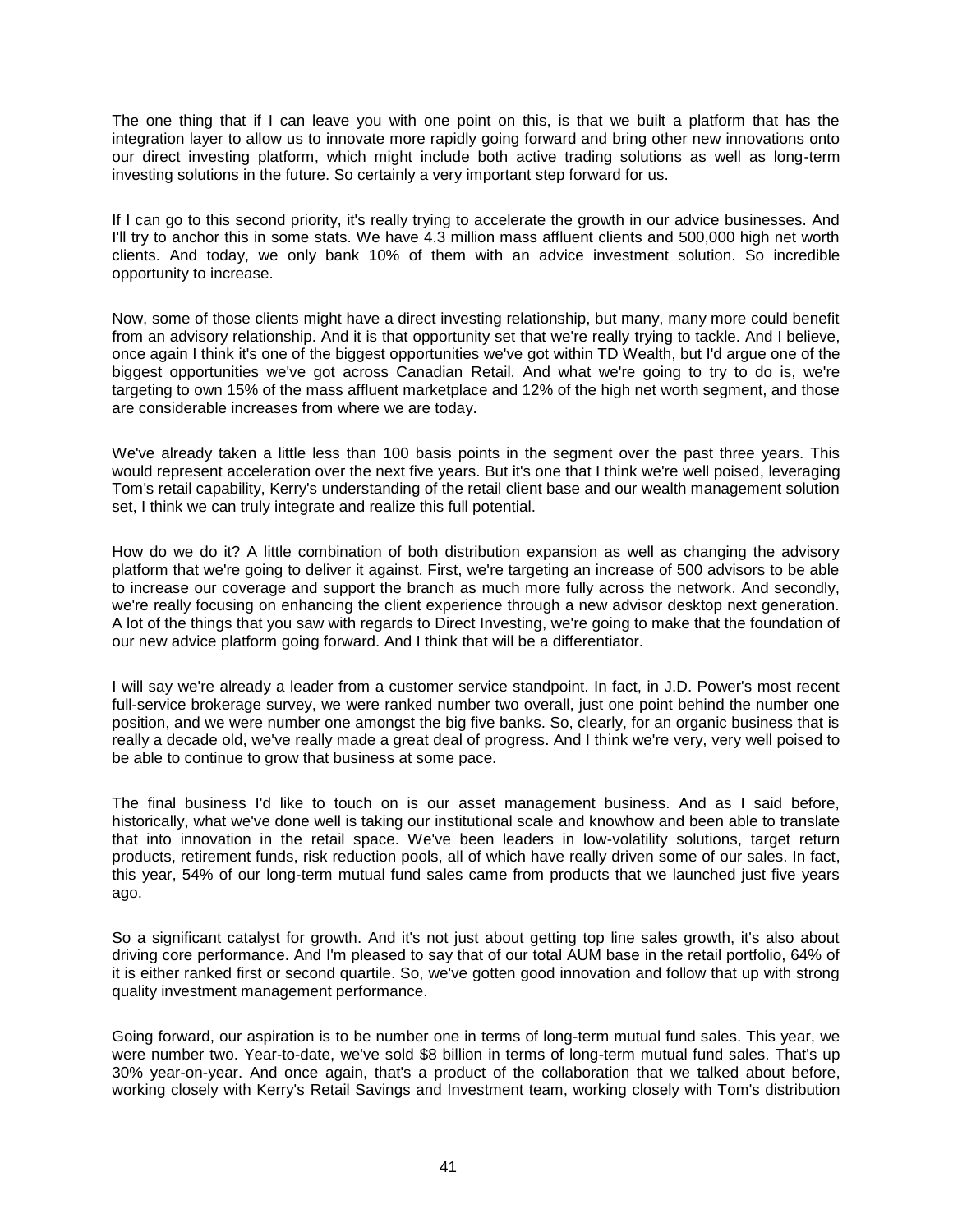The one thing that if I can leave you with one point on this, is that we built a platform that has the integration layer to allow us to innovate more rapidly going forward and bring other new innovations onto our direct investing platform, which might include both active trading solutions as well as long-term investing solutions in the future. So certainly a very important step forward for us.

If I can go to this second priority, it's really trying to accelerate the growth in our advice businesses. And I'll try to anchor this in some stats. We have 4.3 million mass affluent clients and 500,000 high net worth clients. And today, we only bank 10% of them with an advice investment solution. So incredible opportunity to increase.

Now, some of those clients might have a direct investing relationship, but many, many more could benefit from an advisory relationship. And it is that opportunity set that we're really trying to tackle. And I believe, once again I think it's one of the biggest opportunities we've got within TD Wealth, but I'd argue one of the biggest opportunities we've got across Canadian Retail. And what we're going to try to do is, we're targeting to own 15% of the mass affluent marketplace and 12% of the high net worth segment, and those are considerable increases from where we are today.

We've already taken a little less than 100 basis points in the segment over the past three years. This would represent acceleration over the next five years. But it's one that I think we're well poised, leveraging Tom's retail capability, Kerry's understanding of the retail client base and our wealth management solution set, I think we can truly integrate and realize this full potential.

How do we do it? A little combination of both distribution expansion as well as changing the advisory platform that we're going to deliver it against. First, we're targeting an increase of 500 advisors to be able to increase our coverage and support the branch as much more fully across the network. And secondly, we're really focusing on enhancing the client experience through a new advisor desktop next generation. A lot of the things that you saw with regards to Direct Investing, we're going to make that the foundation of our new advice platform going forward. And I think that will be a differentiator.

I will say we're already a leader from a customer service standpoint. In fact, in J.D. Power's most recent full-service brokerage survey, we were ranked number two overall, just one point behind the number one position, and we were number one amongst the big five banks. So, clearly, for an organic business that is really a decade old, we've really made a great deal of progress. And I think we're very, very well poised to be able to continue to grow that business at some pace.

The final business I'd like to touch on is our asset management business. And as I said before, historically, what we've done well is taking our institutional scale and knowhow and been able to translate that into innovation in the retail space. We've been leaders in low-volatility solutions, target return products, retirement funds, risk reduction pools, all of which have really driven some of our sales. In fact, this year, 54% of our long-term mutual fund sales came from products that we launched just five years ago.

So a significant catalyst for growth. And it's not just about getting top line sales growth, it's also about driving core performance. And I'm pleased to say that of our total AUM base in the retail portfolio, 64% of it is either ranked first or second quartile. So, we've gotten good innovation and follow that up with strong quality investment management performance.

Going forward, our aspiration is to be number one in terms of long-term mutual fund sales. This year, we were number two. Year-to-date, we've sold $8 billion in terms of long-term mutual fund sales. That's up 30% year-on-year. And once again, that's a product of the collaboration that we talked about before, working closely with Kerry's Retail Savings and Investment team, working closely with Tom's distribution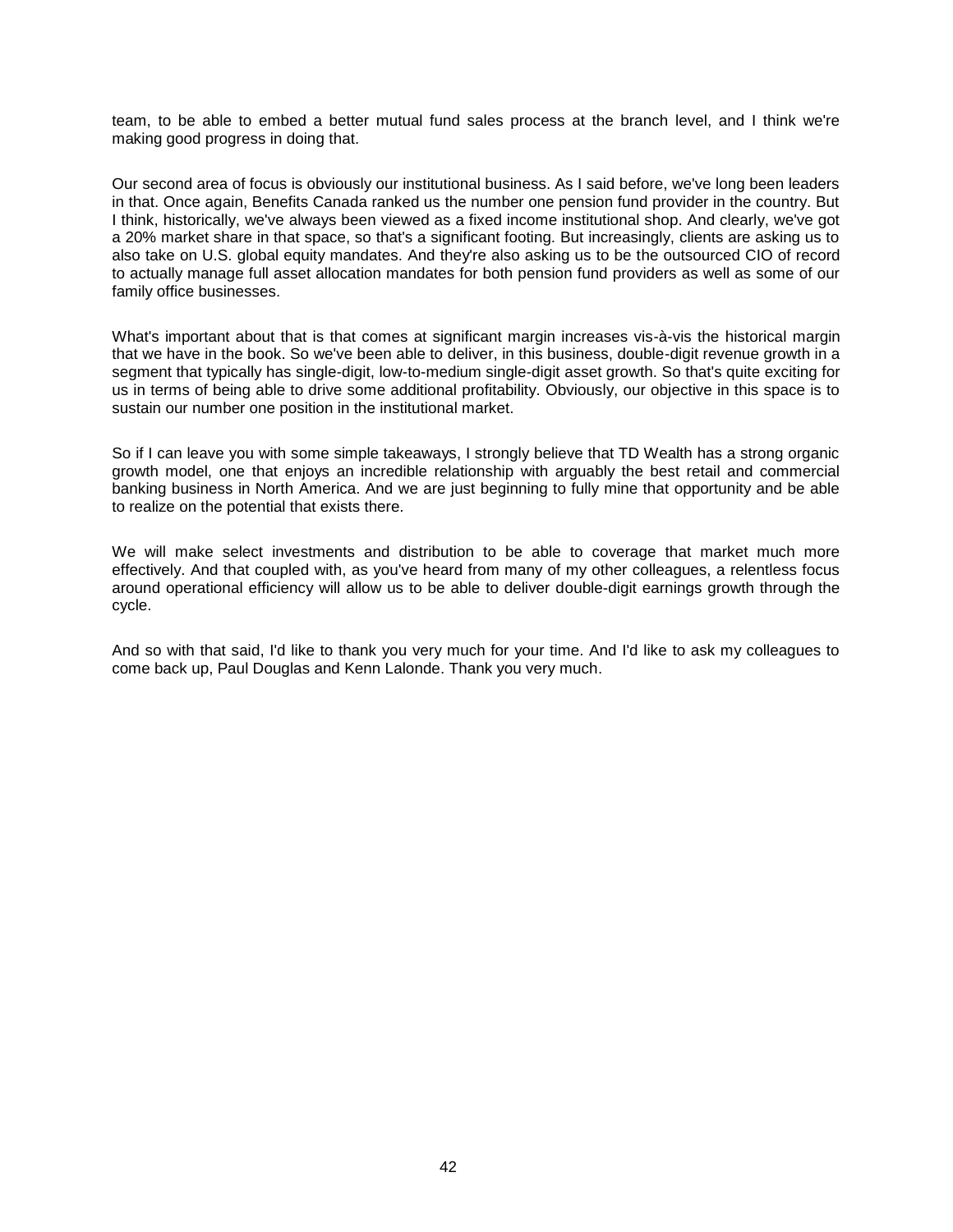team, to be able to embed a better mutual fund sales process at the branch level, and I think we're making good progress in doing that.

Our second area of focus is obviously our institutional business. As I said before, we've long been leaders in that. Once again, Benefits Canada ranked us the number one pension fund provider in the country. But I think, historically, we've always been viewed as a fixed income institutional shop. And clearly, we've got a 20% market share in that space, so that's a significant footing. But increasingly, clients are asking us to also take on U.S. global equity mandates. And they're also asking us to be the outsourced CIO of record to actually manage full asset allocation mandates for both pension fund providers as well as some of our family office businesses.

What's important about that is that comes at significant margin increases vis-à-vis the historical margin that we have in the book. So we've been able to deliver, in this business, double-digit revenue growth in a segment that typically has single-digit, low-to-medium single-digit asset growth. So that's quite exciting for us in terms of being able to drive some additional profitability. Obviously, our objective in this space is to sustain our number one position in the institutional market.

So if I can leave you with some simple takeaways, I strongly believe that TD Wealth has a strong organic growth model, one that enjoys an incredible relationship with arguably the best retail and commercial banking business in North America. And we are just beginning to fully mine that opportunity and be able to realize on the potential that exists there.

We will make select investments and distribution to be able to coverage that market much more effectively. And that coupled with, as you've heard from many of my other colleagues, a relentless focus around operational efficiency will allow us to be able to deliver double-digit earnings growth through the cycle.

And so with that said, I'd like to thank you very much for your time. And I'd like to ask my colleagues to come back up, Paul Douglas and Kenn Lalonde. Thank you very much.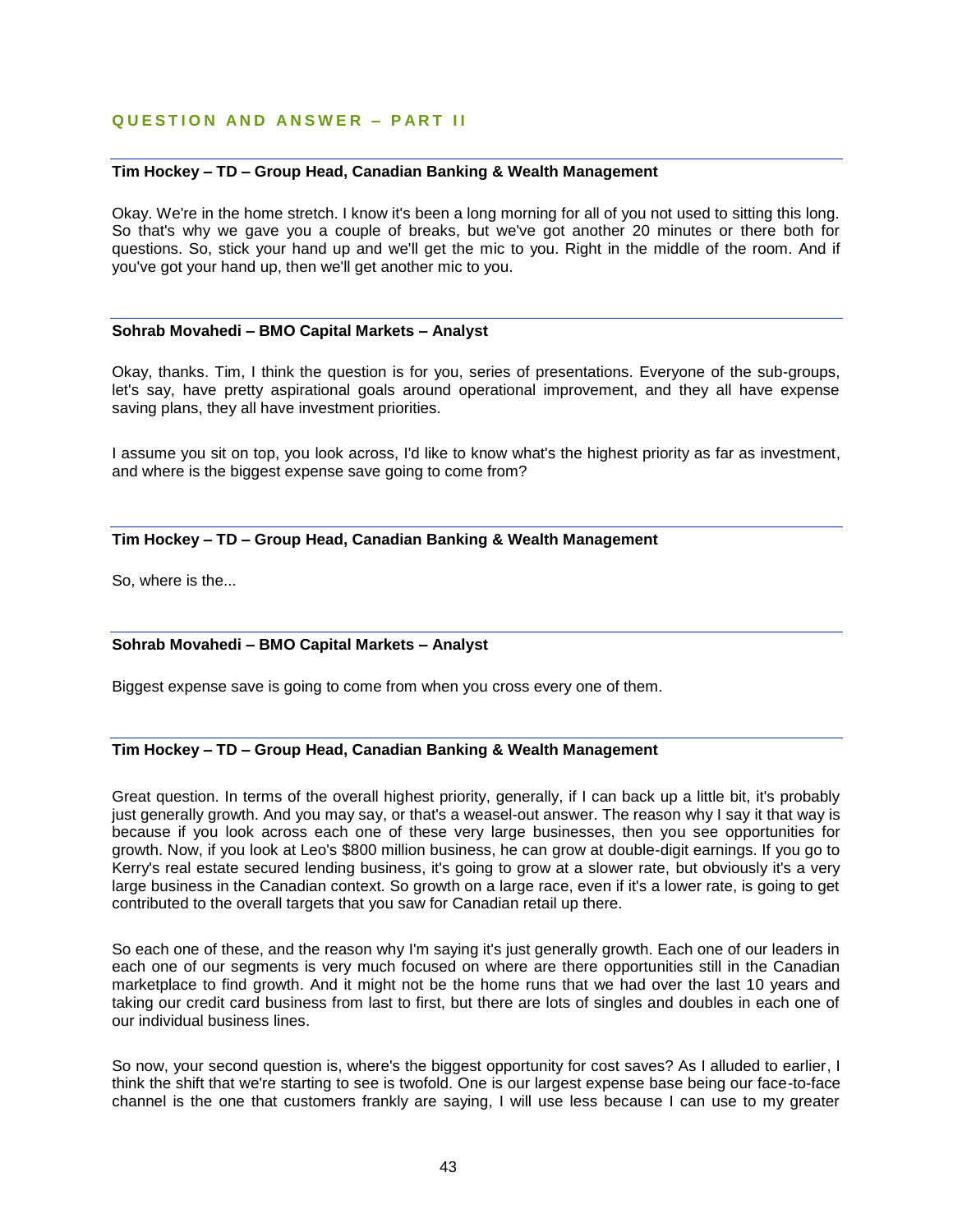## QUESTION AND ANSWER – PART II

**Tim Hockey – TD – Group Head, Canadian Banking & Wealth Management**

Okay. We're in the home stretch. I know it's been a long morning for all of you not used to sitting this long. So that's why we gave you a couple of breaks, but we've got another 20 minutes or there both for questions. So, stick your hand up and we'll get the mic to you. Right in the middle of the room. And if you've got your hand up, then we'll get another mic to you.

**Sohrab Movahedi – BMO Capital Markets – Analyst**

Okay, thanks. Tim, I think the question is for you, series of presentations. Everyone of the sub-groups, let's say, have pretty aspirational goals around operational improvement, and they all have expense saving plans, they all have investment priorities.

I assume you sit on top, you look across, I'd like to know what's the highest priority as far as investment, and where is the biggest expense save going to come from?

**Tim Hockey – TD – Group Head, Canadian Banking & Wealth Management**

So, where is the...

**Sohrab Movahedi – BMO Capital Markets – Analyst**

Biggest expense save is going to come from when you cross every one of them.

**Tim Hockey – TD – Group Head, Canadian Banking & Wealth Management**

Great question. In terms of the overall highest priority, generally, if I can back up a little bit, it's probably just generally growth. And you may say, or that's a weasel-out answer. The reason why I say it that way is because if you look across each one of these very large businesses, then you see opportunities for growth. Now, if you look at Leo's $800 million business, he can grow at double-digit earnings. If you go to Kerry's real estate secured lending business, it's going to grow at a slower rate, but obviously it's a very large business in the Canadian context. So growth on a large race, even if it's a lower rate, is going to get contributed to the overall targets that you saw for Canadian retail up there.

So each one of these, and the reason why I'm saying it's just generally growth. Each one of our leaders in each one of our segments is very much focused on where are there opportunities still in the Canadian marketplace to find growth. And it might not be the home runs that we had over the last 10 years and taking our credit card business from last to first, but there are lots of singles and doubles in each one of our individual business lines.

So now, your second question is, where's the biggest opportunity for cost saves? As I alluded to earlier, I think the shift that we're starting to see is twofold. One is our largest expense base being our face-to-face channel is the one that customers frankly are saying, I will use less because I can use to my greater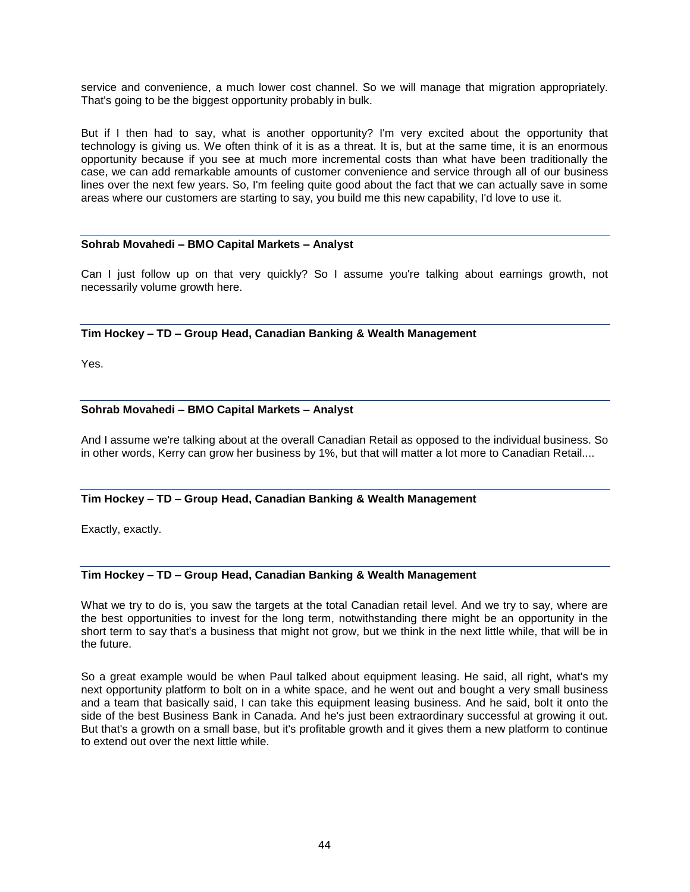service and convenience, a much lower cost channel. So we will manage that migration appropriately. That's going to be the biggest opportunity probably in bulk.

But if I then had to say, what is another opportunity? I'm very excited about the opportunity that technology is giving us. We often think of it is as a threat. It is, but at the same time, it is an enormous opportunity because if you see at much more incremental costs than what have been traditionally the case, we can add remarkable amounts of customer convenience and service through all of our business lines over the next few years. So, I'm feeling quite good about the fact that we can actually save in some areas where our customers are starting to say, you build me this new capability, I'd love to use it.

---

**Sohrab Movahedi – BMO Capital Markets – Analyst**

Can I just follow up on that very quickly? So I assume you're talking about earnings growth, not necessarily volume growth here.

---

**Tim Hockey – TD – Group Head, Canadian Banking & Wealth Management**

Yes.

---

**Sohrab Movahedi – BMO Capital Markets – Analyst**

And I assume we're talking about at the overall Canadian Retail as opposed to the individual business. So in other words, Kerry can grow her business by 1%, but that will matter a lot more to Canadian Retail....

---

**Tim Hockey – TD – Group Head, Canadian Banking & Wealth Management**

Exactly, exactly.

---

**Tim Hockey – TD – Group Head, Canadian Banking & Wealth Management**

What we try to do is, you saw the targets at the total Canadian retail level. And we try to say, where are the best opportunities to invest for the long term, notwithstanding there might be an opportunity in the short term to say that's a business that might not grow, but we think in the next little while, that will be in the future.

So a great example would be when Paul talked about equipment leasing. He said, all right, what's my next opportunity platform to bolt on in a white space, and he went out and bought a very small business and a team that basically said, I can take this equipment leasing business. And he said, bolt it onto the side of the best Business Bank in Canada. And he's just been extraordinary successful at growing it out. But that's a growth on a small base, but it's profitable growth and it gives them a new platform to continue to extend out over the next little while.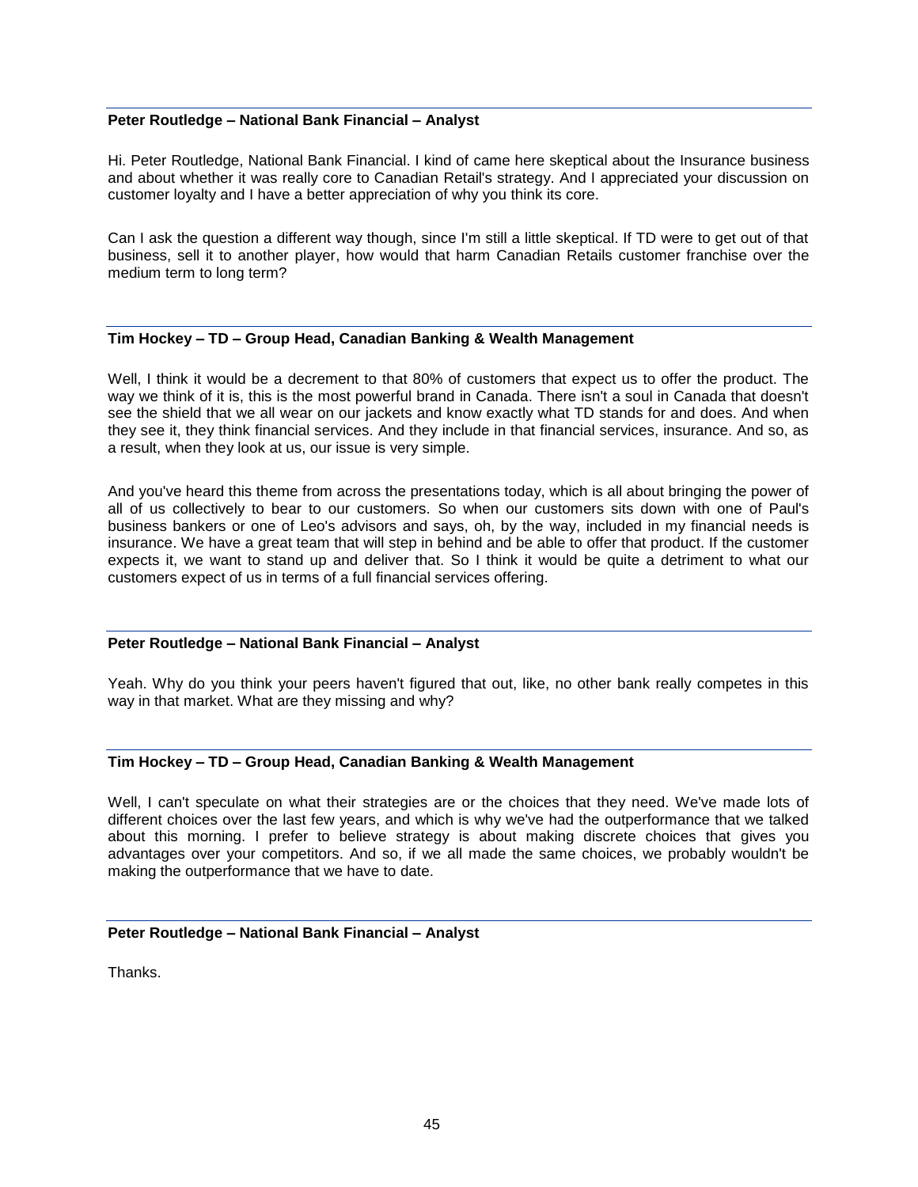**Peter Routledge – National Bank Financial – Analyst**

Hi. Peter Routledge, National Bank Financial. I kind of came here skeptical about the Insurance business and about whether it was really core to Canadian Retail's strategy. And I appreciated your discussion on customer loyalty and I have a better appreciation of why you think its core.

Can I ask the question a different way though, since I'm still a little skeptical. If TD were to get out of that business, sell it to another player, how would that harm Canadian Retails customer franchise over the medium term to long term?

**Tim Hockey – TD – Group Head, Canadian Banking & Wealth Management**

Well, I think it would be a decrement to that 80% of customers that expect us to offer the product. The way we think of it is, this is the most powerful brand in Canada. There isn't a soul in Canada that doesn't see the shield that we all wear on our jackets and know exactly what TD stands for and does. And when they see it, they think financial services. And they include in that financial services, insurance. And so, as a result, when they look at us, our issue is very simple.

And you've heard this theme from across the presentations today, which is all about bringing the power of all of us collectively to bear to our customers. So when our customers sits down with one of Paul's business bankers or one of Leo's advisors and says, oh, by the way, included in my financial needs is insurance. We have a great team that will step in behind and be able to offer that product. If the customer expects it, we want to stand up and deliver that. So I think it would be quite a detriment to what our customers expect of us in terms of a full financial services offering.

**Peter Routledge – National Bank Financial – Analyst**

Yeah. Why do you think your peers haven't figured that out, like, no other bank really competes in this way in that market. What are they missing and why?

**Tim Hockey – TD – Group Head, Canadian Banking & Wealth Management**

Well, I can't speculate on what their strategies are or the choices that they need. We've made lots of different choices over the last few years, and which is why we've had the outperformance that we talked about this morning. I prefer to believe strategy is about making discrete choices that gives you advantages over your competitors. And so, if we all made the same choices, we probably wouldn't be making the outperformance that we have to date.

**Peter Routledge – National Bank Financial – Analyst**

Thanks.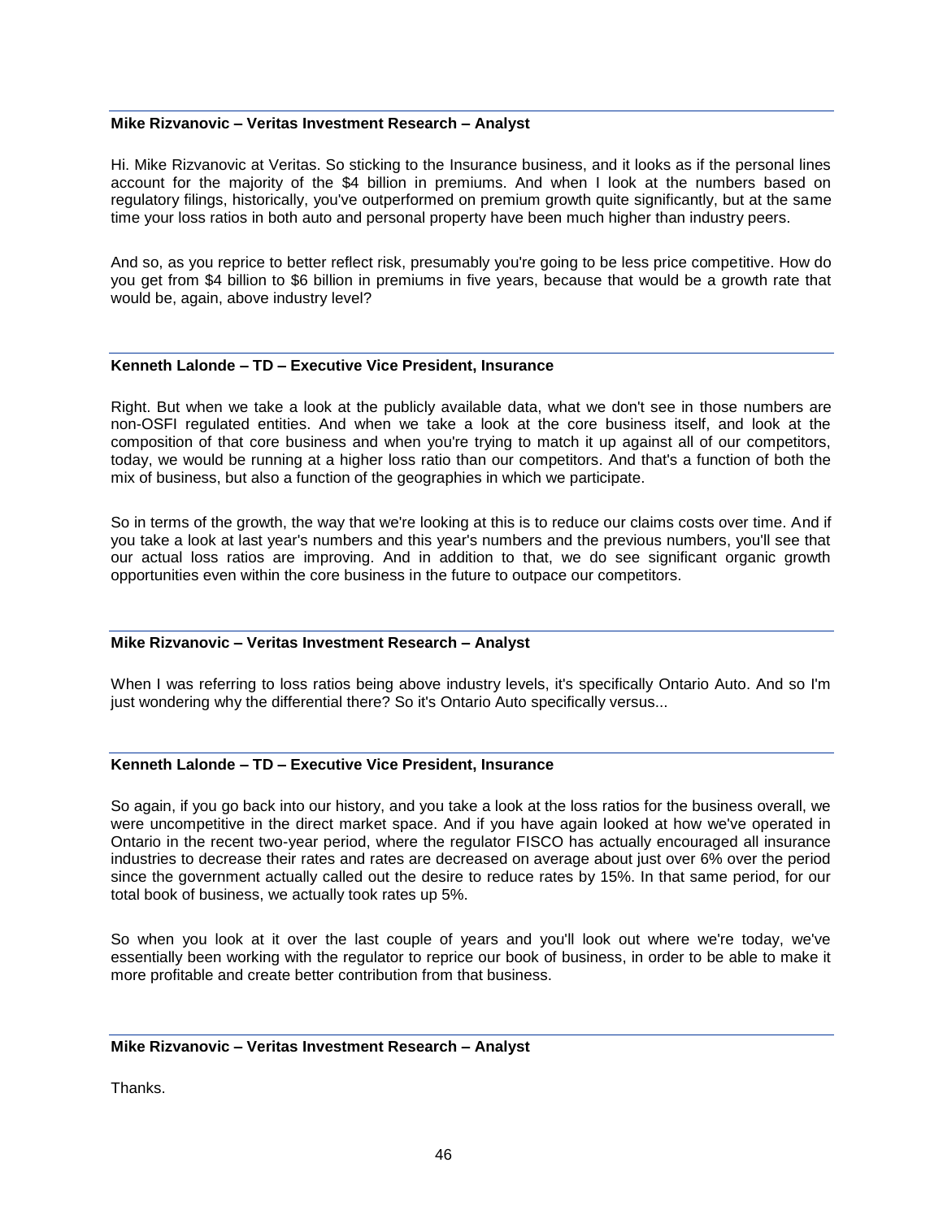**Mike Rizvanovic – Veritas Investment Research – Analyst**

Hi. Mike Rizvanovic at Veritas. So sticking to the Insurance business, and it looks as if the personal lines account for the majority of the $4 billion in premiums. And when I look at the numbers based on regulatory filings, historically, you've outperformed on premium growth quite significantly, but at the same time your loss ratios in both auto and personal property have been much higher than industry peers.

And so, as you reprice to better reflect risk, presumably you're going to be less price competitive. How do you get from $4 billion to $6 billion in premiums in five years, because that would be a growth rate that would be, again, above industry level?

**Kenneth Lalonde – TD – Executive Vice President, Insurance**

Right. But when we take a look at the publicly available data, what we don't see in those numbers are non-OSFI regulated entities. And when we take a look at the core business itself, and look at the composition of that core business and when you're trying to match it up against all of our competitors, today, we would be running at a higher loss ratio than our competitors. And that's a function of both the mix of business, but also a function of the geographies in which we participate.

So in terms of the growth, the way that we're looking at this is to reduce our claims costs over time. And if you take a look at last year's numbers and this year's numbers and the previous numbers, you'll see that our actual loss ratios are improving. And in addition to that, we do see significant organic growth opportunities even within the core business in the future to outpace our competitors.

**Mike Rizvanovic – Veritas Investment Research – Analyst**

When I was referring to loss ratios being above industry levels, it's specifically Ontario Auto. And so I'm just wondering why the differential there? So it's Ontario Auto specifically versus...

**Kenneth Lalonde – TD – Executive Vice President, Insurance**

So again, if you go back into our history, and you take a look at the loss ratios for the business overall, we were uncompetitive in the direct market space. And if you have again looked at how we've operated in Ontario in the recent two-year period, where the regulator FISCO has actually encouraged all insurance industries to decrease their rates and rates are decreased on average about just over 6% over the period since the government actually called out the desire to reduce rates by 15%. In that same period, for our total book of business, we actually took rates up 5%.

So when you look at it over the last couple of years and you'll look out where we're today, we've essentially been working with the regulator to reprice our book of business, in order to be able to make it more profitable and create better contribution from that business.

**Mike Rizvanovic – Veritas Investment Research – Analyst**

Thanks.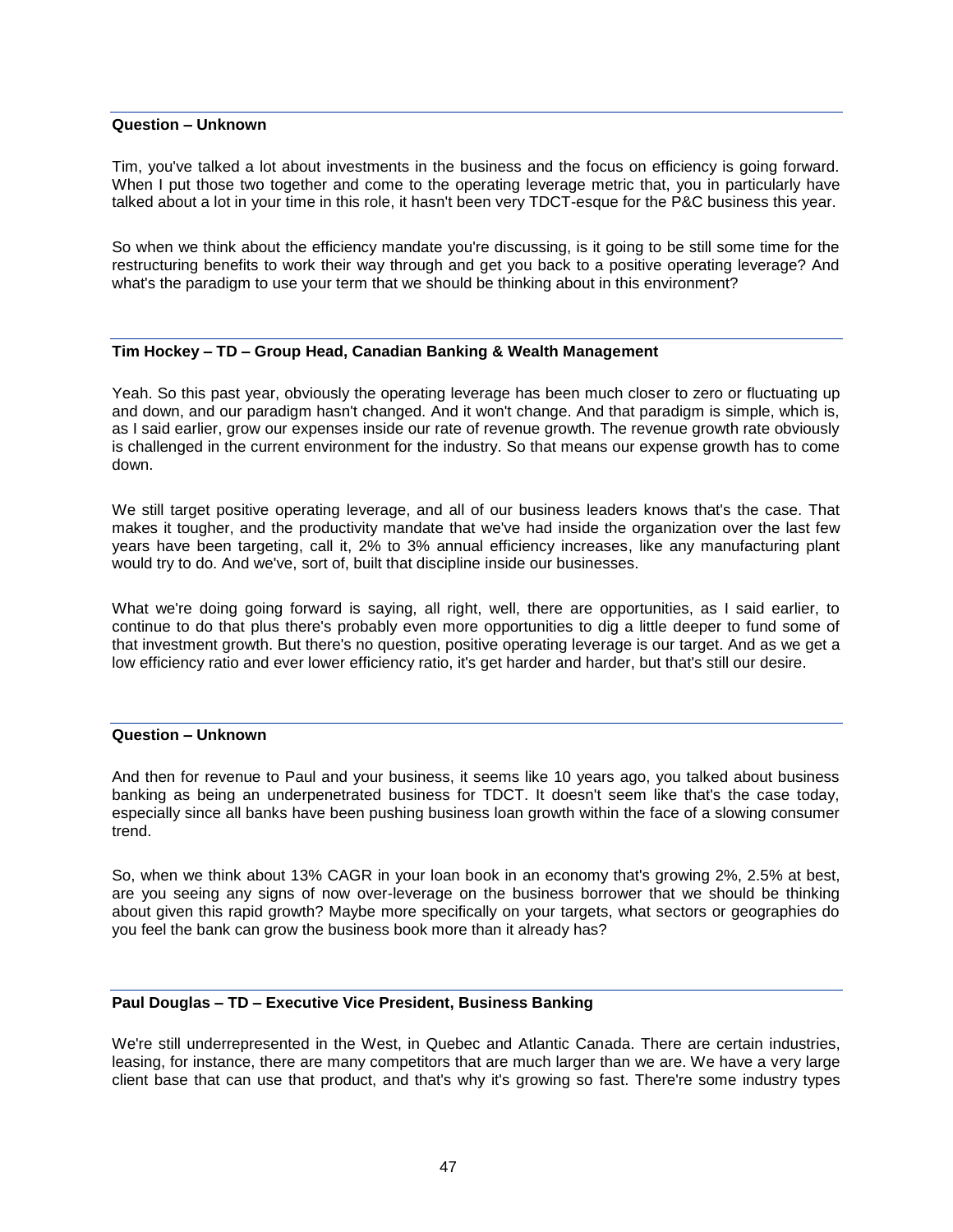**Question – Unknown**

Tim, you've talked a lot about investments in the business and the focus on efficiency is going forward. When I put those two together and come to the operating leverage metric that, you in particularly have talked about a lot in your time in this role, it hasn't been very TDCT-esque for the P&C business this year.

So when we think about the efficiency mandate you're discussing, is it going to be still some time for the restructuring benefits to work their way through and get you back to a positive operating leverage? And what's the paradigm to use your term that we should be thinking about in this environment?

**Tim Hockey – TD – Group Head, Canadian Banking & Wealth Management**

Yeah. So this past year, obviously the operating leverage has been much closer to zero or fluctuating up and down, and our paradigm hasn't changed. And it won't change. And that paradigm is simple, which is, as I said earlier, grow our expenses inside our rate of revenue growth. The revenue growth rate obviously is challenged in the current environment for the industry. So that means our expense growth has to come down.

We still target positive operating leverage, and all of our business leaders knows that's the case. That makes it tougher, and the productivity mandate that we've had inside the organization over the last few years have been targeting, call it, 2% to 3% annual efficiency increases, like any manufacturing plant would try to do. And we've, sort of, built that discipline inside our businesses.

What we're doing going forward is saying, all right, well, there are opportunities, as I said earlier, to continue to do that plus there's probably even more opportunities to dig a little deeper to fund some of that investment growth. But there's no question, positive operating leverage is our target. And as we get a low efficiency ratio and ever lower efficiency ratio, it's get harder and harder, but that's still our desire.

**Question – Unknown**

And then for revenue to Paul and your business, it seems like 10 years ago, you talked about business banking as being an underpenetrated business for TDCT. It doesn't seem like that's the case today, especially since all banks have been pushing business loan growth within the face of a slowing consumer trend.

So, when we think about 13% CAGR in your loan book in an economy that's growing 2%, 2.5% at best, are you seeing any signs of now over-leverage on the business borrower that we should be thinking about given this rapid growth? Maybe more specifically on your targets, what sectors or geographies do you feel the bank can grow the business book more than it already has?

**Paul Douglas – TD – Executive Vice President, Business Banking**

We're still underrepresented in the West, in Quebec and Atlantic Canada. There are certain industries, leasing, for instance, there are many competitors that are much larger than we are. We have a very large client base that can use that product, and that's why it's growing so fast. There're some industry types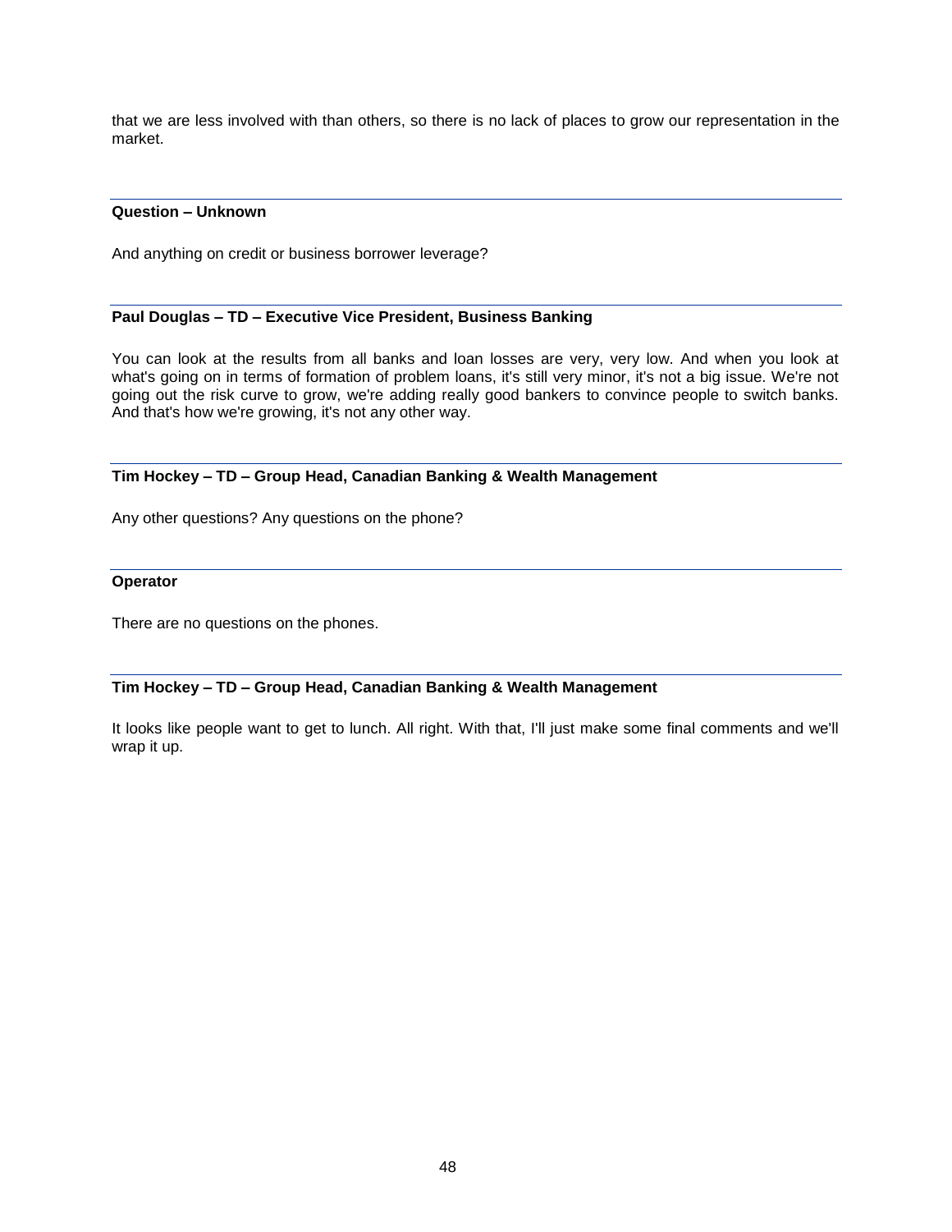that we are less involved with than others, so there is no lack of places to grow our representation in the market.

---

**Question – Unknown**

And anything on credit or business borrower leverage?

---

**Paul Douglas – TD – Executive Vice President, Business Banking**

You can look at the results from all banks and loan losses are very, very low. And when you look at what's going on in terms of formation of problem loans, it's still very minor, it's not a big issue. We're not going out the risk curve to grow, we're adding really good bankers to convince people to switch banks. And that's how we're growing, it's not any other way.

---

**Tim Hockey – TD – Group Head, Canadian Banking & Wealth Management**

Any other questions? Any questions on the phone?

---

**Operator**

There are no questions on the phones.

---

**Tim Hockey – TD – Group Head, Canadian Banking & Wealth Management**

It looks like people want to get to lunch. All right. With that, I'll just make some final comments and we'll wrap it up.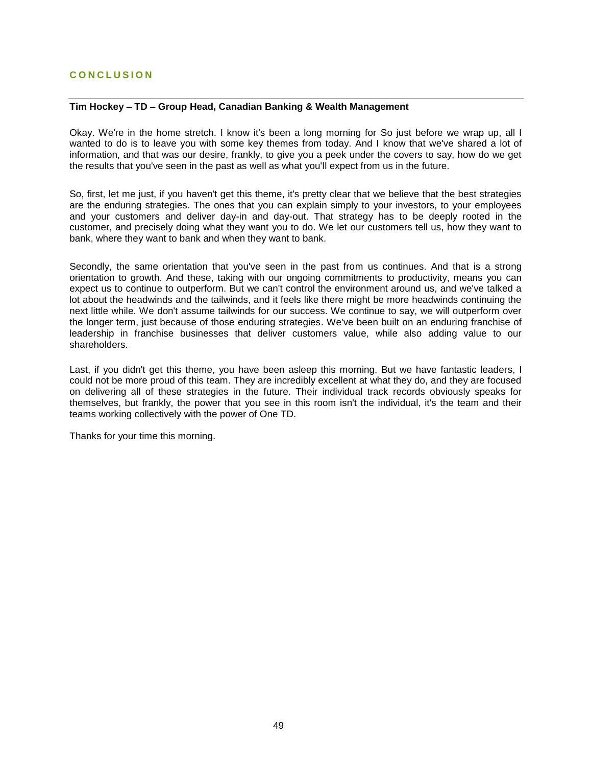## CONCLUSION

**Tim Hockey – TD – Group Head, Canadian Banking & Wealth Management**

Okay. We're in the home stretch. I know it's been a long morning for So just before we wrap up, all I wanted to do is to leave you with some key themes from today. And I know that we've shared a lot of information, and that was our desire, frankly, to give you a peek under the covers to say, how do we get the results that you've seen in the past as well as what you'll expect from us in the future.

So, first, let me just, if you haven't get this theme, it's pretty clear that we believe that the best strategies are the enduring strategies. The ones that you can explain simply to your investors, to your employees and your customers and deliver day-in and day-out. That strategy has to be deeply rooted in the customer, and precisely doing what they want you to do. We let our customers tell us, how they want to bank, where they want to bank and when they want to bank.

Secondly, the same orientation that you've seen in the past from us continues. And that is a strong orientation to growth. And these, taking with our ongoing commitments to productivity, means you can expect us to continue to outperform. But we can't control the environment around us, and we've talked a lot about the headwinds and the tailwinds, and it feels like there might be more headwinds continuing the next little while. We don't assume tailwinds for our success. We continue to say, we will outperform over the longer term, just because of those enduring strategies. We've been built on an enduring franchise of leadership in franchise businesses that deliver customers value, while also adding value to our shareholders.

Last, if you didn't get this theme, you have been asleep this morning. But we have fantastic leaders, I could not be more proud of this team. They are incredibly excellent at what they do, and they are focused on delivering all of these strategies in the future. Their individual track records obviously speaks for themselves, but frankly, the power that you see in this room isn't the individual, it's the team and their teams working collectively with the power of One TD.

Thanks for your time this morning.